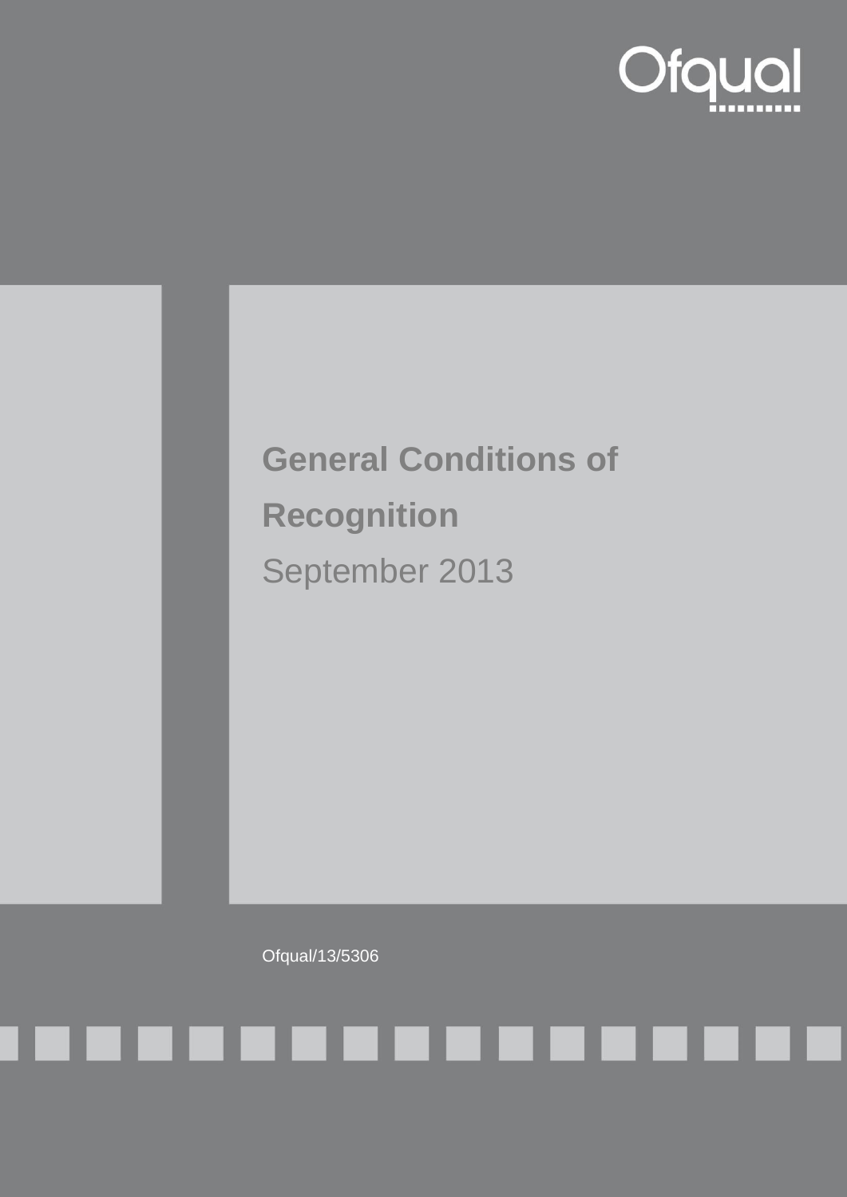Ofqual

# General Conditions of Recognition

September 2013

Ofqual/13/5306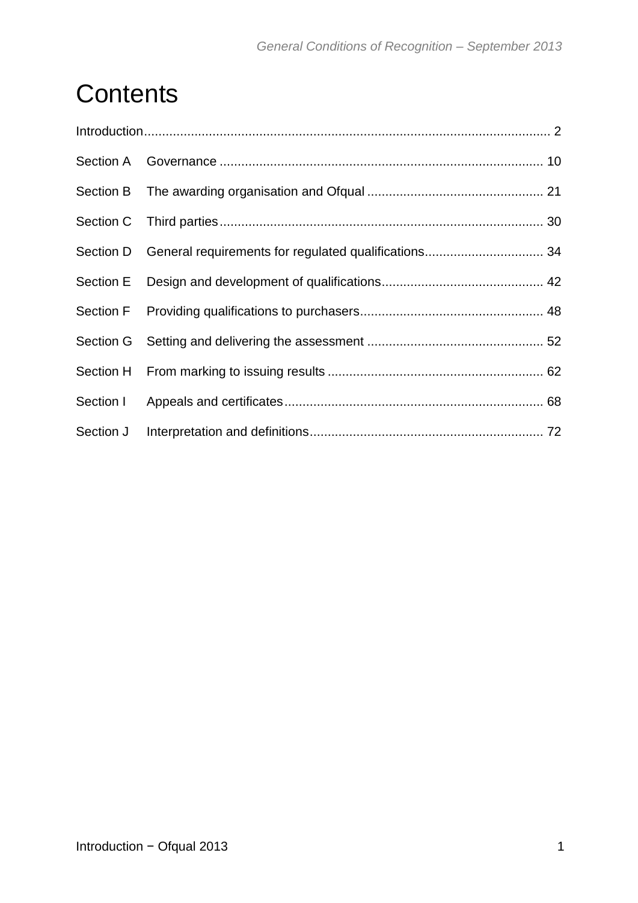# Contents

Introduction ........................................................................................................ 2

| | | |
|---|---|---|
| Section A | Governance | 10 |
| Section B | The awarding organisation and Ofqual | 21 |
| Section C | Third parties | 30 |
| Section D | General requirements for regulated qualifications | 34 |
| Section E | Design and development of qualifications | 42 |
| Section F | Providing qualifications to purchasers | 48 |
| Section G | Setting and delivering the assessment | 52 |
| Section H | From marking to issuing results | 62 |
| Section I | Appeals and certificates | 68 |
| Section J | Interpretation and definitions | 72 |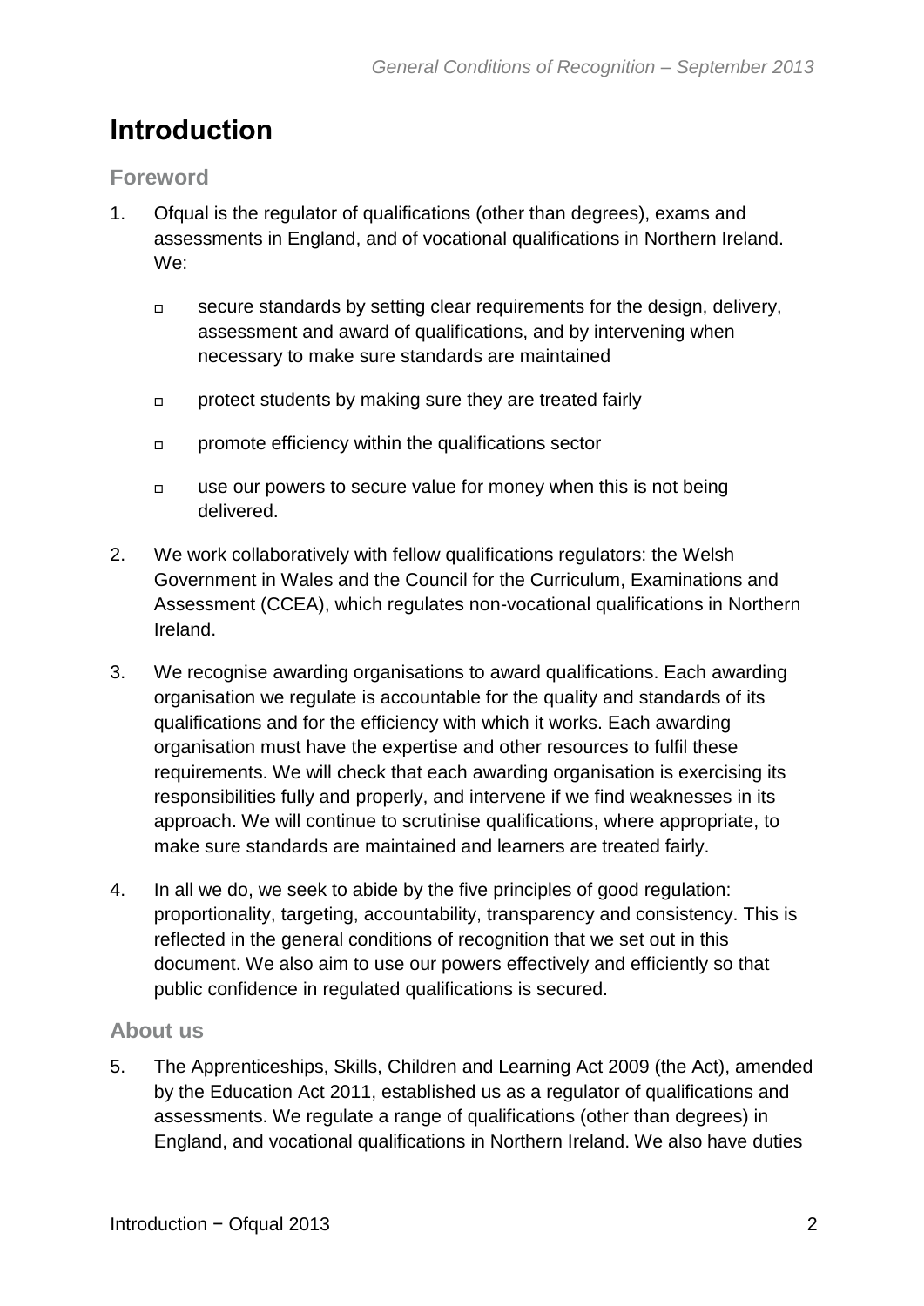# Introduction

## Foreword

1. Ofqual is the regulator of qualifications (other than degrees), exams and assessments in England, and of vocational qualifications in Northern Ireland. We:

   - secure standards by setting clear requirements for the design, delivery, assessment and award of qualifications, and by intervening when necessary to make sure standards are maintained
   - protect students by making sure they are treated fairly
   - promote efficiency within the qualifications sector
   - use our powers to secure value for money when this is not being delivered.

2. We work collaboratively with fellow qualifications regulators: the Welsh Government in Wales and the Council for the Curriculum, Examinations and Assessment (CCEA), which regulates non-vocational qualifications in Northern Ireland.

3. We recognise awarding organisations to award qualifications. Each awarding organisation we regulate is accountable for the quality and standards of its qualifications and for the efficiency with which it works. Each awarding organisation must have the expertise and other resources to fulfil these requirements. We will check that each awarding organisation is exercising its responsibilities fully and properly, and intervene if we find weaknesses in its approach. We will continue to scrutinise qualifications, where appropriate, to make sure standards are maintained and learners are treated fairly.

4. In all we do, we seek to abide by the five principles of good regulation: proportionality, targeting, accountability, transparency and consistency. This is reflected in the general conditions of recognition that we set out in this document. We also aim to use our powers effectively and efficiently so that public confidence in regulated qualifications is secured.

## About us

5. The Apprenticeships, Skills, Children and Learning Act 2009 (the Act), amended by the Education Act 2011, established us as a regulator of qualifications and assessments. We regulate a range of qualifications (other than degrees) in England, and vocational qualifications in Northern Ireland. We also have duties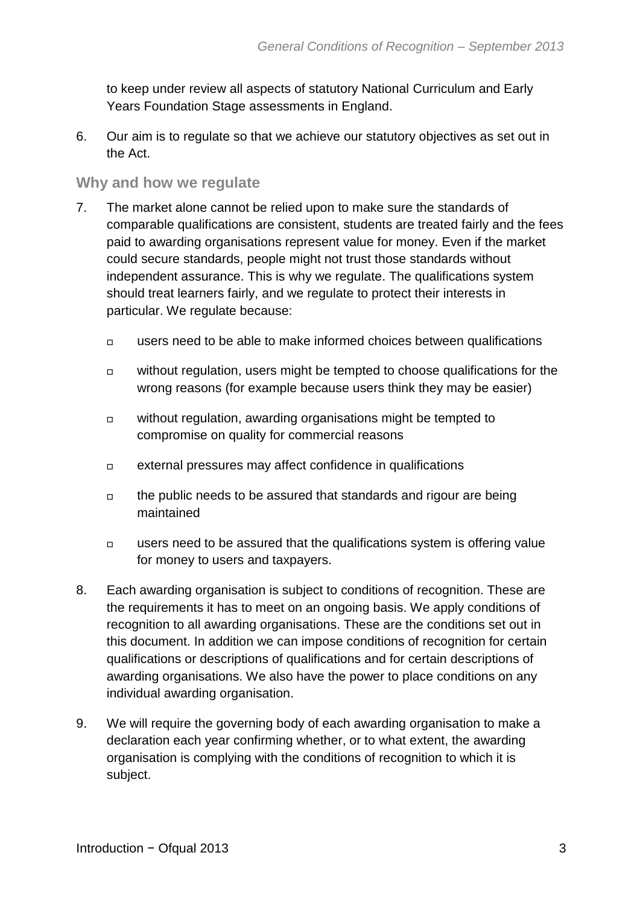to keep under review all aspects of statutory National Curriculum and Early Years Foundation Stage assessments in England.

6. Our aim is to regulate so that we achieve our statutory objectives as set out in the Act.

## Why and how we regulate

7. The market alone cannot be relied upon to make sure the standards of comparable qualifications are consistent, students are treated fairly and the fees paid to awarding organisations represent value for money. Even if the market could secure standards, people might not trust those standards without independent assurance. This is why we regulate. The qualifications system should treat learners fairly, and we regulate to protect their interests in particular. We regulate because:

   - users need to be able to make informed choices between qualifications
   - without regulation, users might be tempted to choose qualifications for the wrong reasons (for example because users think they may be easier)
   - without regulation, awarding organisations might be tempted to compromise on quality for commercial reasons
   - external pressures may affect confidence in qualifications
   - the public needs to be assured that standards and rigour are being maintained
   - users need to be assured that the qualifications system is offering value for money to users and taxpayers.

8. Each awarding organisation is subject to conditions of recognition. These are the requirements it has to meet on an ongoing basis. We apply conditions of recognition to all awarding organisations. These are the conditions set out in this document. In addition we can impose conditions of recognition for certain qualifications or descriptions of qualifications and for certain descriptions of awarding organisations. We also have the power to place conditions on any individual awarding organisation.

9. We will require the governing body of each awarding organisation to make a declaration each year confirming whether, or to what extent, the awarding organisation is complying with the conditions of recognition to which it is subject.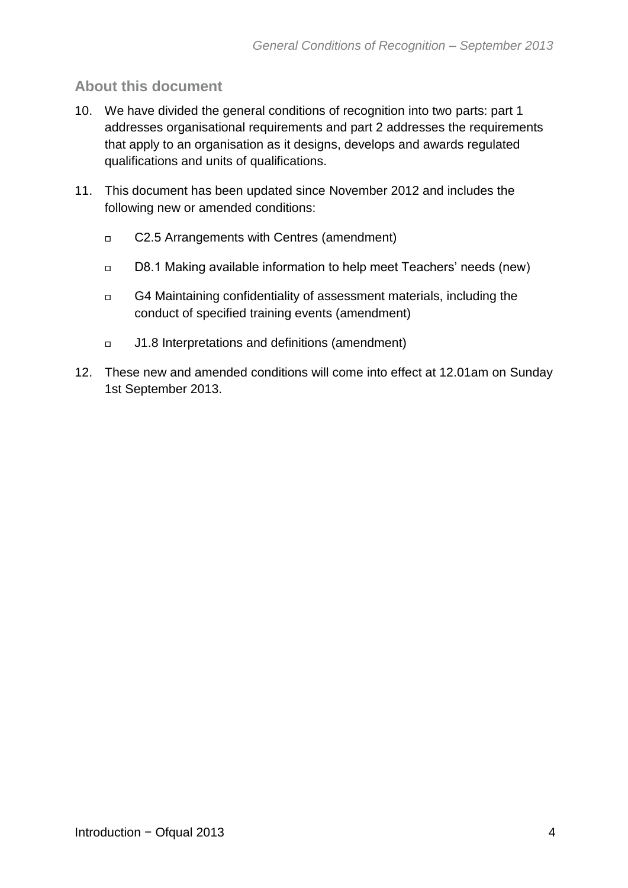## About this document

10. We have divided the general conditions of recognition into two parts: part 1 addresses organisational requirements and part 2 addresses the requirements that apply to an organisation as it designs, develops and awards regulated qualifications and units of qualifications.

11. This document has been updated since November 2012 and includes the following new or amended conditions:

    - C2.5 Arrangements with Centres (amendment)
    - D8.1 Making available information to help meet Teachers' needs (new)
    - G4 Maintaining confidentiality of assessment materials, including the conduct of specified training events (amendment)
    - J1.8 Interpretations and definitions (amendment)

12. These new and amended conditions will come into effect at 12.01am on Sunday 1st September 2013.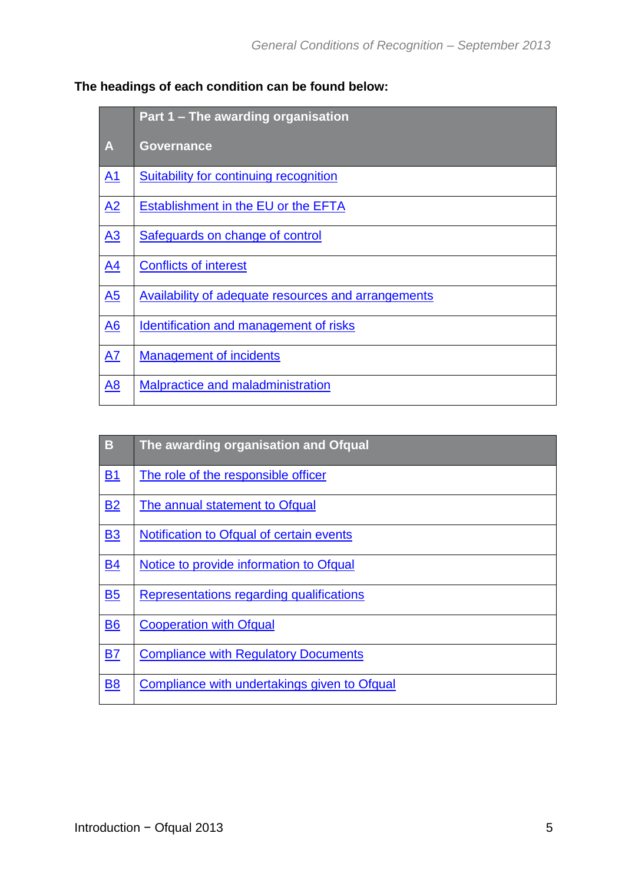**The headings of each condition can be found below:**

| | Part 1 – The awarding organisation |
|---|---|
| **A** | **Governance** |
| A1 | Suitability for continuing recognition |
| A2 | Establishment in the EU or the EFTA |
| A3 | Safeguards on change of control |
| A4 | Conflicts of interest |
| A5 | Availability of adequate resources and arrangements |
| A6 | Identification and management of risks |
| A7 | Management of incidents |
| A8 | Malpractice and maladministration |

| B | The awarding organisation and Ofqual |
|---|---|
| B1 | The role of the responsible officer |
| B2 | The annual statement to Ofqual |
| B3 | Notification to Ofqual of certain events |
| B4 | Notice to provide information to Ofqual |
| B5 | Representations regarding qualifications |
| B6 | Cooperation with Ofqual |
| B7 | Compliance with Regulatory Documents |
| B8 | Compliance with undertakings given to Ofqual |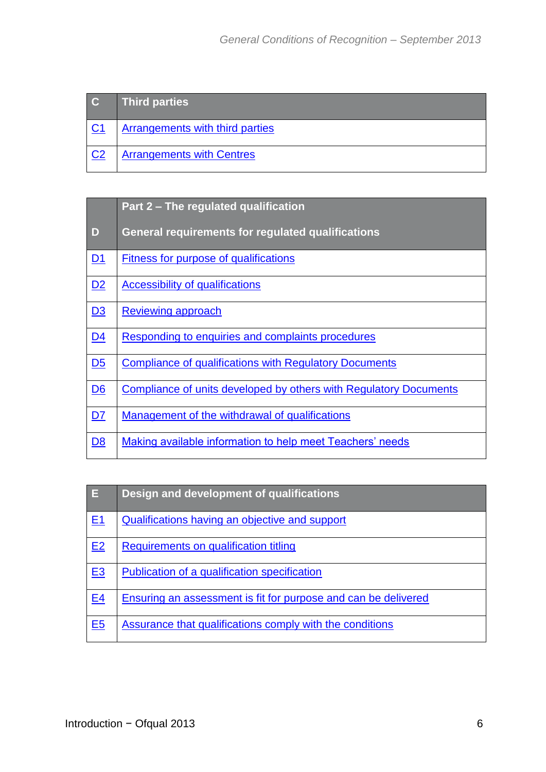| C | Third parties |
|---|---|
| C1 | Arrangements with third parties |
| C2 | Arrangements with Centres |

| D | Part 2 – The regulated qualification<br><br>General requirements for regulated qualifications |
|---|---|
| D1 | Fitness for purpose of qualifications |
| D2 | Accessibility of qualifications |
| D3 | Reviewing approach |
| D4 | Responding to enquiries and complaints procedures |
| D5 | Compliance of qualifications with Regulatory Documents |
| D6 | Compliance of units developed by others with Regulatory Documents |
| D7 | Management of the withdrawal of qualifications |
| D8 | Making available information to help meet Teachers' needs |

| E | Design and development of qualifications |
|---|---|
| E1 | Qualifications having an objective and support |
| E2 | Requirements on qualification titling |
| E3 | Publication of a qualification specification |
| E4 | Ensuring an assessment is fit for purpose and can be delivered |
| E5 | Assurance that qualifications comply with the conditions |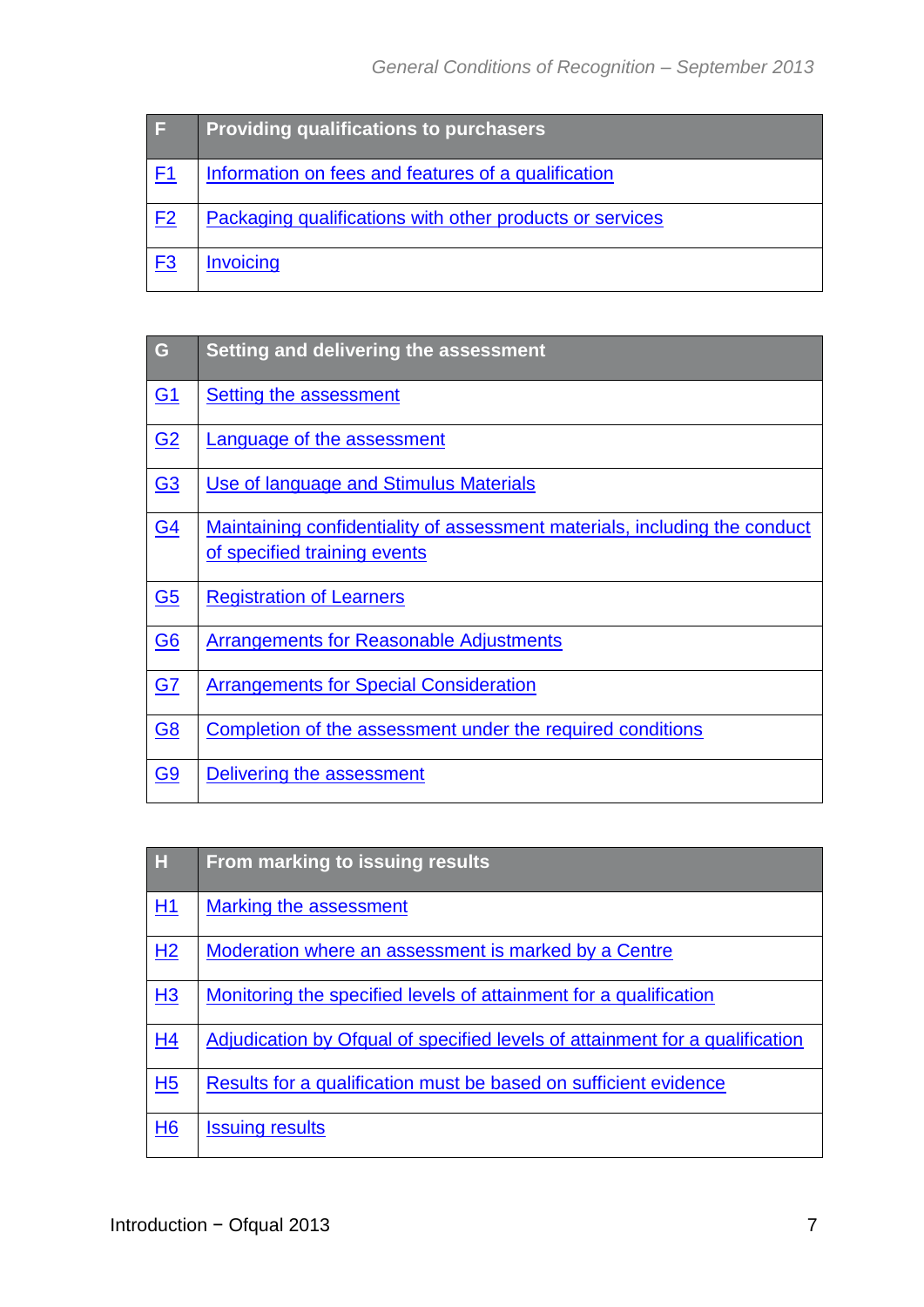| F | Providing qualifications to purchasers |
|---|---|
| F1 | Information on fees and features of a qualification |
| F2 | Packaging qualifications with other products or services |
| F3 | Invoicing |

| G | Setting and delivering the assessment |
|---|---|
| G1 | Setting the assessment |
| G2 | Language of the assessment |
| G3 | Use of language and Stimulus Materials |
| G4 | Maintaining confidentiality of assessment materials, including the conduct of specified training events |
| G5 | Registration of Learners |
| G6 | Arrangements for Reasonable Adjustments |
| G7 | Arrangements for Special Consideration |
| G8 | Completion of the assessment under the required conditions |
| G9 | Delivering the assessment |

| H | From marking to issuing results |
|---|---|
| H1 | Marking the assessment |
| H2 | Moderation where an assessment is marked by a Centre |
| H3 | Monitoring the specified levels of attainment for a qualification |
| H4 | Adjudication by Ofqual of specified levels of attainment for a qualification |
| H5 | Results for a qualification must be based on sufficient evidence |
| H6 | Issuing results |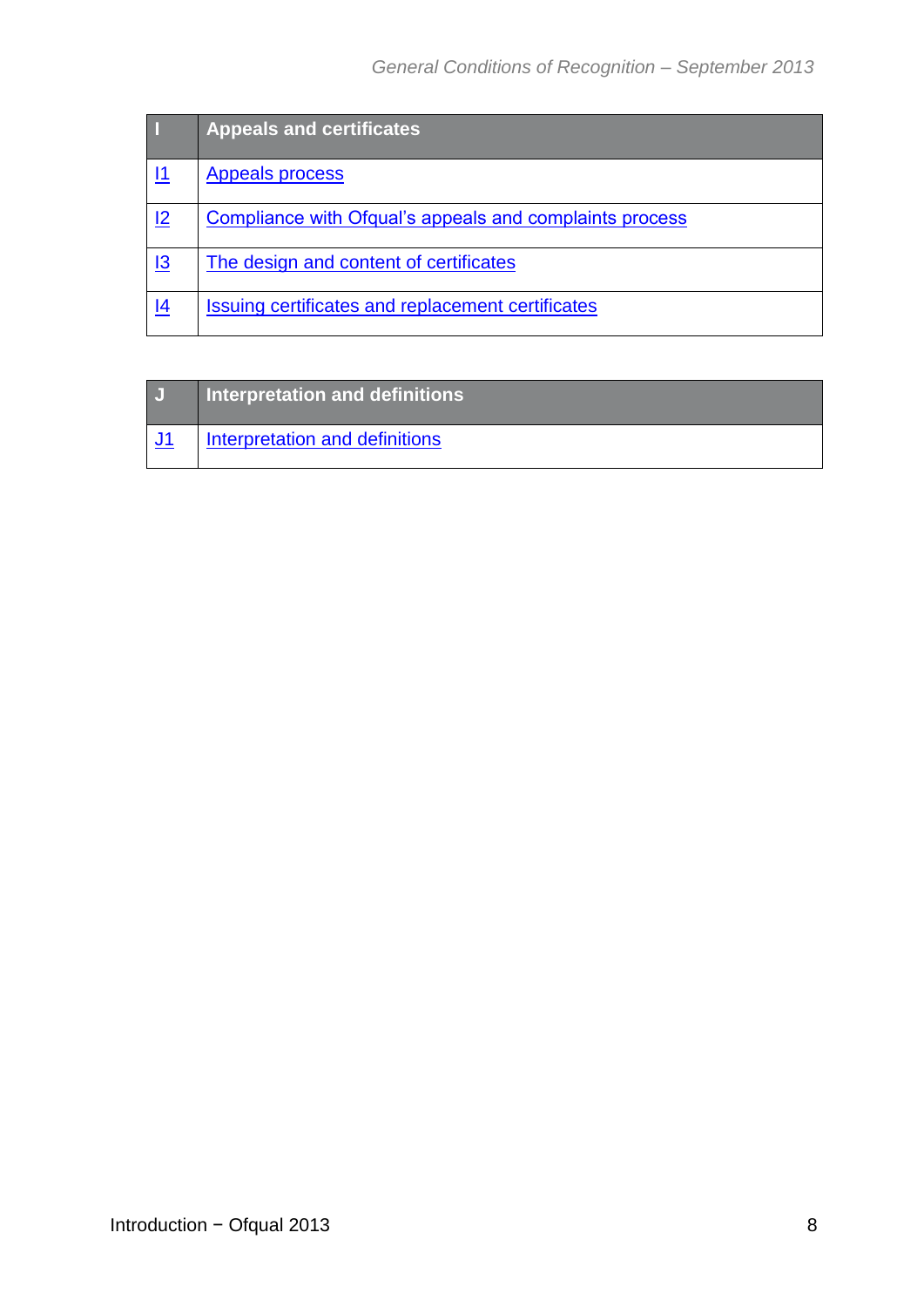| I | Appeals and certificates |
|---|---|
| I1 | Appeals process |
| I2 | Compliance with Ofqual's appeals and complaints process |
| I3 | The design and content of certificates |
| I4 | Issuing certificates and replacement certificates |

| J | Interpretation and definitions |
|---|---|
| J1 | Interpretation and definitions |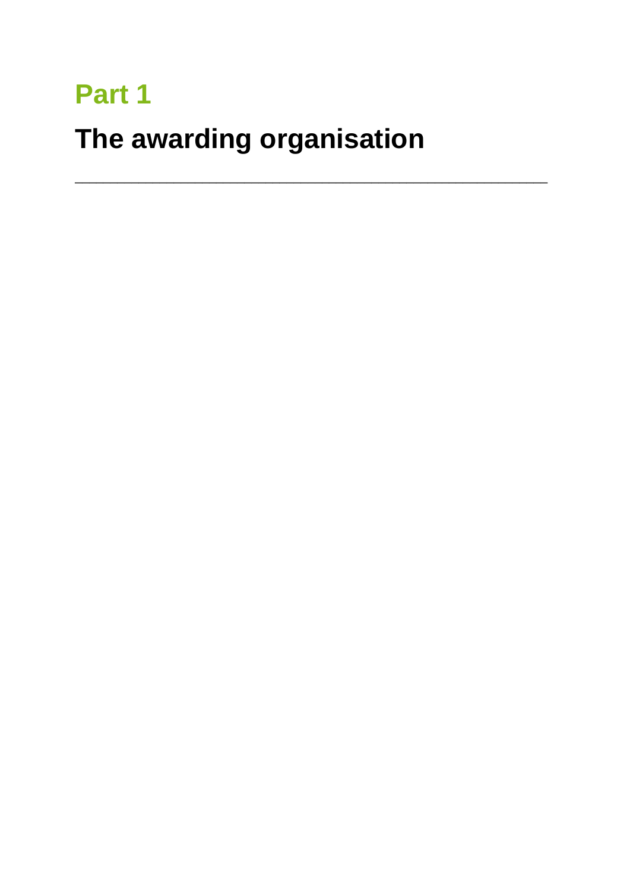# Part 1

# The awarding organisation

---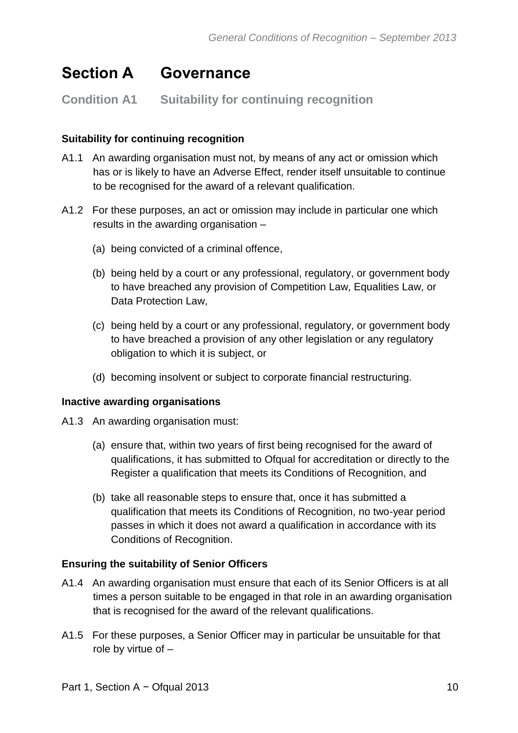# Section A Governance

## Condition A1 Suitability for continuing recognition

### Suitability for continuing recognition

A1.1 An awarding organisation must not, by means of any act or omission which has or is likely to have an Adverse Effect, render itself unsuitable to continue to be recognised for the award of a relevant qualification.

A1.2 For these purposes, an act or omission may include in particular one which results in the awarding organisation –

(a) being convicted of a criminal offence,

(b) being held by a court or any professional, regulatory, or government body to have breached any provision of Competition Law, Equalities Law, or Data Protection Law,

(c) being held by a court or any professional, regulatory, or government body to have breached a provision of any other legislation or any regulatory obligation to which it is subject, or

(d) becoming insolvent or subject to corporate financial restructuring.

### Inactive awarding organisations

A1.3 An awarding organisation must:

(a) ensure that, within two years of first being recognised for the award of qualifications, it has submitted to Ofqual for accreditation or directly to the Register a qualification that meets its Conditions of Recognition, and

(b) take all reasonable steps to ensure that, once it has submitted a qualification that meets its Conditions of Recognition, no two-year period passes in which it does not award a qualification in accordance with its Conditions of Recognition.

### Ensuring the suitability of Senior Officers

A1.4 An awarding organisation must ensure that each of its Senior Officers is at all times a person suitable to be engaged in that role in an awarding organisation that is recognised for the award of the relevant qualifications.

A1.5 For these purposes, a Senior Officer may in particular be unsuitable for that role by virtue of –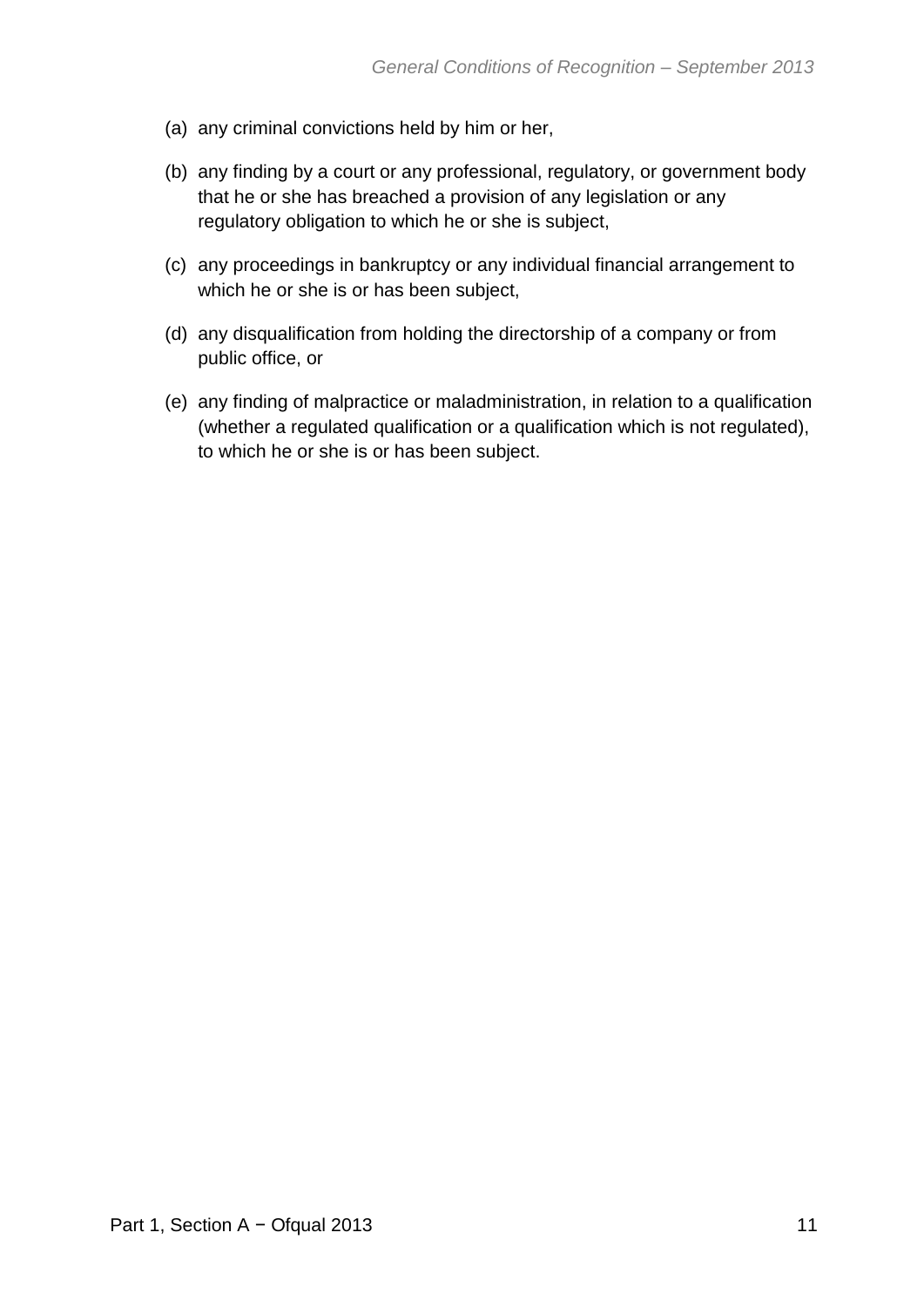(a) any criminal convictions held by him or her,

(b) any finding by a court or any professional, regulatory, or government body that he or she has breached a provision of any legislation or any regulatory obligation to which he or she is subject,

(c) any proceedings in bankruptcy or any individual financial arrangement to which he or she is or has been subject,

(d) any disqualification from holding the directorship of a company or from public office, or

(e) any finding of malpractice or maladministration, in relation to a qualification (whether a regulated qualification or a qualification which is not regulated), to which he or she is or has been subject.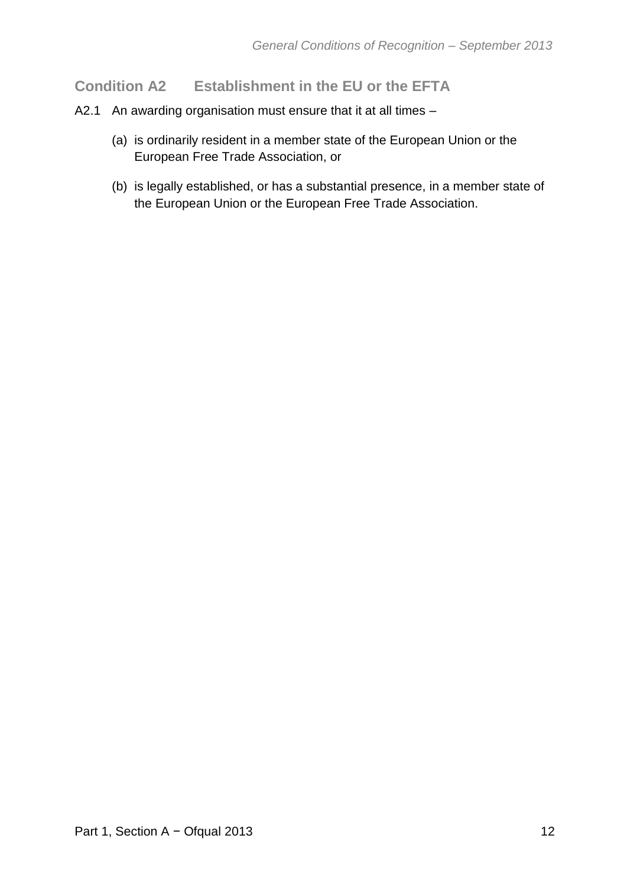## Condition A2 Establishment in the EU or the EFTA

A2.1 An awarding organisation must ensure that it at all times –

(a) is ordinarily resident in a member state of the European Union or the European Free Trade Association, or

(b) is legally established, or has a substantial presence, in a member state of the European Union or the European Free Trade Association.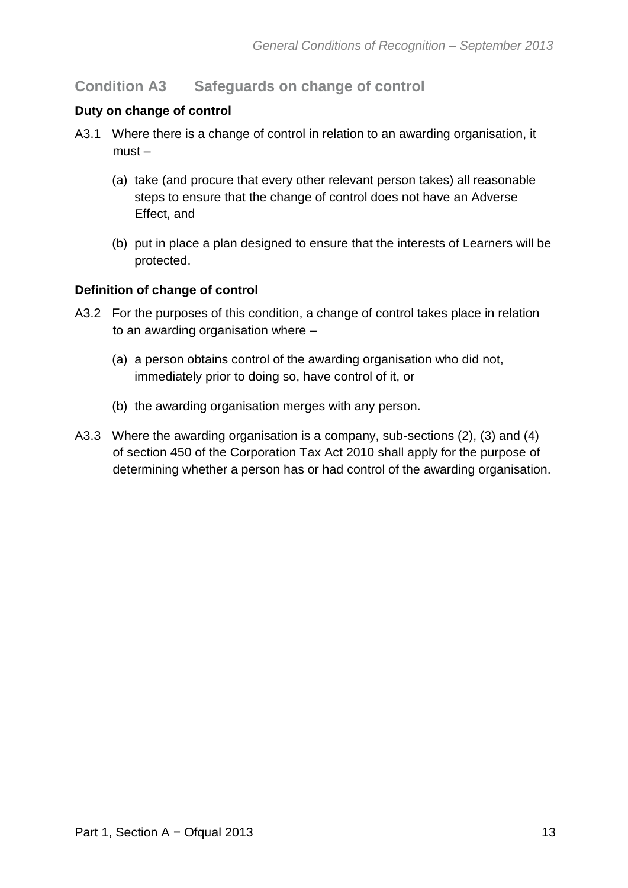## Condition A3 Safeguards on change of control

### Duty on change of control

A3.1 Where there is a change of control in relation to an awarding organisation, it must –

(a) take (and procure that every other relevant person takes) all reasonable steps to ensure that the change of control does not have an Adverse Effect, and

(b) put in place a plan designed to ensure that the interests of Learners will be protected.

### Definition of change of control

A3.2 For the purposes of this condition, a change of control takes place in relation to an awarding organisation where –

(a) a person obtains control of the awarding organisation who did not, immediately prior to doing so, have control of it, or

(b) the awarding organisation merges with any person.

A3.3 Where the awarding organisation is a company, sub-sections (2), (3) and (4) of section 450 of the Corporation Tax Act 2010 shall apply for the purpose of determining whether a person has or had control of the awarding organisation.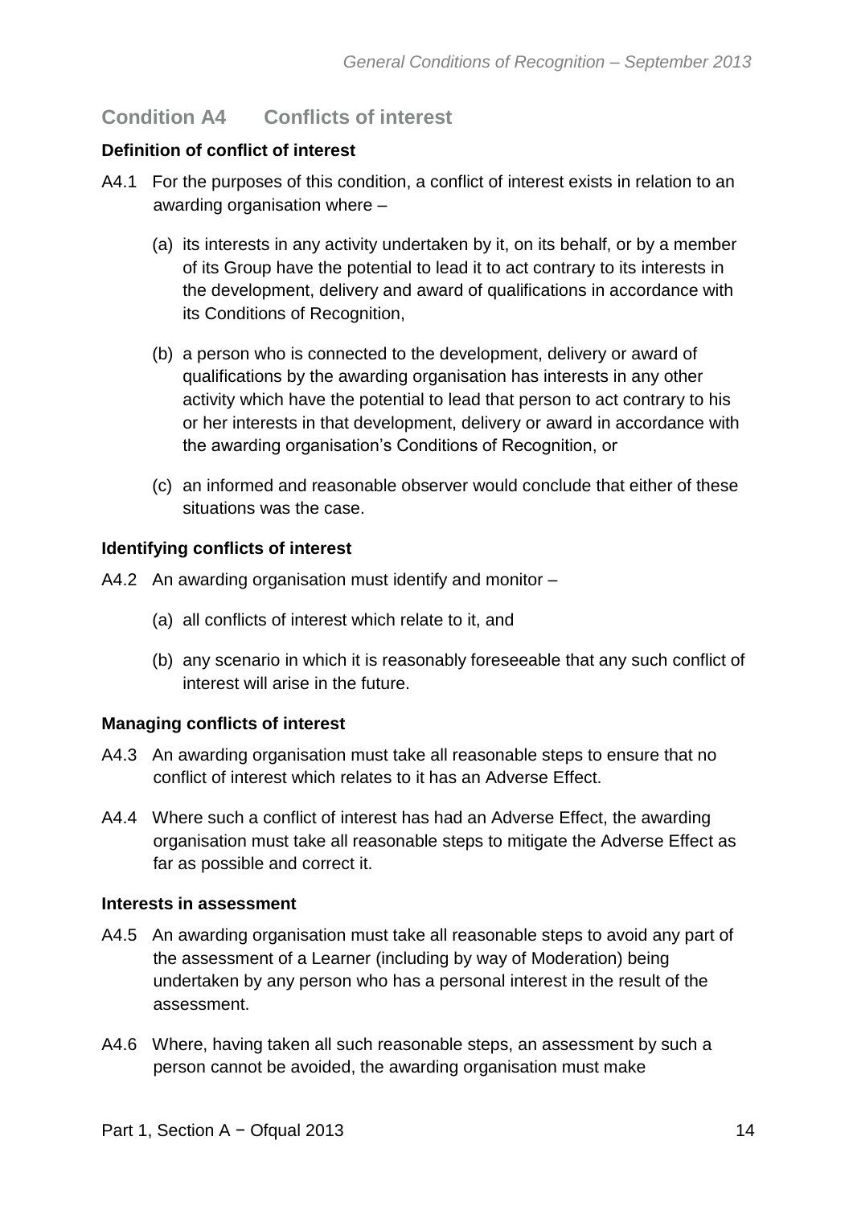## Condition A4 Conflicts of interest

**Definition of conflict of interest**

A4.1 For the purposes of this condition, a conflict of interest exists in relation to an awarding organisation where –

(a) its interests in any activity undertaken by it, on its behalf, or by a member of its Group have the potential to lead it to act contrary to its interests in the development, delivery and award of qualifications in accordance with its Conditions of Recognition,

(b) a person who is connected to the development, delivery or award of qualifications by the awarding organisation has interests in any other activity which have the potential to lead that person to act contrary to his or her interests in that development, delivery or award in accordance with the awarding organisation's Conditions of Recognition, or

(c) an informed and reasonable observer would conclude that either of these situations was the case.

**Identifying conflicts of interest**

A4.2 An awarding organisation must identify and monitor –

(a) all conflicts of interest which relate to it, and

(b) any scenario in which it is reasonably foreseeable that any such conflict of interest will arise in the future.

**Managing conflicts of interest**

A4.3 An awarding organisation must take all reasonable steps to ensure that no conflict of interest which relates to it has an Adverse Effect.

A4.4 Where such a conflict of interest has had an Adverse Effect, the awarding organisation must take all reasonable steps to mitigate the Adverse Effect as far as possible and correct it.

**Interests in assessment**

A4.5 An awarding organisation must take all reasonable steps to avoid any part of the assessment of a Learner (including by way of Moderation) being undertaken by any person who has a personal interest in the result of the assessment.

A4.6 Where, having taken all such reasonable steps, an assessment by such a person cannot be avoided, the awarding organisation must make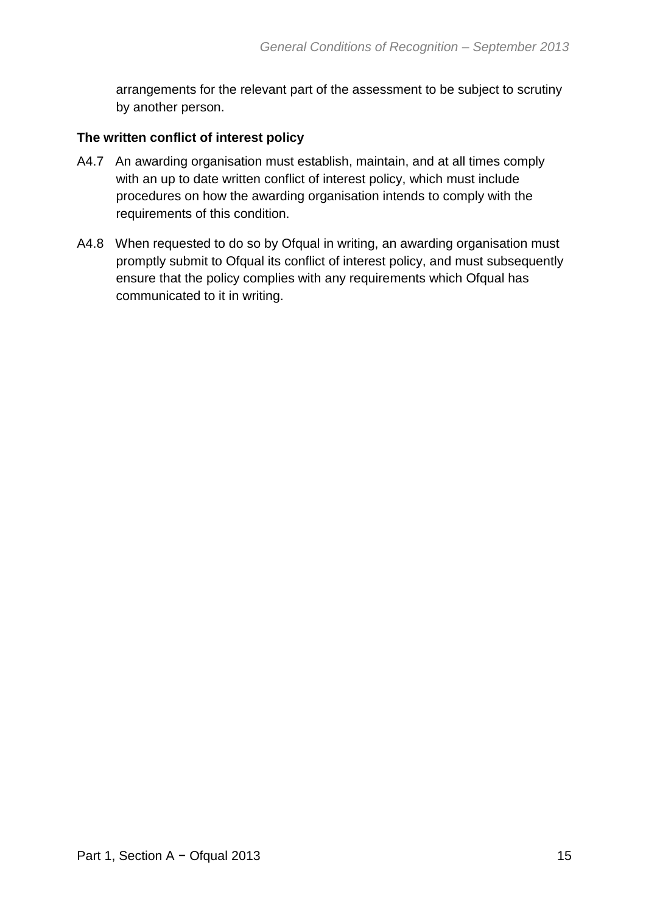arrangements for the relevant part of the assessment to be subject to scrutiny by another person.

**The written conflict of interest policy**

A4.7 An awarding organisation must establish, maintain, and at all times comply with an up to date written conflict of interest policy, which must include procedures on how the awarding organisation intends to comply with the requirements of this condition.

A4.8 When requested to do so by Ofqual in writing, an awarding organisation must promptly submit to Ofqual its conflict of interest policy, and must subsequently ensure that the policy complies with any requirements which Ofqual has communicated to it in writing.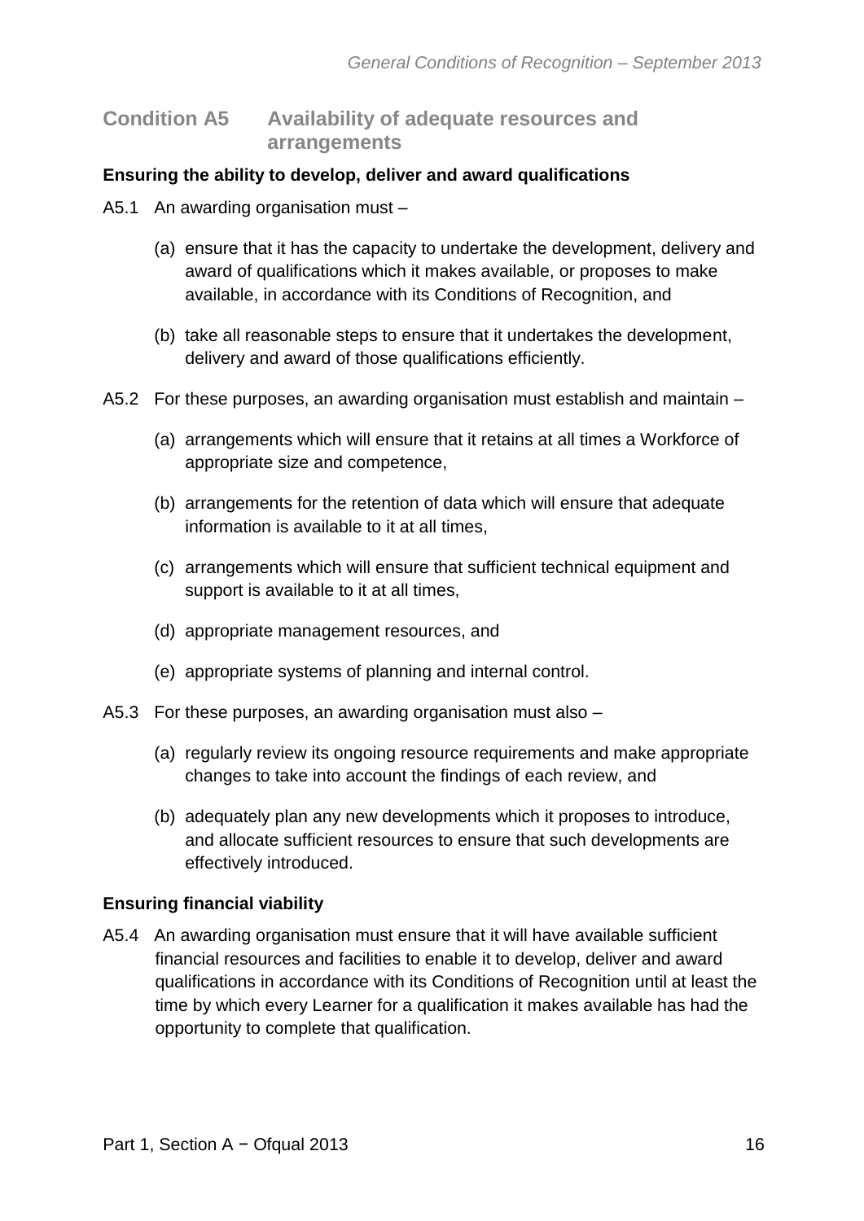## Condition A5 Availability of adequate resources and arrangements

**Ensuring the ability to develop, deliver and award qualifications**

A5.1 An awarding organisation must –

(a) ensure that it has the capacity to undertake the development, delivery and award of qualifications which it makes available, or proposes to make available, in accordance with its Conditions of Recognition, and

(b) take all reasonable steps to ensure that it undertakes the development, delivery and award of those qualifications efficiently.

A5.2 For these purposes, an awarding organisation must establish and maintain –

(a) arrangements which will ensure that it retains at all times a Workforce of appropriate size and competence,

(b) arrangements for the retention of data which will ensure that adequate information is available to it at all times,

(c) arrangements which will ensure that sufficient technical equipment and support is available to it at all times,

(d) appropriate management resources, and

(e) appropriate systems of planning and internal control.

A5.3 For these purposes, an awarding organisation must also –

(a) regularly review its ongoing resource requirements and make appropriate changes to take into account the findings of each review, and

(b) adequately plan any new developments which it proposes to introduce, and allocate sufficient resources to ensure that such developments are effectively introduced.

**Ensuring financial viability**

A5.4 An awarding organisation must ensure that it will have available sufficient financial resources and facilities to enable it to develop, deliver and award qualifications in accordance with its Conditions of Recognition until at least the time by which every Learner for a qualification it makes available has had the opportunity to complete that qualification.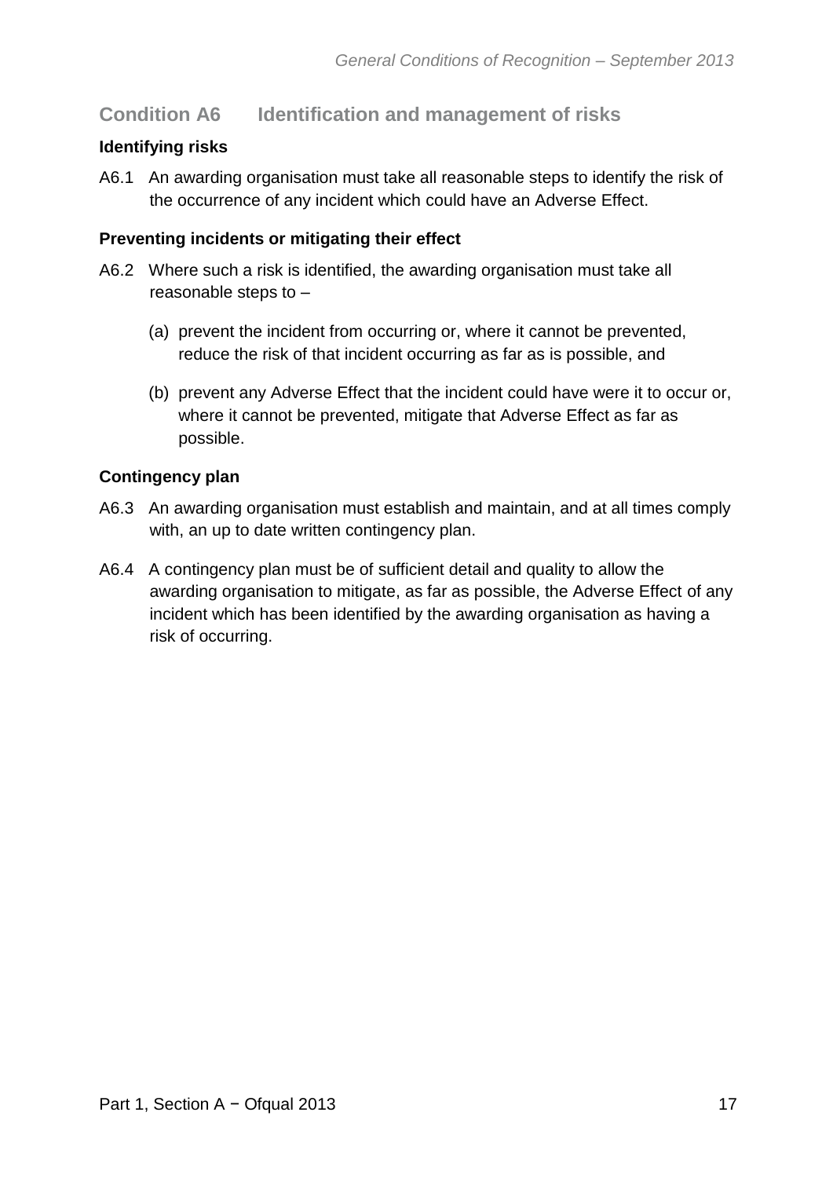## Condition A6 Identification and management of risks

### Identifying risks

A6.1 An awarding organisation must take all reasonable steps to identify the risk of the occurrence of any incident which could have an Adverse Effect.

### Preventing incidents or mitigating their effect

A6.2 Where such a risk is identified, the awarding organisation must take all reasonable steps to –

(a) prevent the incident from occurring or, where it cannot be prevented, reduce the risk of that incident occurring as far as is possible, and

(b) prevent any Adverse Effect that the incident could have were it to occur or, where it cannot be prevented, mitigate that Adverse Effect as far as possible.

### Contingency plan

A6.3 An awarding organisation must establish and maintain, and at all times comply with, an up to date written contingency plan.

A6.4 A contingency plan must be of sufficient detail and quality to allow the awarding organisation to mitigate, as far as possible, the Adverse Effect of any incident which has been identified by the awarding organisation as having a risk of occurring.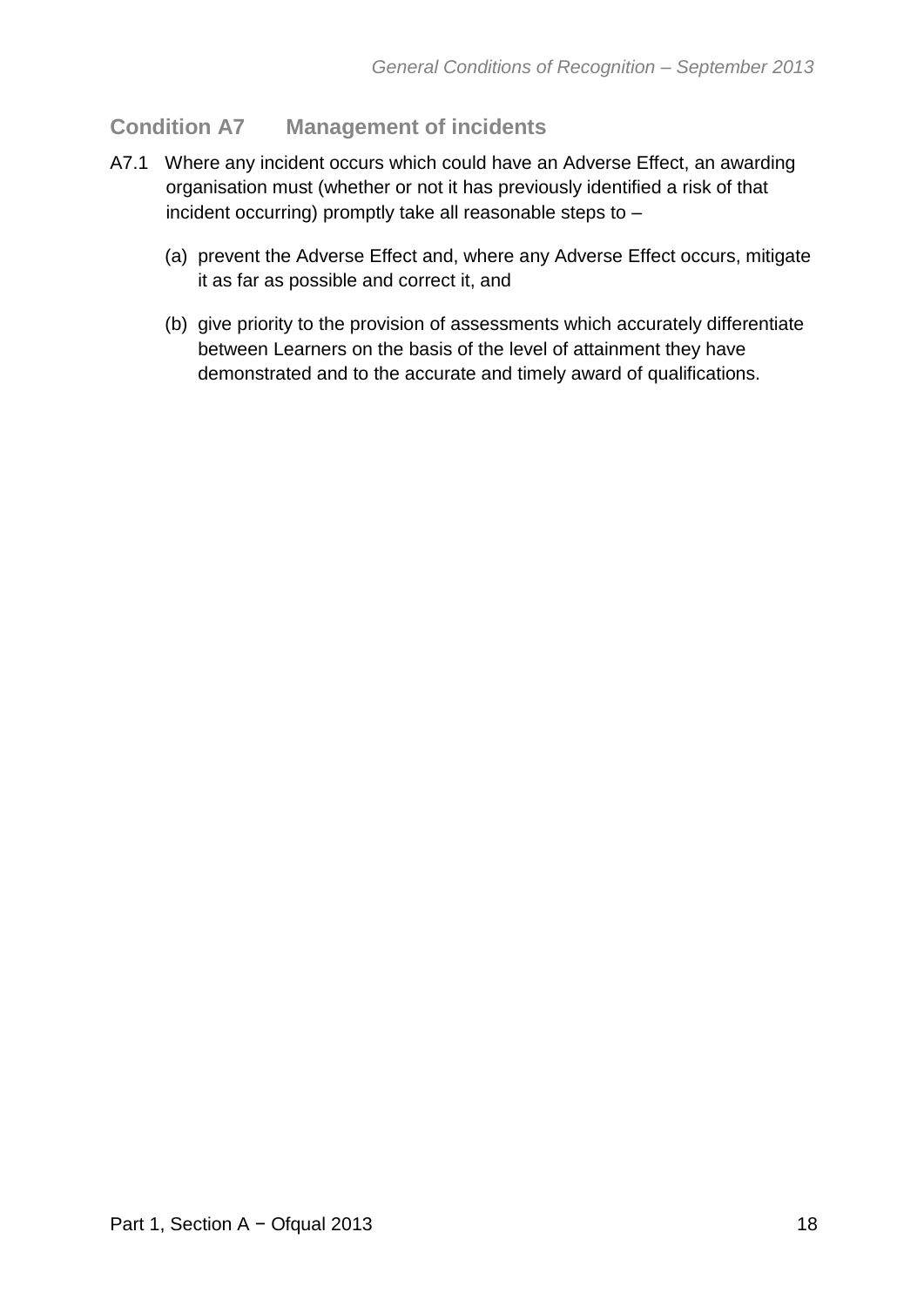## Condition A7 Management of incidents

A7.1 Where any incident occurs which could have an Adverse Effect, an awarding organisation must (whether or not it has previously identified a risk of that incident occurring) promptly take all reasonable steps to –

(a) prevent the Adverse Effect and, where any Adverse Effect occurs, mitigate it as far as possible and correct it, and

(b) give priority to the provision of assessments which accurately differentiate between Learners on the basis of the level of attainment they have demonstrated and to the accurate and timely award of qualifications.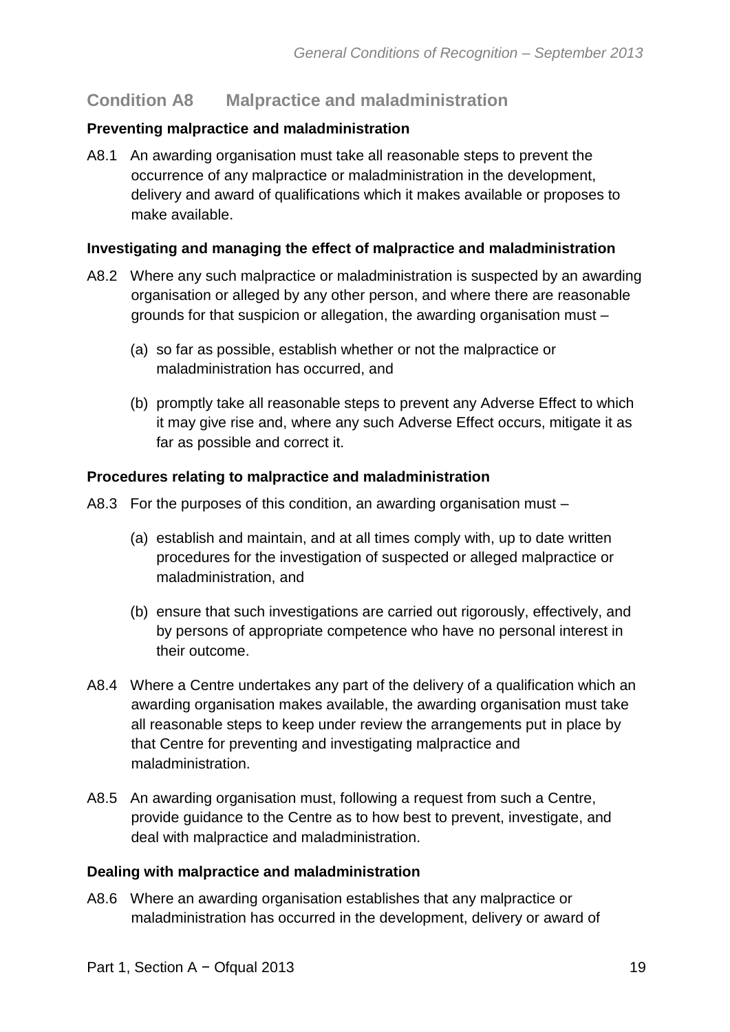## Condition A8 Malpractice and maladministration

**Preventing malpractice and maladministration**

A8.1 An awarding organisation must take all reasonable steps to prevent the occurrence of any malpractice or maladministration in the development, delivery and award of qualifications which it makes available or proposes to make available.

**Investigating and managing the effect of malpractice and maladministration**

A8.2 Where any such malpractice or maladministration is suspected by an awarding organisation or alleged by any other person, and where there are reasonable grounds for that suspicion or allegation, the awarding organisation must –

(a) so far as possible, establish whether or not the malpractice or maladministration has occurred, and

(b) promptly take all reasonable steps to prevent any Adverse Effect to which it may give rise and, where any such Adverse Effect occurs, mitigate it as far as possible and correct it.

**Procedures relating to malpractice and maladministration**

A8.3 For the purposes of this condition, an awarding organisation must –

(a) establish and maintain, and at all times comply with, up to date written procedures for the investigation of suspected or alleged malpractice or maladministration, and

(b) ensure that such investigations are carried out rigorously, effectively, and by persons of appropriate competence who have no personal interest in their outcome.

A8.4 Where a Centre undertakes any part of the delivery of a qualification which an awarding organisation makes available, the awarding organisation must take all reasonable steps to keep under review the arrangements put in place by that Centre for preventing and investigating malpractice and maladministration.

A8.5 An awarding organisation must, following a request from such a Centre, provide guidance to the Centre as to how best to prevent, investigate, and deal with malpractice and maladministration.

**Dealing with malpractice and maladministration**

A8.6 Where an awarding organisation establishes that any malpractice or maladministration has occurred in the development, delivery or award of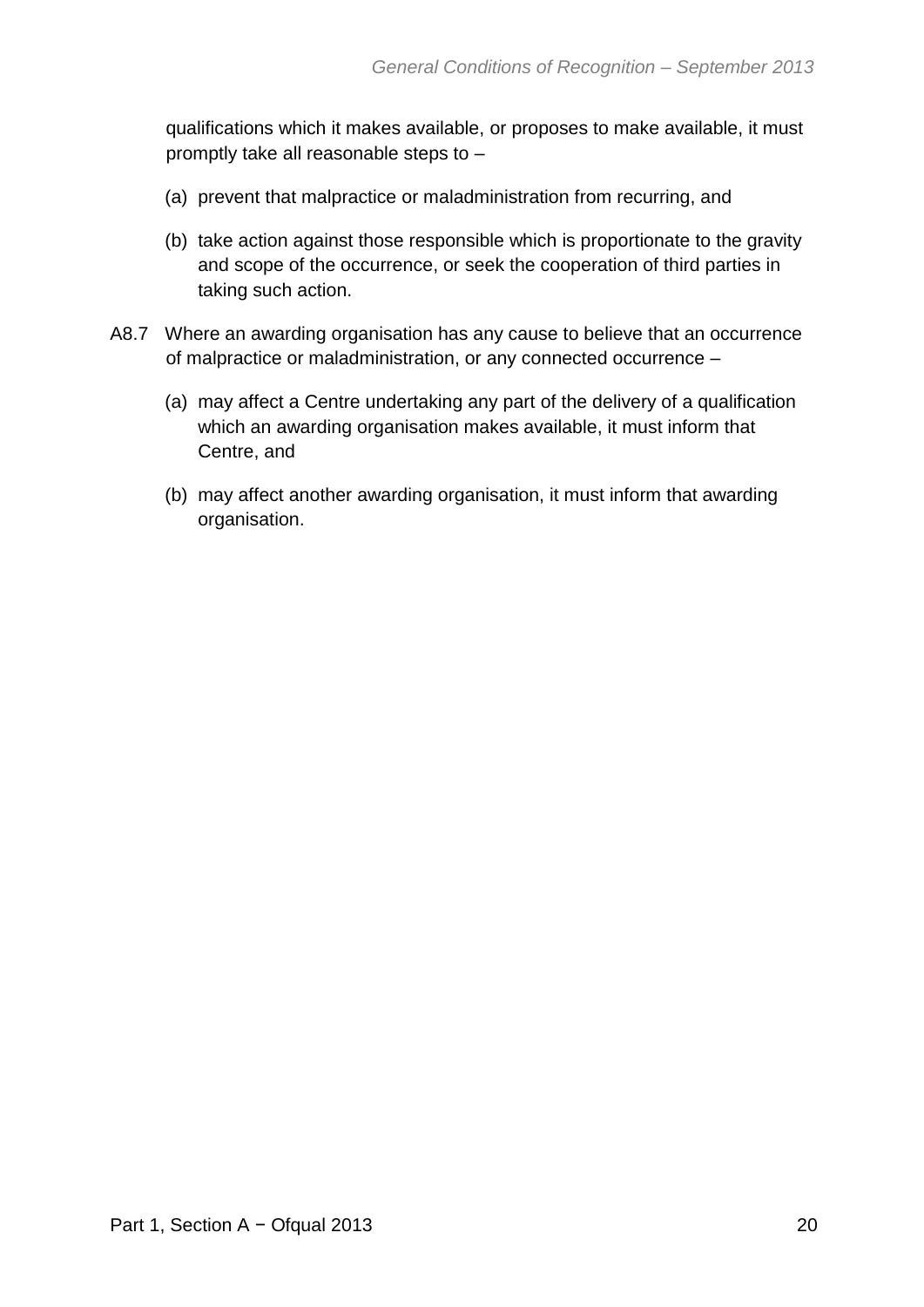qualifications which it makes available, or proposes to make available, it must promptly take all reasonable steps to –

(a) prevent that malpractice or maladministration from recurring, and

(b) take action against those responsible which is proportionate to the gravity and scope of the occurrence, or seek the cooperation of third parties in taking such action.

A8.7 Where an awarding organisation has any cause to believe that an occurrence of malpractice or maladministration, or any connected occurrence –

(a) may affect a Centre undertaking any part of the delivery of a qualification which an awarding organisation makes available, it must inform that Centre, and

(b) may affect another awarding organisation, it must inform that awarding organisation.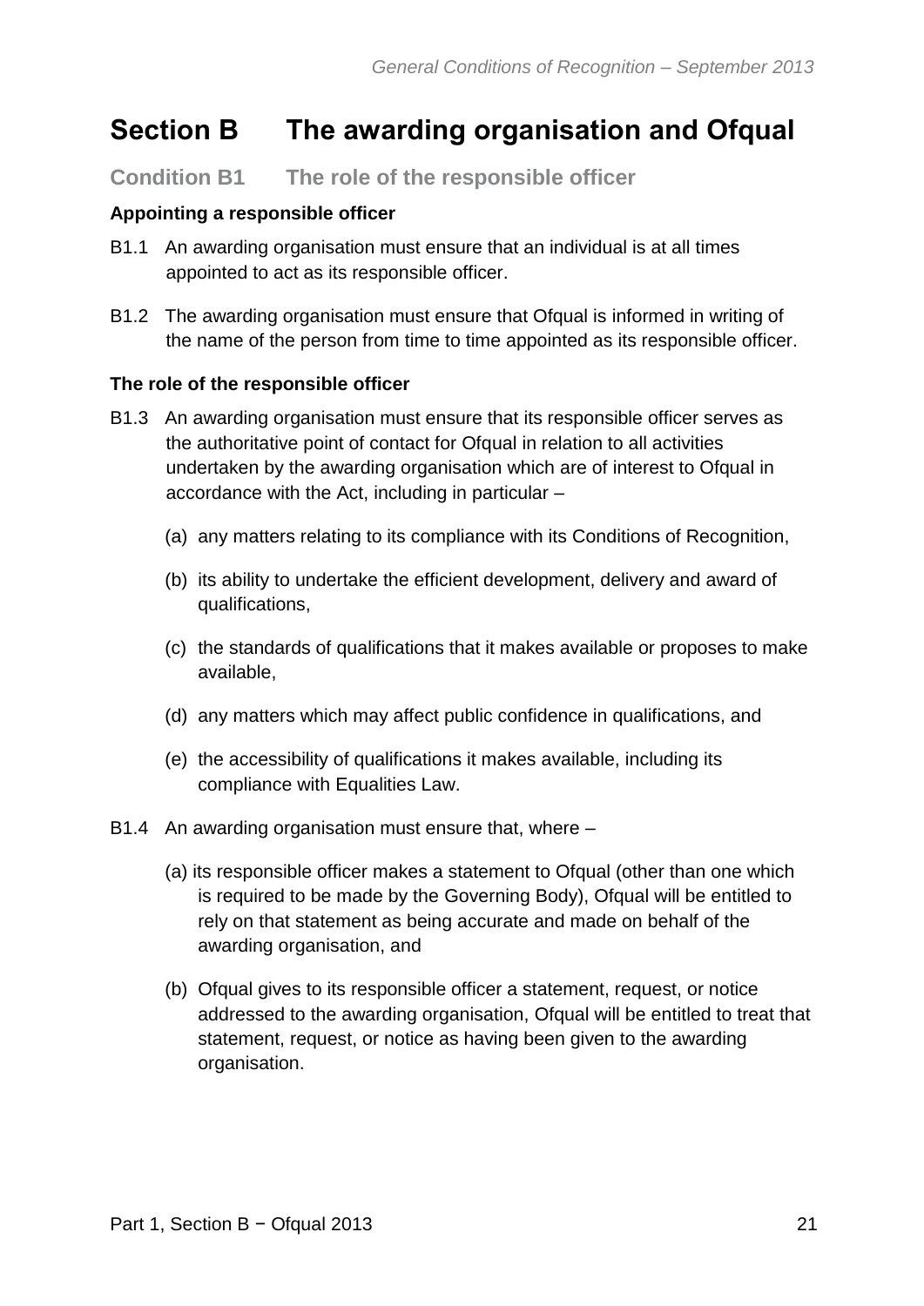# Section B The awarding organisation and Ofqual

## Condition B1 The role of the responsible officer

### Appointing a responsible officer

B1.1 An awarding organisation must ensure that an individual is at all times appointed to act as its responsible officer.

B1.2 The awarding organisation must ensure that Ofqual is informed in writing of the name of the person from time to time appointed as its responsible officer.

### The role of the responsible officer

B1.3 An awarding organisation must ensure that its responsible officer serves as the authoritative point of contact for Ofqual in relation to all activities undertaken by the awarding organisation which are of interest to Ofqual in accordance with the Act, including in particular –

(a) any matters relating to its compliance with its Conditions of Recognition,

(b) its ability to undertake the efficient development, delivery and award of qualifications,

(c) the standards of qualifications that it makes available or proposes to make available,

(d) any matters which may affect public confidence in qualifications, and

(e) the accessibility of qualifications it makes available, including its compliance with Equalities Law.

B1.4 An awarding organisation must ensure that, where –

(a) its responsible officer makes a statement to Ofqual (other than one which is required to be made by the Governing Body), Ofqual will be entitled to rely on that statement as being accurate and made on behalf of the awarding organisation, and

(b) Ofqual gives to its responsible officer a statement, request, or notice addressed to the awarding organisation, Ofqual will be entitled to treat that statement, request, or notice as having been given to the awarding organisation.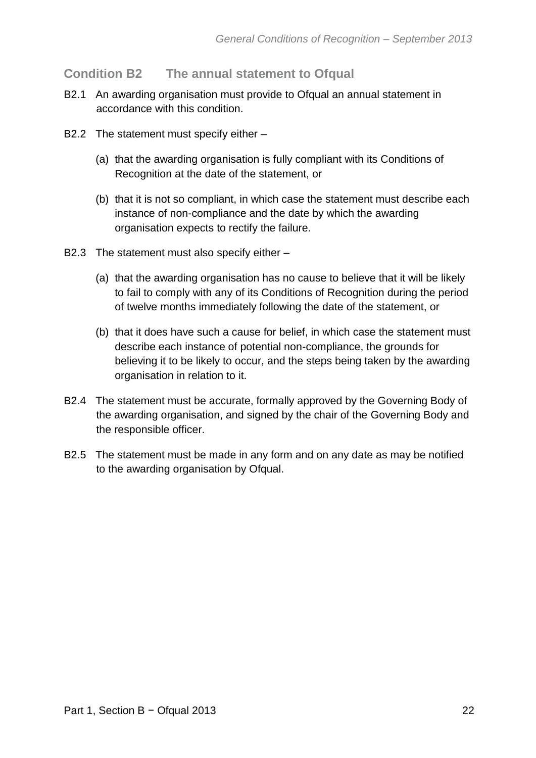## Condition B2 The annual statement to Ofqual

B2.1 An awarding organisation must provide to Ofqual an annual statement in accordance with this condition.

B2.2 The statement must specify either –

(a) that the awarding organisation is fully compliant with its Conditions of Recognition at the date of the statement, or

(b) that it is not so compliant, in which case the statement must describe each instance of non-compliance and the date by which the awarding organisation expects to rectify the failure.

B2.3 The statement must also specify either –

(a) that the awarding organisation has no cause to believe that it will be likely to fail to comply with any of its Conditions of Recognition during the period of twelve months immediately following the date of the statement, or

(b) that it does have such a cause for belief, in which case the statement must describe each instance of potential non-compliance, the grounds for believing it to be likely to occur, and the steps being taken by the awarding organisation in relation to it.

B2.4 The statement must be accurate, formally approved by the Governing Body of the awarding organisation, and signed by the chair of the Governing Body and the responsible officer.

B2.5 The statement must be made in any form and on any date as may be notified to the awarding organisation by Ofqual.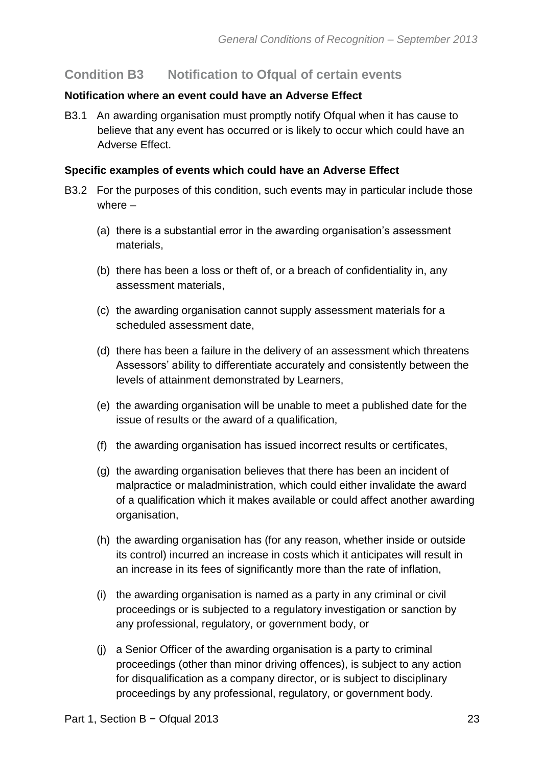## Condition B3 Notification to Ofqual of certain events

**Notification where an event could have an Adverse Effect**

B3.1 An awarding organisation must promptly notify Ofqual when it has cause to believe that any event has occurred or is likely to occur which could have an Adverse Effect.

**Specific examples of events which could have an Adverse Effect**

B3.2 For the purposes of this condition, such events may in particular include those where –

(a) there is a substantial error in the awarding organisation's assessment materials,

(b) there has been a loss or theft of, or a breach of confidentiality in, any assessment materials,

(c) the awarding organisation cannot supply assessment materials for a scheduled assessment date,

(d) there has been a failure in the delivery of an assessment which threatens Assessors' ability to differentiate accurately and consistently between the levels of attainment demonstrated by Learners,

(e) the awarding organisation will be unable to meet a published date for the issue of results or the award of a qualification,

(f) the awarding organisation has issued incorrect results or certificates,

(g) the awarding organisation believes that there has been an incident of malpractice or maladministration, which could either invalidate the award of a qualification which it makes available or could affect another awarding organisation,

(h) the awarding organisation has (for any reason, whether inside or outside its control) incurred an increase in costs which it anticipates will result in an increase in its fees of significantly more than the rate of inflation,

(i) the awarding organisation is named as a party in any criminal or civil proceedings or is subjected to a regulatory investigation or sanction by any professional, regulatory, or government body, or

(j) a Senior Officer of the awarding organisation is a party to criminal proceedings (other than minor driving offences), is subject to any action for disqualification as a company director, or is subject to disciplinary proceedings by any professional, regulatory, or government body.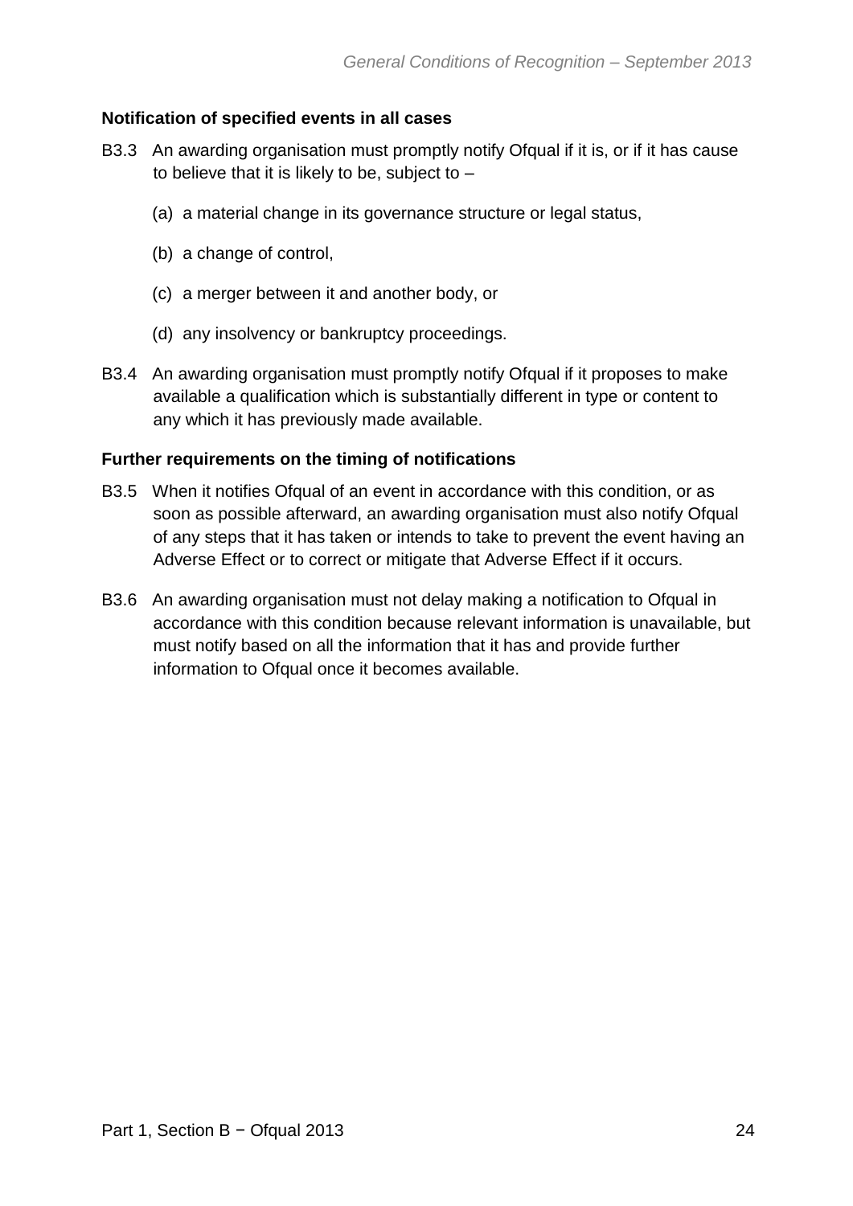**Notification of specified events in all cases**

B3.3 An awarding organisation must promptly notify Ofqual if it is, or if it has cause to believe that it is likely to be, subject to –

(a) a material change in its governance structure or legal status,

(b) a change of control,

(c) a merger between it and another body, or

(d) any insolvency or bankruptcy proceedings.

B3.4 An awarding organisation must promptly notify Ofqual if it proposes to make available a qualification which is substantially different in type or content to any which it has previously made available.

**Further requirements on the timing of notifications**

B3.5 When it notifies Ofqual of an event in accordance with this condition, or as soon as possible afterward, an awarding organisation must also notify Ofqual of any steps that it has taken or intends to take to prevent the event having an Adverse Effect or to correct or mitigate that Adverse Effect if it occurs.

B3.6 An awarding organisation must not delay making a notification to Ofqual in accordance with this condition because relevant information is unavailable, but must notify based on all the information that it has and provide further information to Ofqual once it becomes available.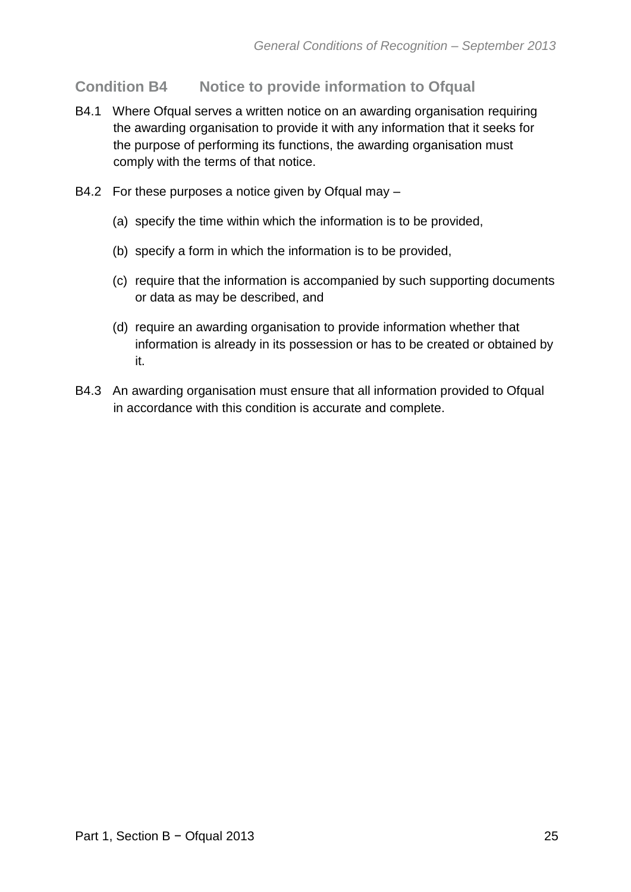## Condition B4 Notice to provide information to Ofqual

B4.1 Where Ofqual serves a written notice on an awarding organisation requiring the awarding organisation to provide it with any information that it seeks for the purpose of performing its functions, the awarding organisation must comply with the terms of that notice.

B4.2 For these purposes a notice given by Ofqual may –

(a) specify the time within which the information is to be provided,

(b) specify a form in which the information is to be provided,

(c) require that the information is accompanied by such supporting documents or data as may be described, and

(d) require an awarding organisation to provide information whether that information is already in its possession or has to be created or obtained by it.

B4.3 An awarding organisation must ensure that all information provided to Ofqual in accordance with this condition is accurate and complete.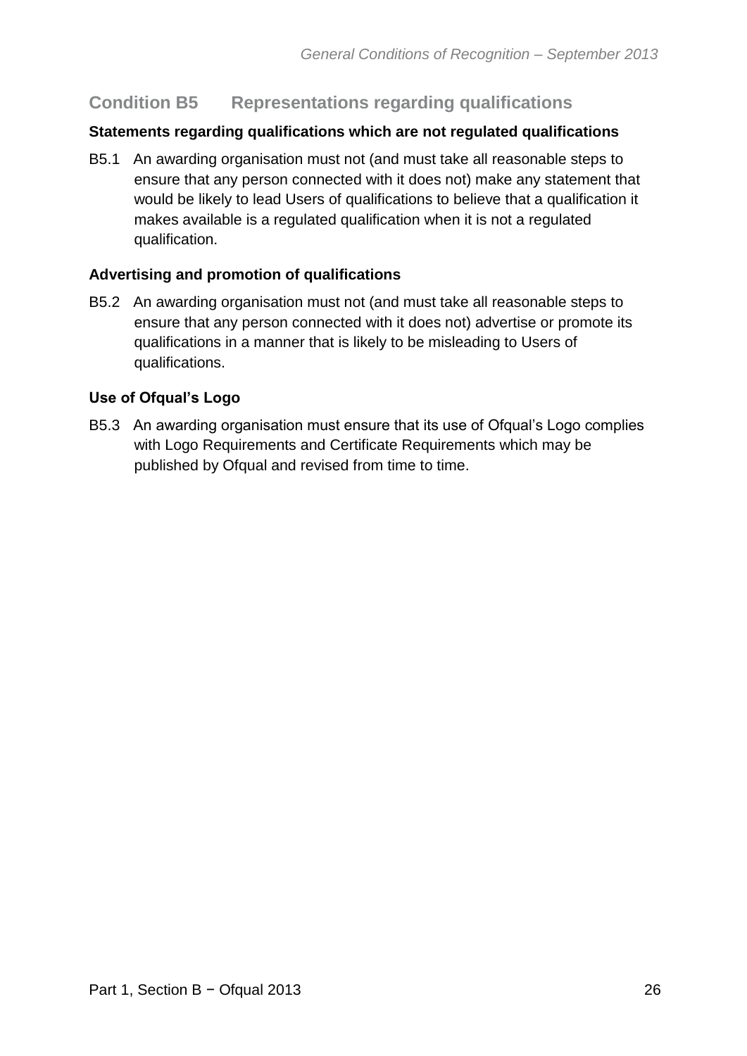## Condition B5 Representations regarding qualifications

### Statements regarding qualifications which are not regulated qualifications

B5.1 An awarding organisation must not (and must take all reasonable steps to ensure that any person connected with it does not) make any statement that would be likely to lead Users of qualifications to believe that a qualification it makes available is a regulated qualification when it is not a regulated qualification.

### Advertising and promotion of qualifications

B5.2 An awarding organisation must not (and must take all reasonable steps to ensure that any person connected with it does not) advertise or promote its qualifications in a manner that is likely to be misleading to Users of qualifications.

### Use of Ofqual's Logo

B5.3 An awarding organisation must ensure that its use of Ofqual's Logo complies with Logo Requirements and Certificate Requirements which may be published by Ofqual and revised from time to time.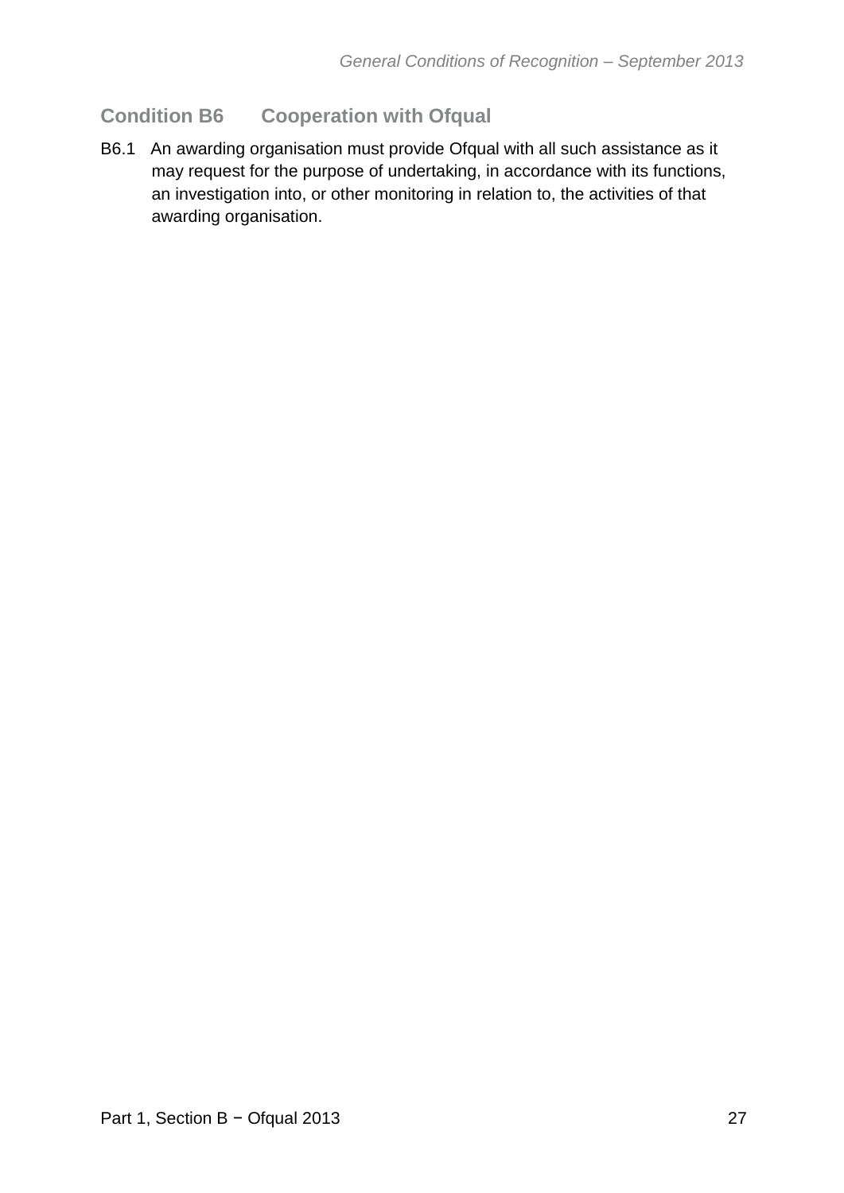## Condition B6 Cooperation with Ofqual

B6.1 An awarding organisation must provide Ofqual with all such assistance as it may request for the purpose of undertaking, in accordance with its functions, an investigation into, or other monitoring in relation to, the activities of that awarding organisation.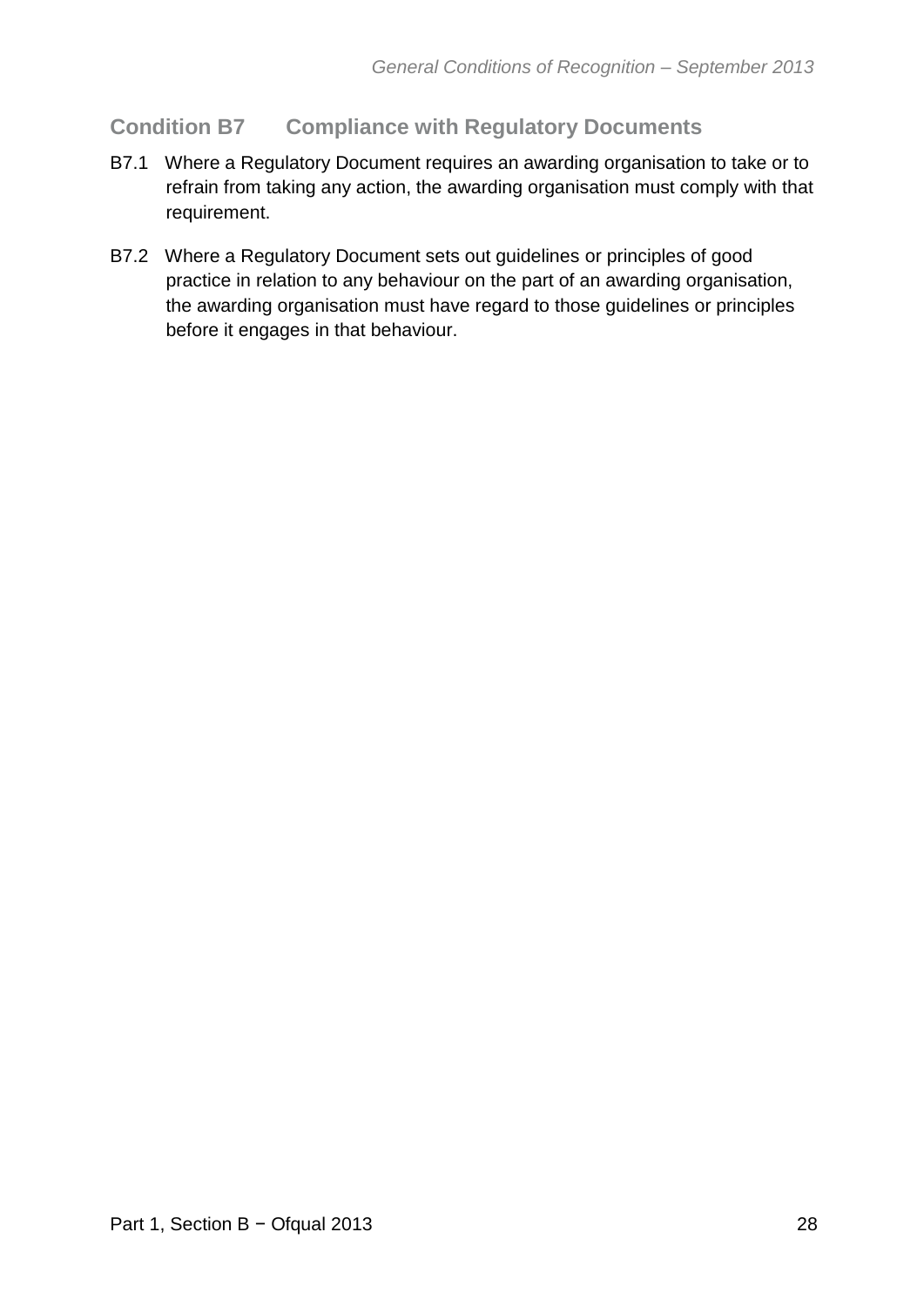## Condition B7 Compliance with Regulatory Documents

B7.1 Where a Regulatory Document requires an awarding organisation to take or to refrain from taking any action, the awarding organisation must comply with that requirement.

B7.2 Where a Regulatory Document sets out guidelines or principles of good practice in relation to any behaviour on the part of an awarding organisation, the awarding organisation must have regard to those guidelines or principles before it engages in that behaviour.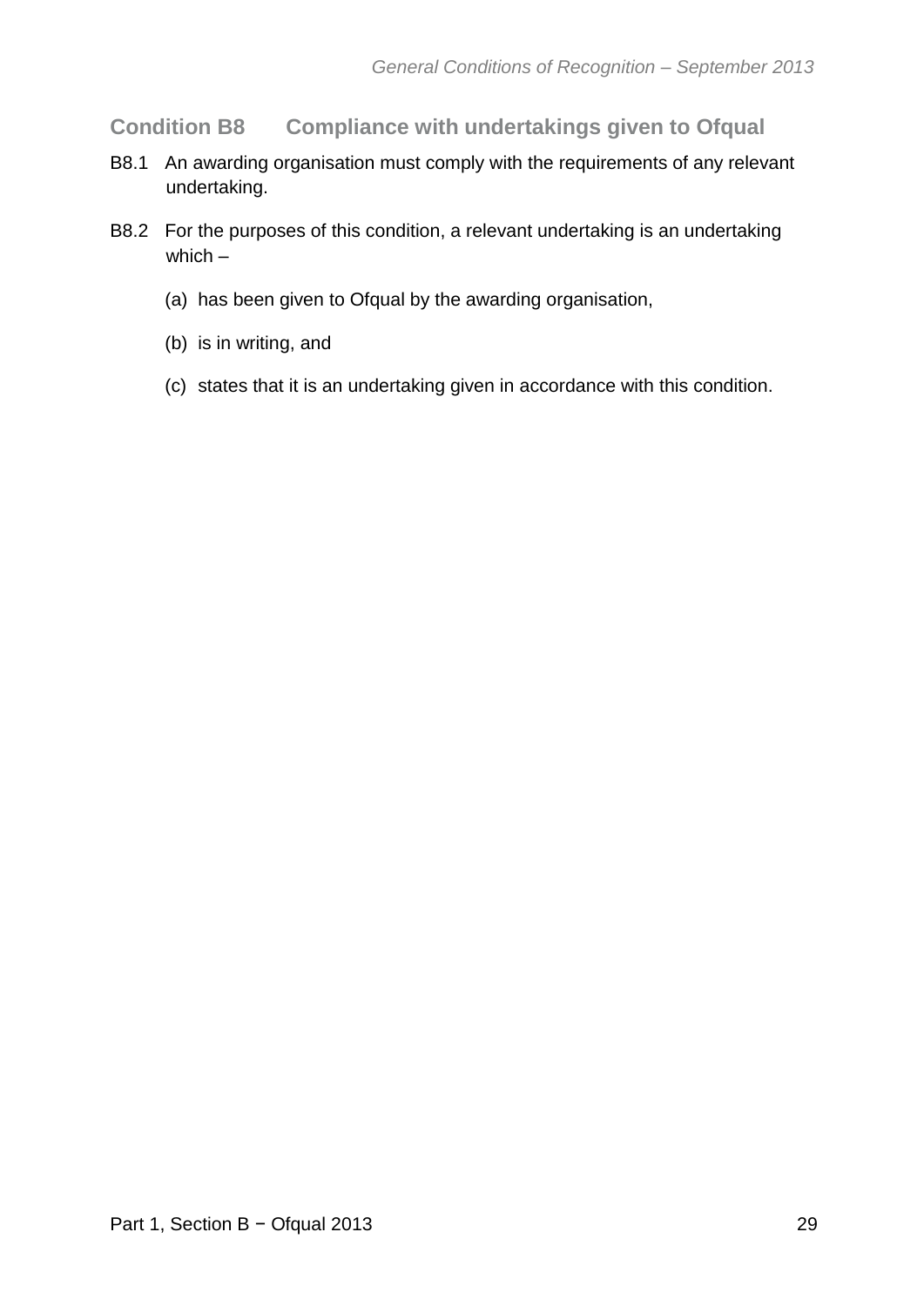## Condition B8 Compliance with undertakings given to Ofqual

B8.1 An awarding organisation must comply with the requirements of any relevant undertaking.

B8.2 For the purposes of this condition, a relevant undertaking is an undertaking which –

(a) has been given to Ofqual by the awarding organisation,

(b) is in writing, and

(c) states that it is an undertaking given in accordance with this condition.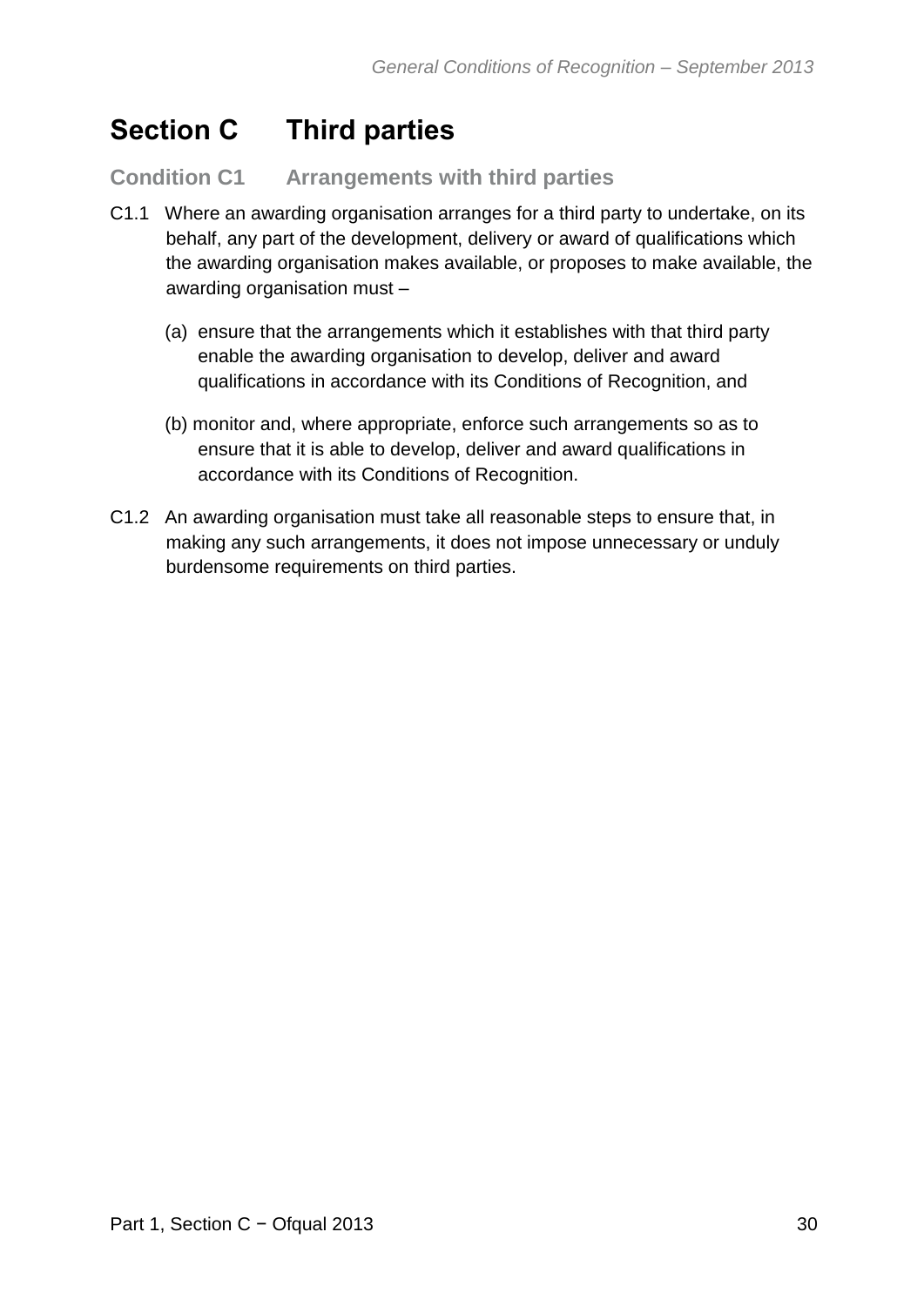# Section C Third parties

## Condition C1 Arrangements with third parties

C1.1 Where an awarding organisation arranges for a third party to undertake, on its behalf, any part of the development, delivery or award of qualifications which the awarding organisation makes available, or proposes to make available, the awarding organisation must –

(a) ensure that the arrangements which it establishes with that third party enable the awarding organisation to develop, deliver and award qualifications in accordance with its Conditions of Recognition, and

(b) monitor and, where appropriate, enforce such arrangements so as to ensure that it is able to develop, deliver and award qualifications in accordance with its Conditions of Recognition.

C1.2 An awarding organisation must take all reasonable steps to ensure that, in making any such arrangements, it does not impose unnecessary or unduly burdensome requirements on third parties.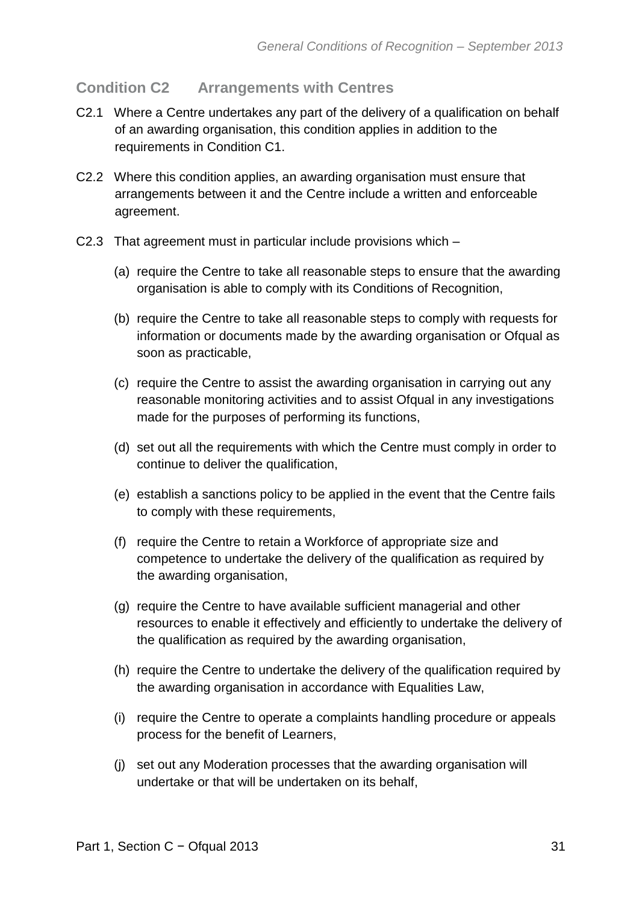## Condition C2 Arrangements with Centres

C2.1 Where a Centre undertakes any part of the delivery of a qualification on behalf of an awarding organisation, this condition applies in addition to the requirements in Condition C1.

C2.2 Where this condition applies, an awarding organisation must ensure that arrangements between it and the Centre include a written and enforceable agreement.

C2.3 That agreement must in particular include provisions which –

(a) require the Centre to take all reasonable steps to ensure that the awarding organisation is able to comply with its Conditions of Recognition,

(b) require the Centre to take all reasonable steps to comply with requests for information or documents made by the awarding organisation or Ofqual as soon as practicable,

(c) require the Centre to assist the awarding organisation in carrying out any reasonable monitoring activities and to assist Ofqual in any investigations made for the purposes of performing its functions,

(d) set out all the requirements with which the Centre must comply in order to continue to deliver the qualification,

(e) establish a sanctions policy to be applied in the event that the Centre fails to comply with these requirements,

(f) require the Centre to retain a Workforce of appropriate size and competence to undertake the delivery of the qualification as required by the awarding organisation,

(g) require the Centre to have available sufficient managerial and other resources to enable it effectively and efficiently to undertake the delivery of the qualification as required by the awarding organisation,

(h) require the Centre to undertake the delivery of the qualification required by the awarding organisation in accordance with Equalities Law,

(i) require the Centre to operate a complaints handling procedure or appeals process for the benefit of Learners,

(j) set out any Moderation processes that the awarding organisation will undertake or that will be undertaken on its behalf,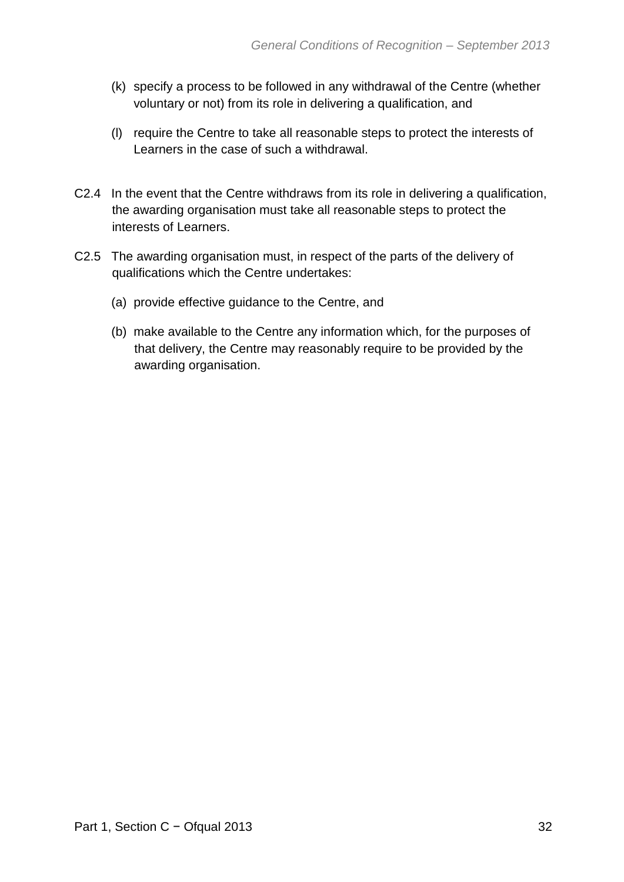(k) specify a process to be followed in any withdrawal of the Centre (whether voluntary or not) from its role in delivering a qualification, and

(l) require the Centre to take all reasonable steps to protect the interests of Learners in the case of such a withdrawal.

C2.4 In the event that the Centre withdraws from its role in delivering a qualification, the awarding organisation must take all reasonable steps to protect the interests of Learners.

C2.5 The awarding organisation must, in respect of the parts of the delivery of qualifications which the Centre undertakes:

(a) provide effective guidance to the Centre, and

(b) make available to the Centre any information which, for the purposes of that delivery, the Centre may reasonably require to be provided by the awarding organisation.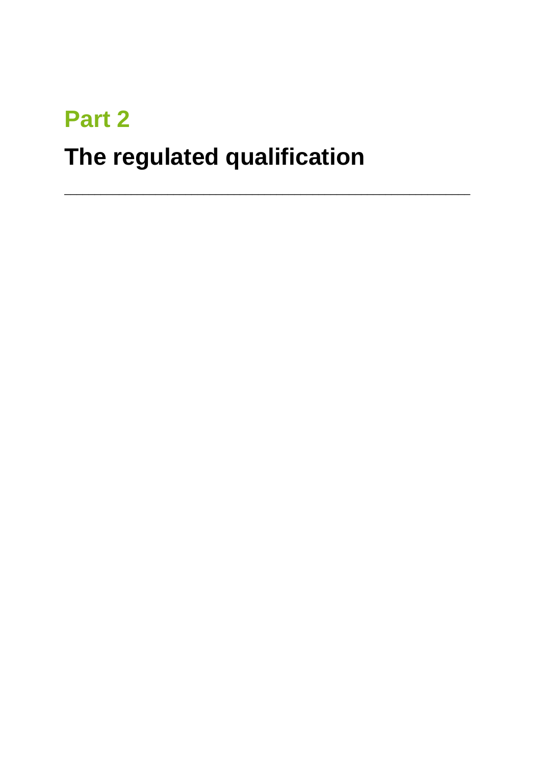# Part 2

# The regulated qualification

---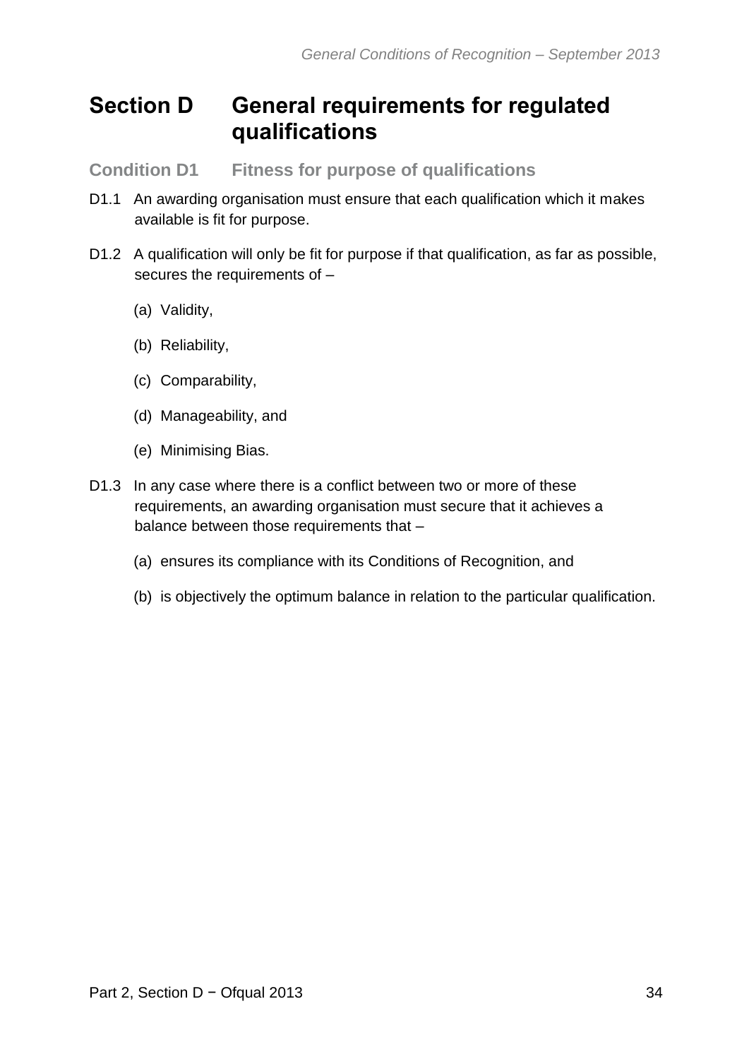# Section D General requirements for regulated qualifications

## Condition D1 Fitness for purpose of qualifications

D1.1 An awarding organisation must ensure that each qualification which it makes available is fit for purpose.

D1.2 A qualification will only be fit for purpose if that qualification, as far as possible, secures the requirements of –

(a) Validity,

(b) Reliability,

(c) Comparability,

(d) Manageability, and

(e) Minimising Bias.

D1.3 In any case where there is a conflict between two or more of these requirements, an awarding organisation must secure that it achieves a balance between those requirements that –

(a) ensures its compliance with its Conditions of Recognition, and

(b) is objectively the optimum balance in relation to the particular qualification.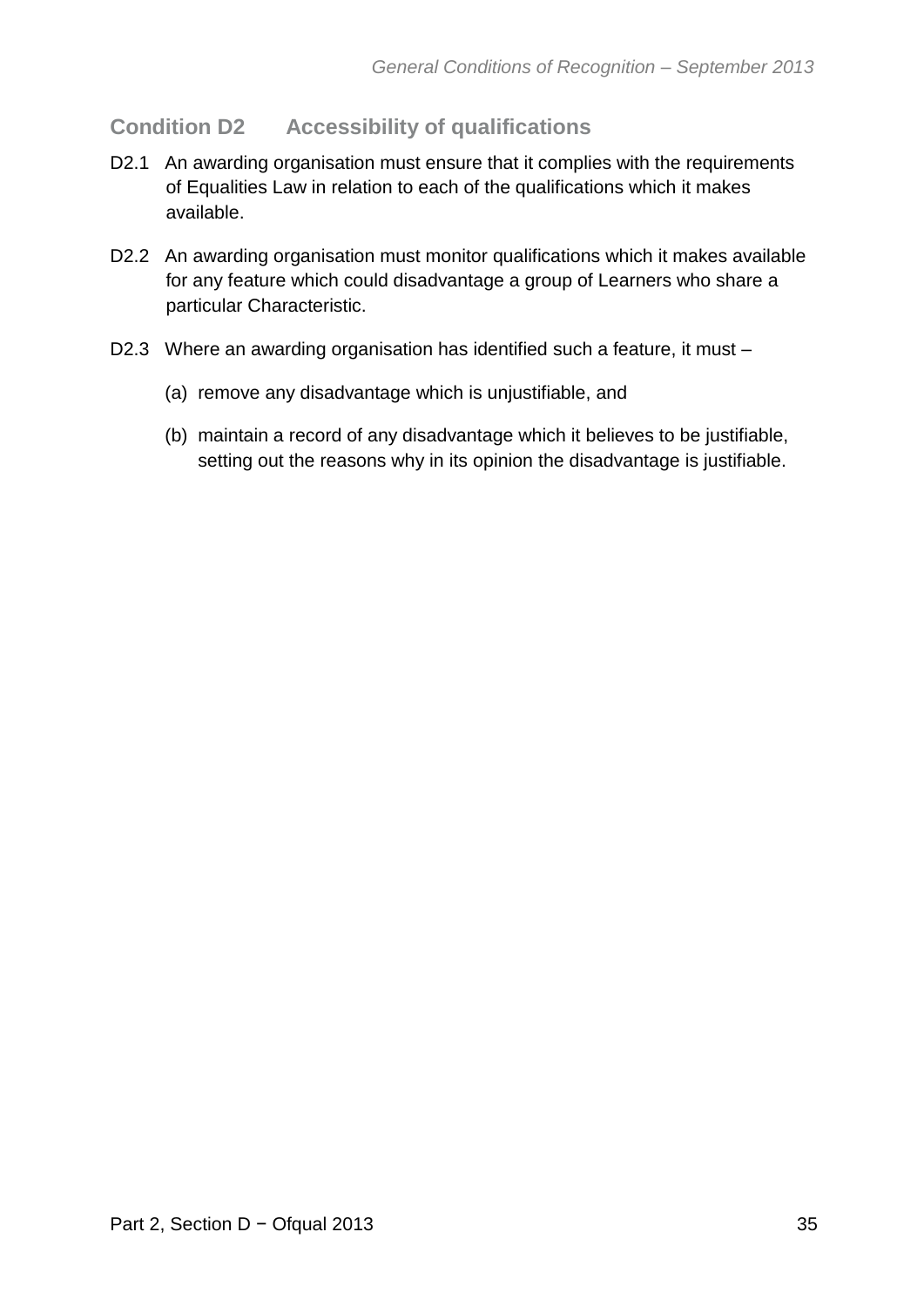## Condition D2 Accessibility of qualifications

D2.1 An awarding organisation must ensure that it complies with the requirements of Equalities Law in relation to each of the qualifications which it makes available.

D2.2 An awarding organisation must monitor qualifications which it makes available for any feature which could disadvantage a group of Learners who share a particular Characteristic.

D2.3 Where an awarding organisation has identified such a feature, it must –

(a) remove any disadvantage which is unjustifiable, and

(b) maintain a record of any disadvantage which it believes to be justifiable, setting out the reasons why in its opinion the disadvantage is justifiable.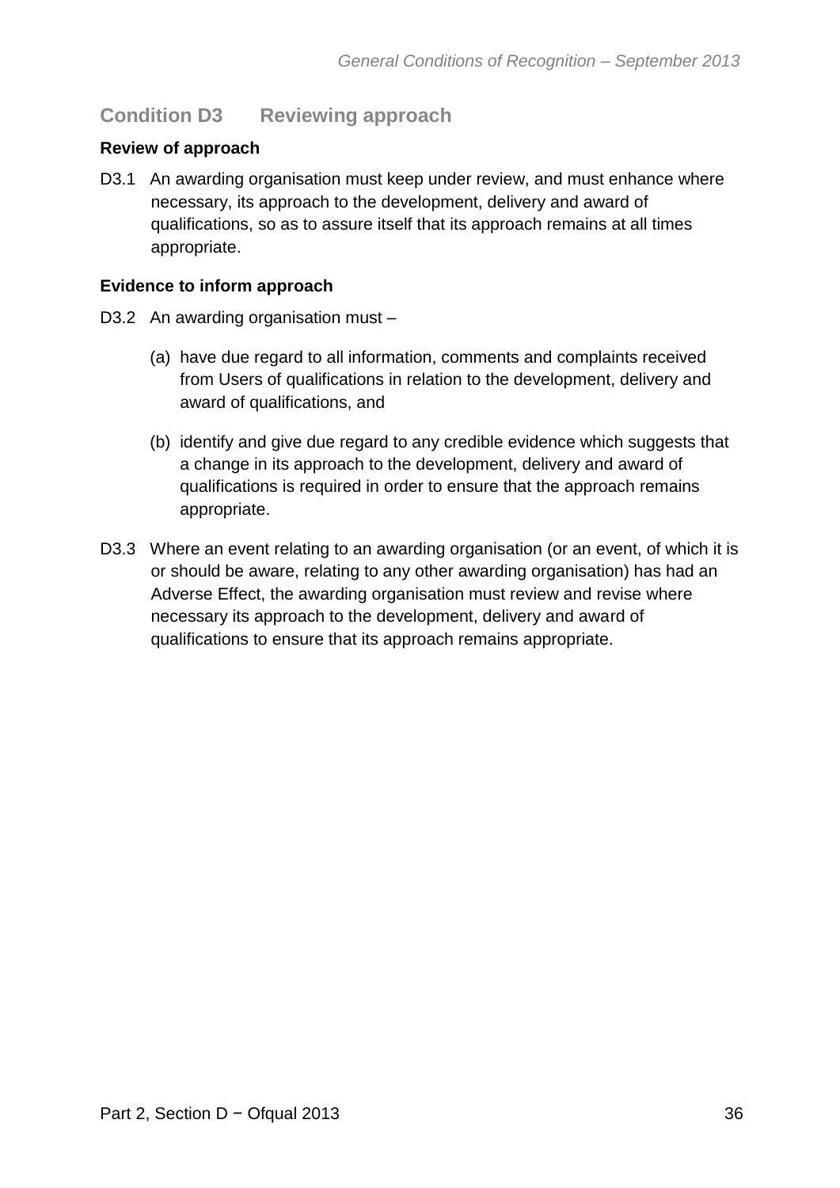## Condition D3 Reviewing approach

**Review of approach**

D3.1 An awarding organisation must keep under review, and must enhance where necessary, its approach to the development, delivery and award of qualifications, so as to assure itself that its approach remains at all times appropriate.

**Evidence to inform approach**

D3.2 An awarding organisation must –

(a) have due regard to all information, comments and complaints received from Users of qualifications in relation to the development, delivery and award of qualifications, and

(b) identify and give due regard to any credible evidence which suggests that a change in its approach to the development, delivery and award of qualifications is required in order to ensure that the approach remains appropriate.

D3.3 Where an event relating to an awarding organisation (or an event, of which it is or should be aware, relating to any other awarding organisation) has had an Adverse Effect, the awarding organisation must review and revise where necessary its approach to the development, delivery and award of qualifications to ensure that its approach remains appropriate.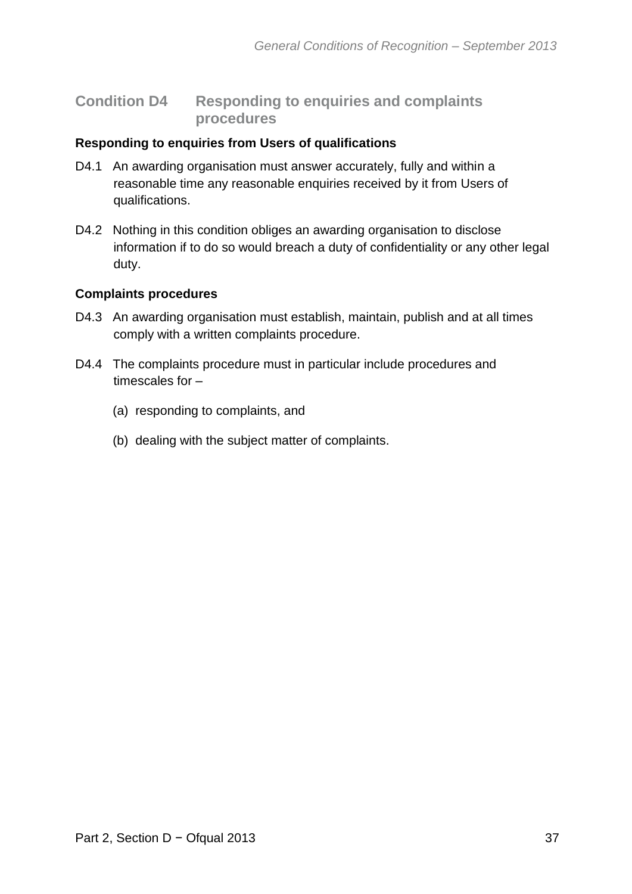## Condition D4 Responding to enquiries and complaints procedures

### Responding to enquiries from Users of qualifications

D4.1 An awarding organisation must answer accurately, fully and within a reasonable time any reasonable enquiries received by it from Users of qualifications.

D4.2 Nothing in this condition obliges an awarding organisation to disclose information if to do so would breach a duty of confidentiality or any other legal duty.

### Complaints procedures

D4.3 An awarding organisation must establish, maintain, publish and at all times comply with a written complaints procedure.

D4.4 The complaints procedure must in particular include procedures and timescales for –

(a) responding to complaints, and

(b) dealing with the subject matter of complaints.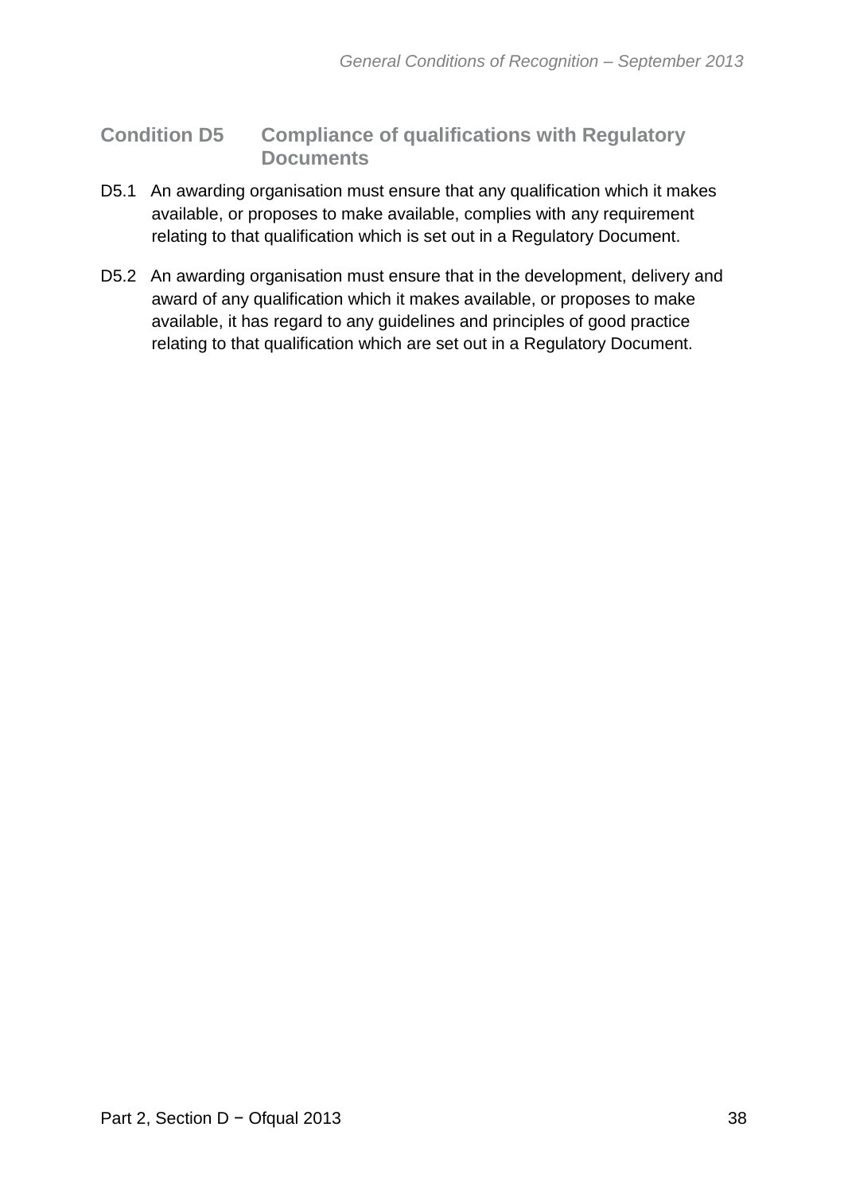## Condition D5 Compliance of qualifications with Regulatory Documents

D5.1 An awarding organisation must ensure that any qualification which it makes available, or proposes to make available, complies with any requirement relating to that qualification which is set out in a Regulatory Document.

D5.2 An awarding organisation must ensure that in the development, delivery and award of any qualification which it makes available, or proposes to make available, it has regard to any guidelines and principles of good practice relating to that qualification which are set out in a Regulatory Document.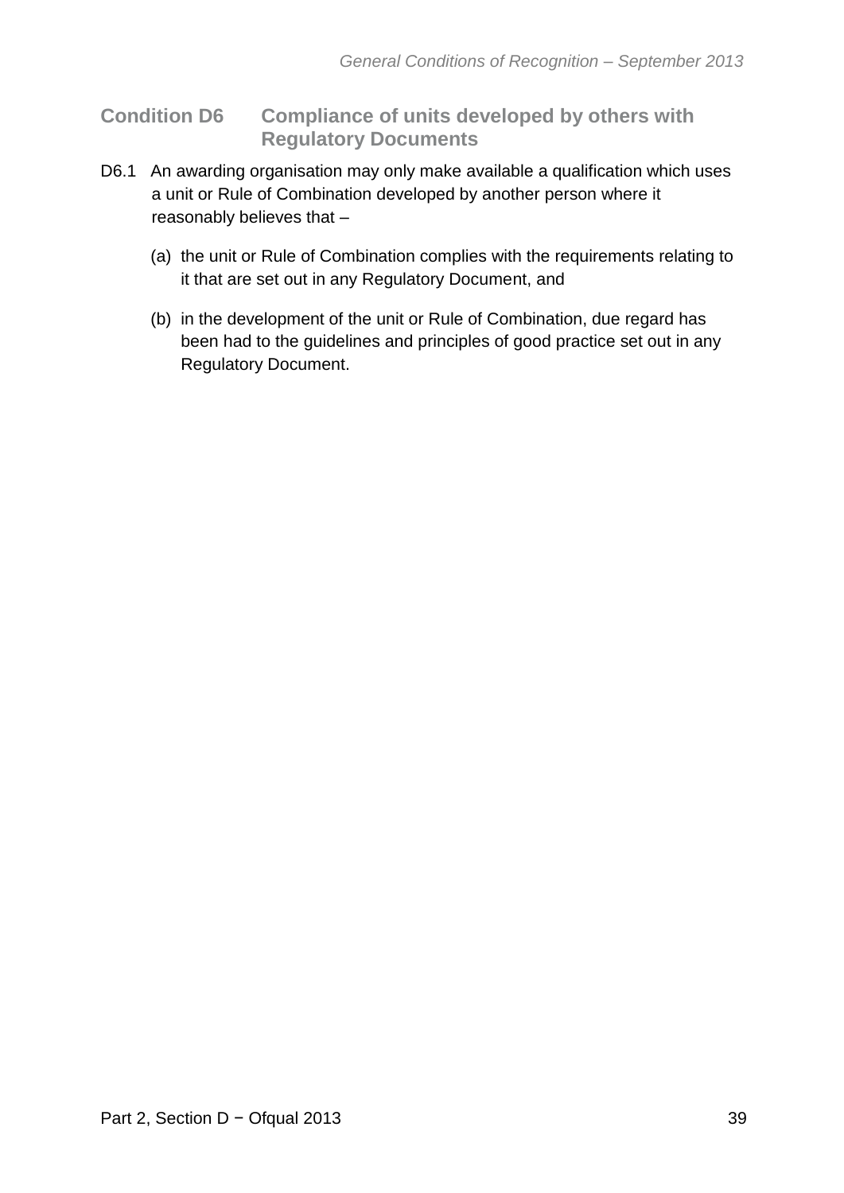## Condition D6 Compliance of units developed by others with Regulatory Documents

D6.1 An awarding organisation may only make available a qualification which uses a unit or Rule of Combination developed by another person where it reasonably believes that –

(a) the unit or Rule of Combination complies with the requirements relating to it that are set out in any Regulatory Document, and

(b) in the development of the unit or Rule of Combination, due regard has been had to the guidelines and principles of good practice set out in any Regulatory Document.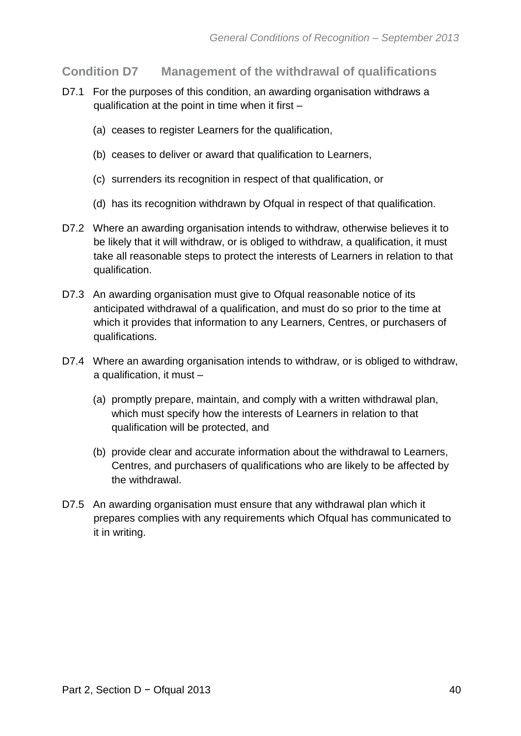## Condition D7 Management of the withdrawal of qualifications

D7.1 For the purposes of this condition, an awarding organisation withdraws a qualification at the point in time when it first –

(a) ceases to register Learners for the qualification,

(b) ceases to deliver or award that qualification to Learners,

(c) surrenders its recognition in respect of that qualification, or

(d) has its recognition withdrawn by Ofqual in respect of that qualification.

D7.2 Where an awarding organisation intends to withdraw, otherwise believes it to be likely that it will withdraw, or is obliged to withdraw, a qualification, it must take all reasonable steps to protect the interests of Learners in relation to that qualification.

D7.3 An awarding organisation must give to Ofqual reasonable notice of its anticipated withdrawal of a qualification, and must do so prior to the time at which it provides that information to any Learners, Centres, or purchasers of qualifications.

D7.4 Where an awarding organisation intends to withdraw, or is obliged to withdraw, a qualification, it must –

(a) promptly prepare, maintain, and comply with a written withdrawal plan, which must specify how the interests of Learners in relation to that qualification will be protected, and

(b) provide clear and accurate information about the withdrawal to Learners, Centres, and purchasers of qualifications who are likely to be affected by the withdrawal.

D7.5 An awarding organisation must ensure that any withdrawal plan which it prepares complies with any requirements which Ofqual has communicated to it in writing.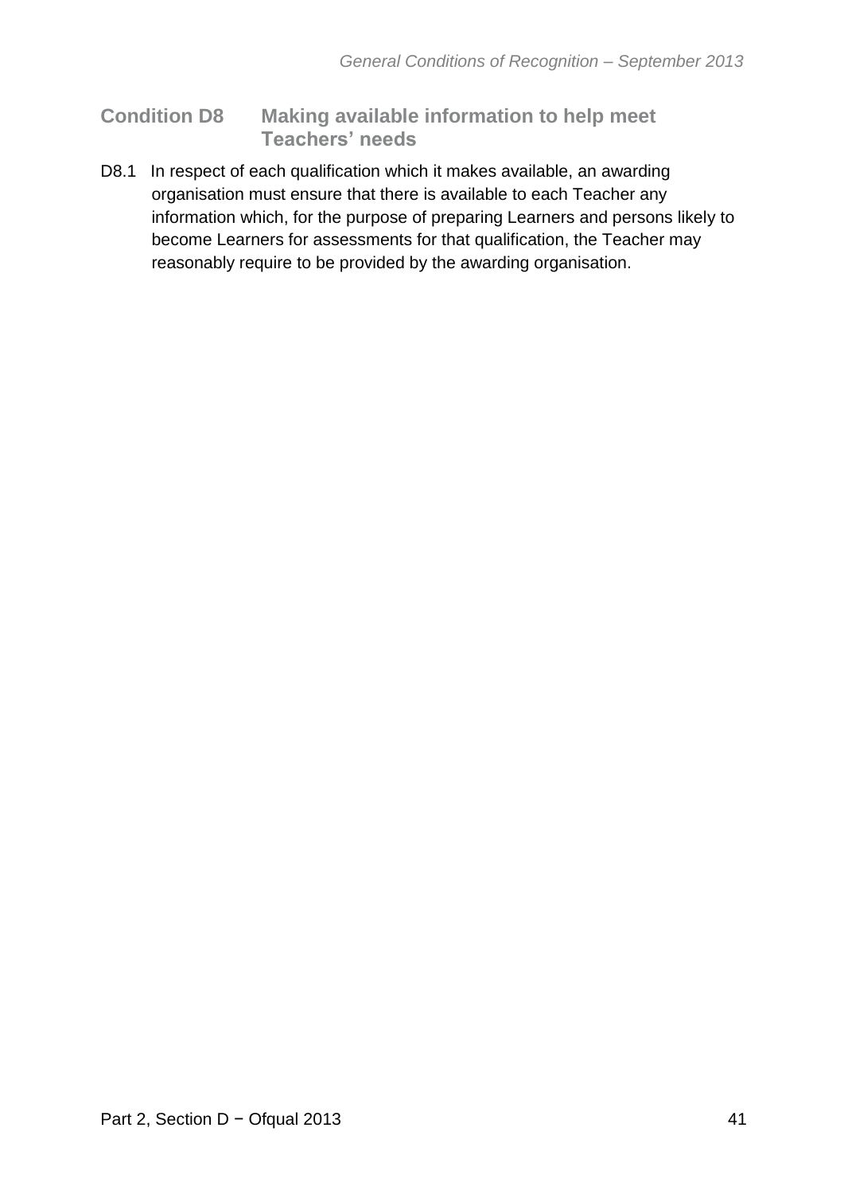## Condition D8 Making available information to help meet Teachers' needs

D8.1 In respect of each qualification which it makes available, an awarding organisation must ensure that there is available to each Teacher any information which, for the purpose of preparing Learners and persons likely to become Learners for assessments for that qualification, the Teacher may reasonably require to be provided by the awarding organisation.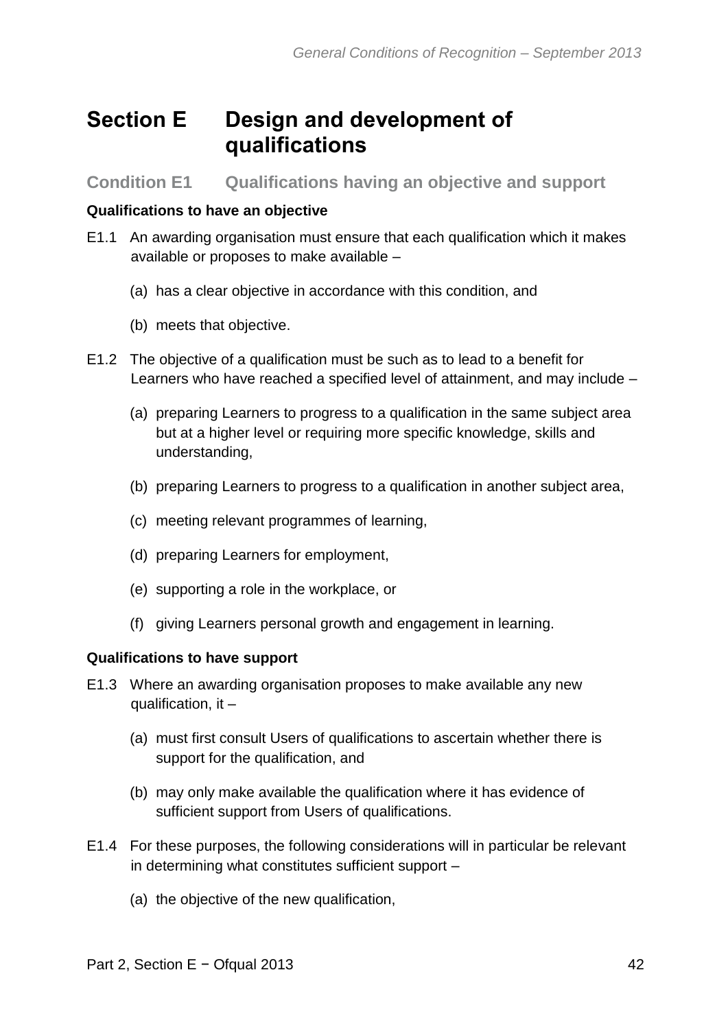# Section E Design and development of qualifications

## Condition E1 Qualifications having an objective and support

**Qualifications to have an objective**

E1.1 An awarding organisation must ensure that each qualification which it makes available or proposes to make available –

(a) has a clear objective in accordance with this condition, and

(b) meets that objective.

E1.2 The objective of a qualification must be such as to lead to a benefit for Learners who have reached a specified level of attainment, and may include –

(a) preparing Learners to progress to a qualification in the same subject area but at a higher level or requiring more specific knowledge, skills and understanding,

(b) preparing Learners to progress to a qualification in another subject area,

(c) meeting relevant programmes of learning,

(d) preparing Learners for employment,

(e) supporting a role in the workplace, or

(f) giving Learners personal growth and engagement in learning.

**Qualifications to have support**

E1.3 Where an awarding organisation proposes to make available any new qualification, it –

(a) must first consult Users of qualifications to ascertain whether there is support for the qualification, and

(b) may only make available the qualification where it has evidence of sufficient support from Users of qualifications.

E1.4 For these purposes, the following considerations will in particular be relevant in determining what constitutes sufficient support –

(a) the objective of the new qualification,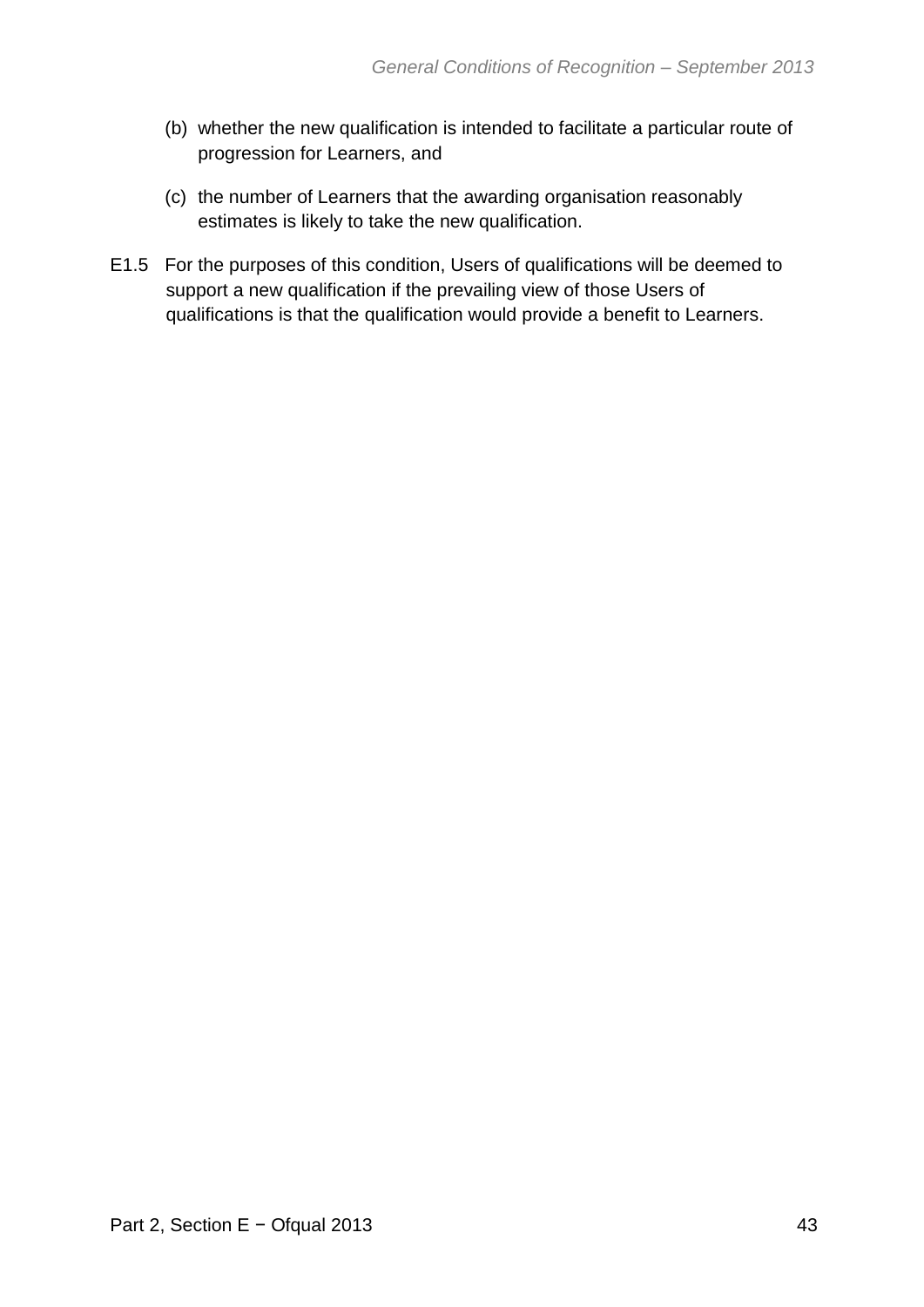(b) whether the new qualification is intended to facilitate a particular route of progression for Learners, and

(c) the number of Learners that the awarding organisation reasonably estimates is likely to take the new qualification.

E1.5 For the purposes of this condition, Users of qualifications will be deemed to support a new qualification if the prevailing view of those Users of qualifications is that the qualification would provide a benefit to Learners.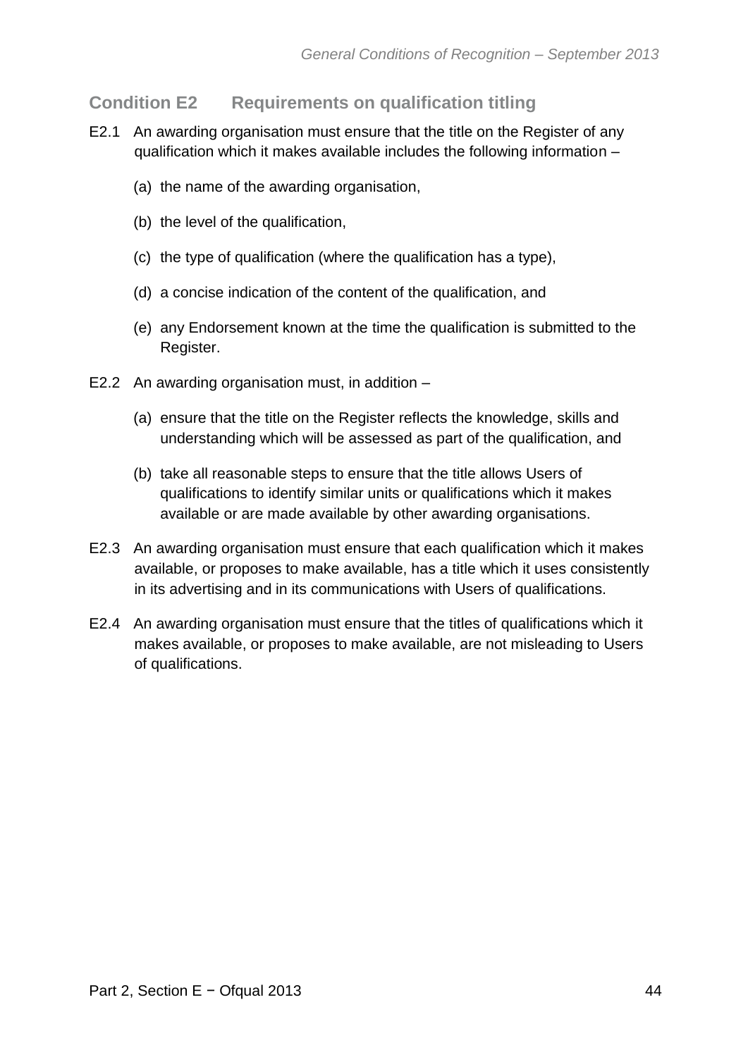## Condition E2 Requirements on qualification titling

E2.1 An awarding organisation must ensure that the title on the Register of any qualification which it makes available includes the following information –

(a) the name of the awarding organisation,

(b) the level of the qualification,

(c) the type of qualification (where the qualification has a type),

(d) a concise indication of the content of the qualification, and

(e) any Endorsement known at the time the qualification is submitted to the Register.

E2.2 An awarding organisation must, in addition –

(a) ensure that the title on the Register reflects the knowledge, skills and understanding which will be assessed as part of the qualification, and

(b) take all reasonable steps to ensure that the title allows Users of qualifications to identify similar units or qualifications which it makes available or are made available by other awarding organisations.

E2.3 An awarding organisation must ensure that each qualification which it makes available, or proposes to make available, has a title which it uses consistently in its advertising and in its communications with Users of qualifications.

E2.4 An awarding organisation must ensure that the titles of qualifications which it makes available, or proposes to make available, are not misleading to Users of qualifications.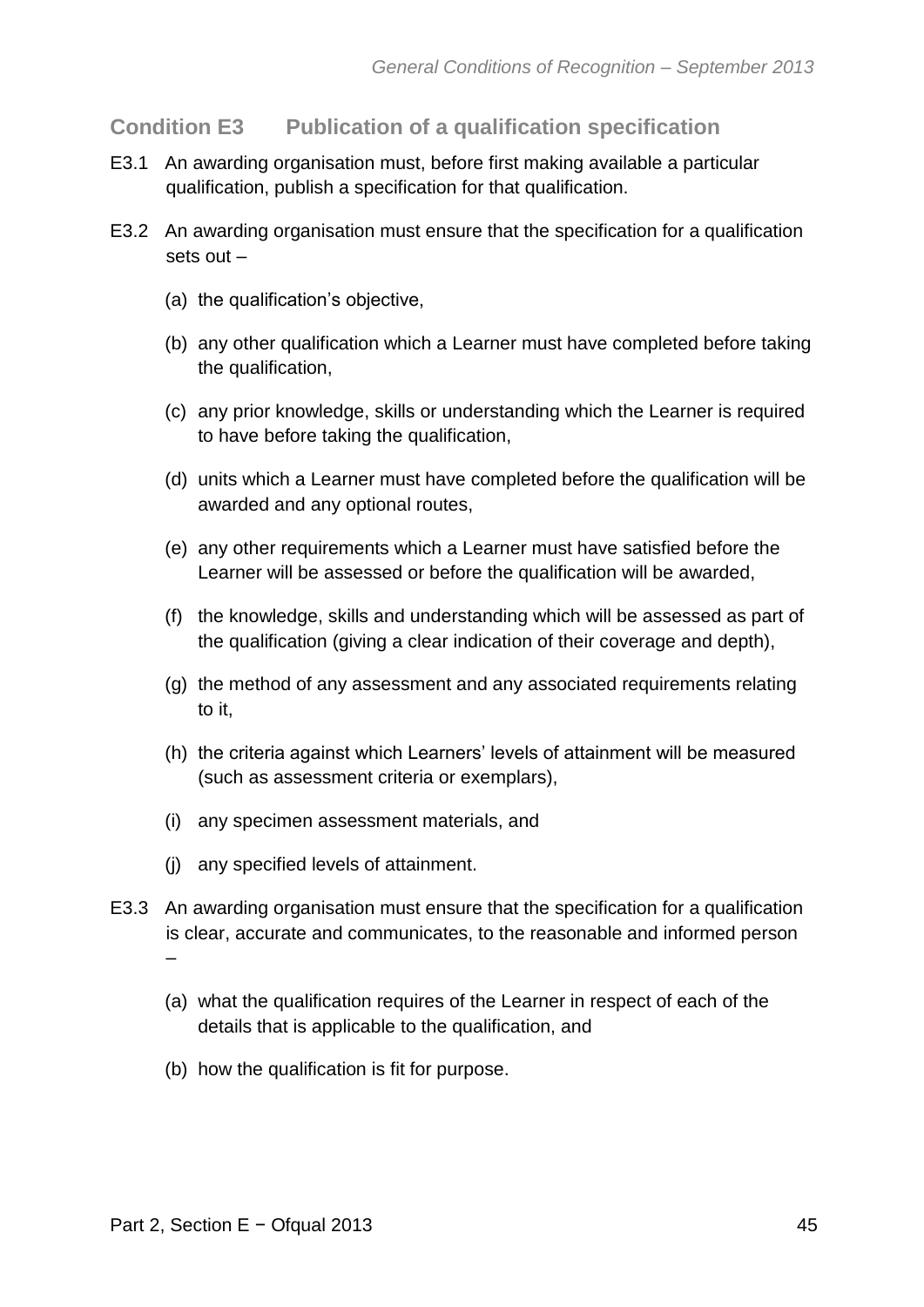## Condition E3 Publication of a qualification specification

E3.1 An awarding organisation must, before first making available a particular qualification, publish a specification for that qualification.

E3.2 An awarding organisation must ensure that the specification for a qualification sets out –

- (a) the qualification's objective,
- (b) any other qualification which a Learner must have completed before taking the qualification,
- (c) any prior knowledge, skills or understanding which the Learner is required to have before taking the qualification,
- (d) units which a Learner must have completed before the qualification will be awarded and any optional routes,
- (e) any other requirements which a Learner must have satisfied before the Learner will be assessed or before the qualification will be awarded,
- (f) the knowledge, skills and understanding which will be assessed as part of the qualification (giving a clear indication of their coverage and depth),
- (g) the method of any assessment and any associated requirements relating to it,
- (h) the criteria against which Learners' levels of attainment will be measured (such as assessment criteria or exemplars),
- (i) any specimen assessment materials, and
- (j) any specified levels of attainment.

E3.3 An awarding organisation must ensure that the specification for a qualification is clear, accurate and communicates, to the reasonable and informed person –

- (a) what the qualification requires of the Learner in respect of each of the details that is applicable to the qualification, and
- (b) how the qualification is fit for purpose.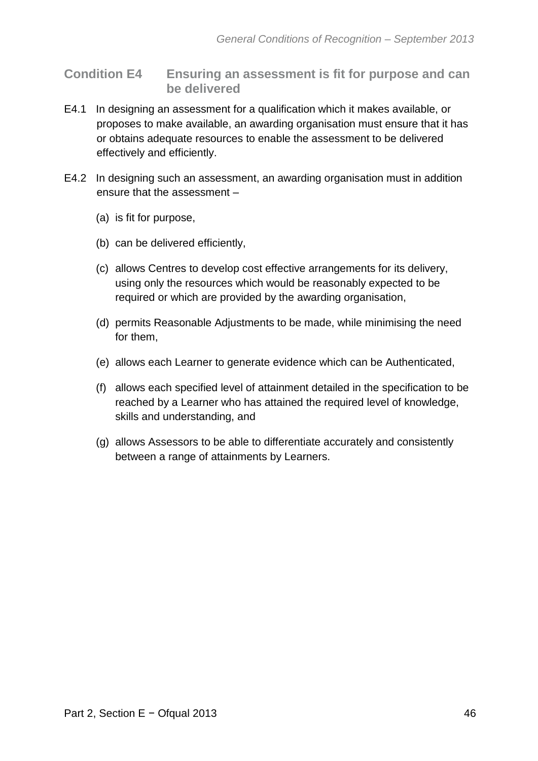## Condition E4 Ensuring an assessment is fit for purpose and can be delivered

E4.1 In designing an assessment for a qualification which it makes available, or proposes to make available, an awarding organisation must ensure that it has or obtains adequate resources to enable the assessment to be delivered effectively and efficiently.

E4.2 In designing such an assessment, an awarding organisation must in addition ensure that the assessment –

(a) is fit for purpose,

(b) can be delivered efficiently,

(c) allows Centres to develop cost effective arrangements for its delivery, using only the resources which would be reasonably expected to be required or which are provided by the awarding organisation,

(d) permits Reasonable Adjustments to be made, while minimising the need for them,

(e) allows each Learner to generate evidence which can be Authenticated,

(f) allows each specified level of attainment detailed in the specification to be reached by a Learner who has attained the required level of knowledge, skills and understanding, and

(g) allows Assessors to be able to differentiate accurately and consistently between a range of attainments by Learners.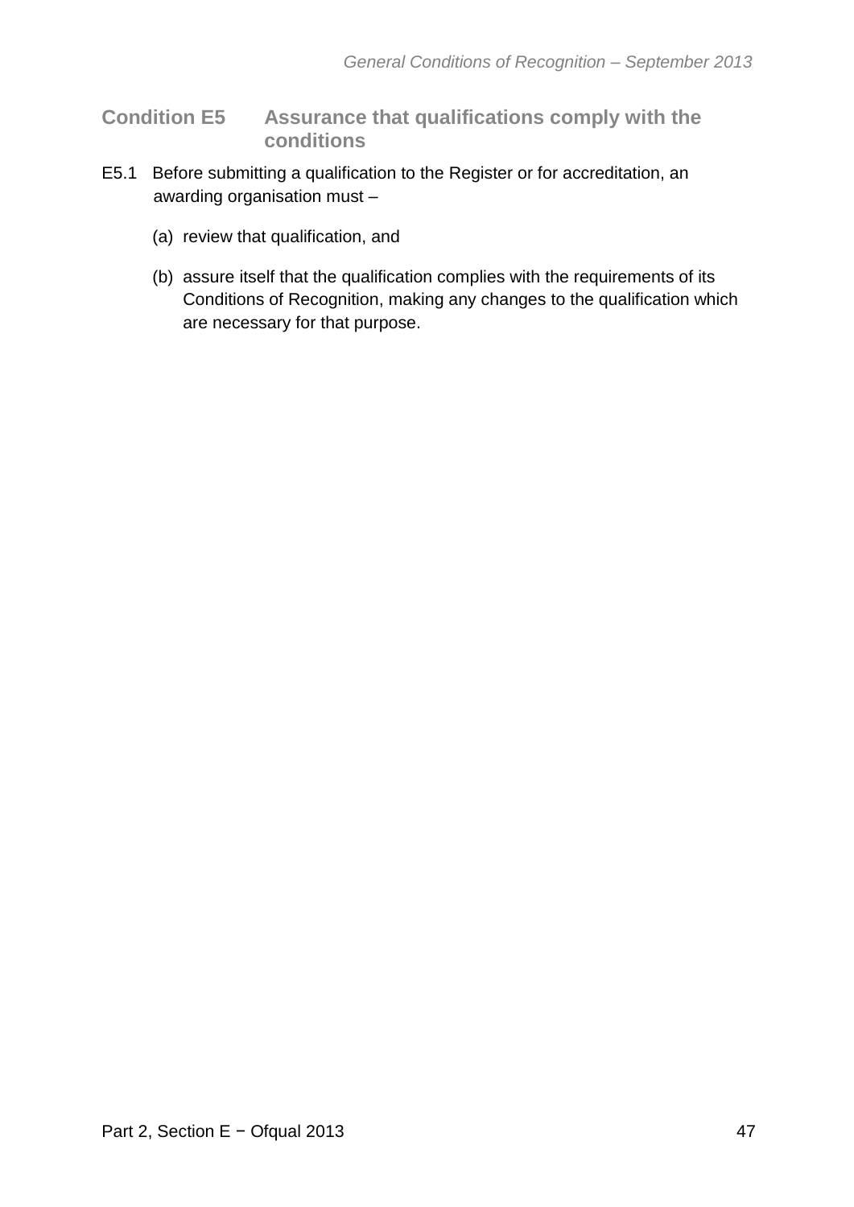## Condition E5 Assurance that qualifications comply with the conditions

E5.1 Before submitting a qualification to the Register or for accreditation, an awarding organisation must –

(a) review that qualification, and

(b) assure itself that the qualification complies with the requirements of its Conditions of Recognition, making any changes to the qualification which are necessary for that purpose.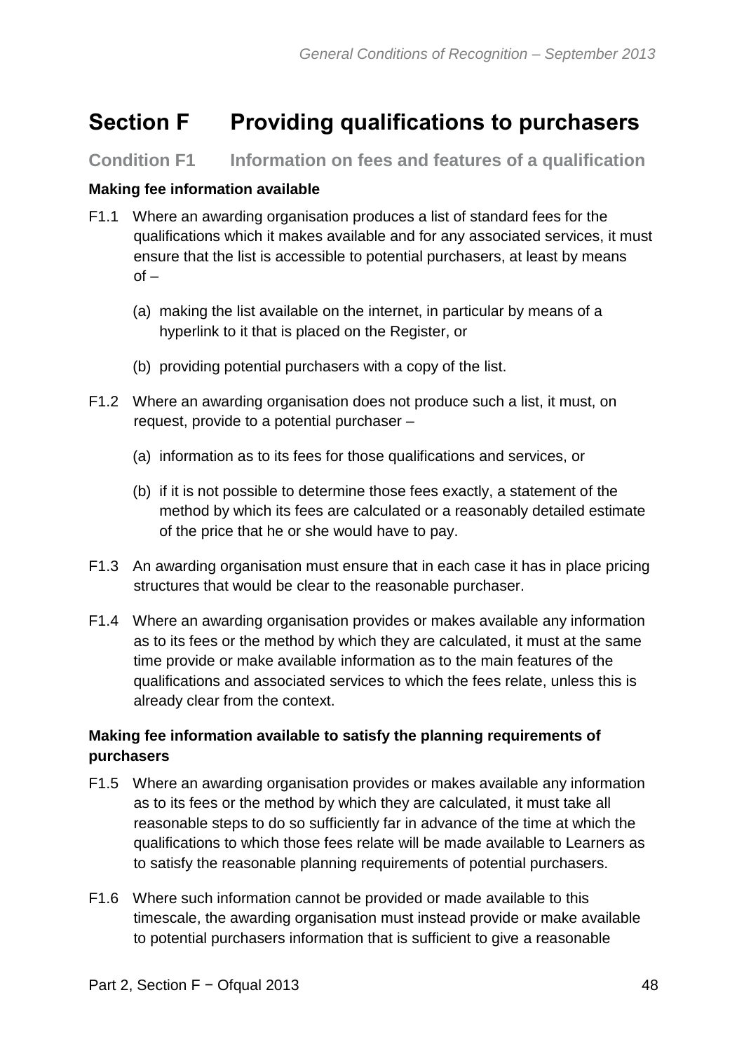# Section F Providing qualifications to purchasers

## Condition F1 Information on fees and features of a qualification

**Making fee information available**

F1.1 Where an awarding organisation produces a list of standard fees for the qualifications which it makes available and for any associated services, it must ensure that the list is accessible to potential purchasers, at least by means of –

(a) making the list available on the internet, in particular by means of a hyperlink to it that is placed on the Register, or

(b) providing potential purchasers with a copy of the list.

F1.2 Where an awarding organisation does not produce such a list, it must, on request, provide to a potential purchaser –

(a) information as to its fees for those qualifications and services, or

(b) if it is not possible to determine those fees exactly, a statement of the method by which its fees are calculated or a reasonably detailed estimate of the price that he or she would have to pay.

F1.3 An awarding organisation must ensure that in each case it has in place pricing structures that would be clear to the reasonable purchaser.

F1.4 Where an awarding organisation provides or makes available any information as to its fees or the method by which they are calculated, it must at the same time provide or make available information as to the main features of the qualifications and associated services to which the fees relate, unless this is already clear from the context.

**Making fee information available to satisfy the planning requirements of purchasers**

F1.5 Where an awarding organisation provides or makes available any information as to its fees or the method by which they are calculated, it must take all reasonable steps to do so sufficiently far in advance of the time at which the qualifications to which those fees relate will be made available to Learners as to satisfy the reasonable planning requirements of potential purchasers.

F1.6 Where such information cannot be provided or made available to this timescale, the awarding organisation must instead provide or make available to potential purchasers information that is sufficient to give a reasonable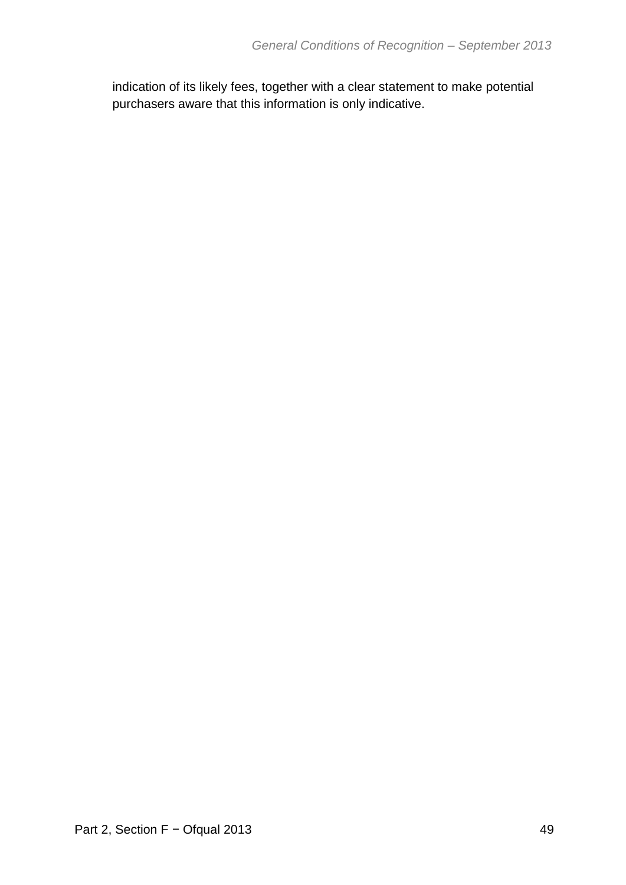indication of its likely fees, together with a clear statement to make potential purchasers aware that this information is only indicative.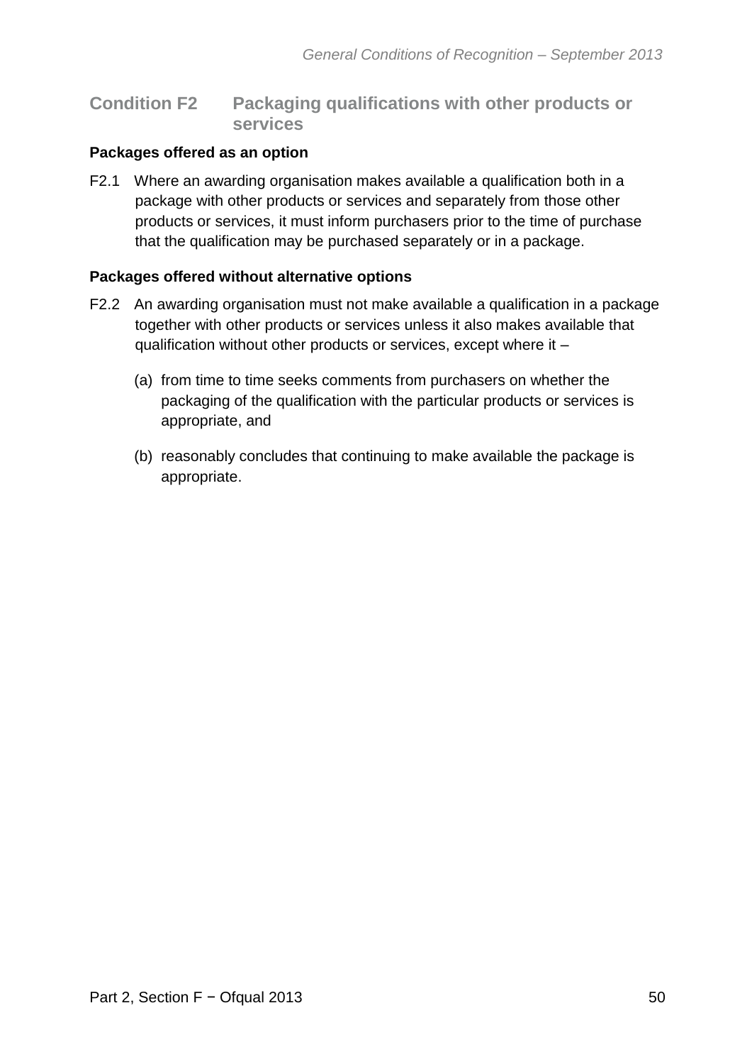## Condition F2 Packaging qualifications with other products or services

**Packages offered as an option**

F2.1 Where an awarding organisation makes available a qualification both in a package with other products or services and separately from those other products or services, it must inform purchasers prior to the time of purchase that the qualification may be purchased separately or in a package.

**Packages offered without alternative options**

F2.2 An awarding organisation must not make available a qualification in a package together with other products or services unless it also makes available that qualification without other products or services, except where it –

(a) from time to time seeks comments from purchasers on whether the packaging of the qualification with the particular products or services is appropriate, and

(b) reasonably concludes that continuing to make available the package is appropriate.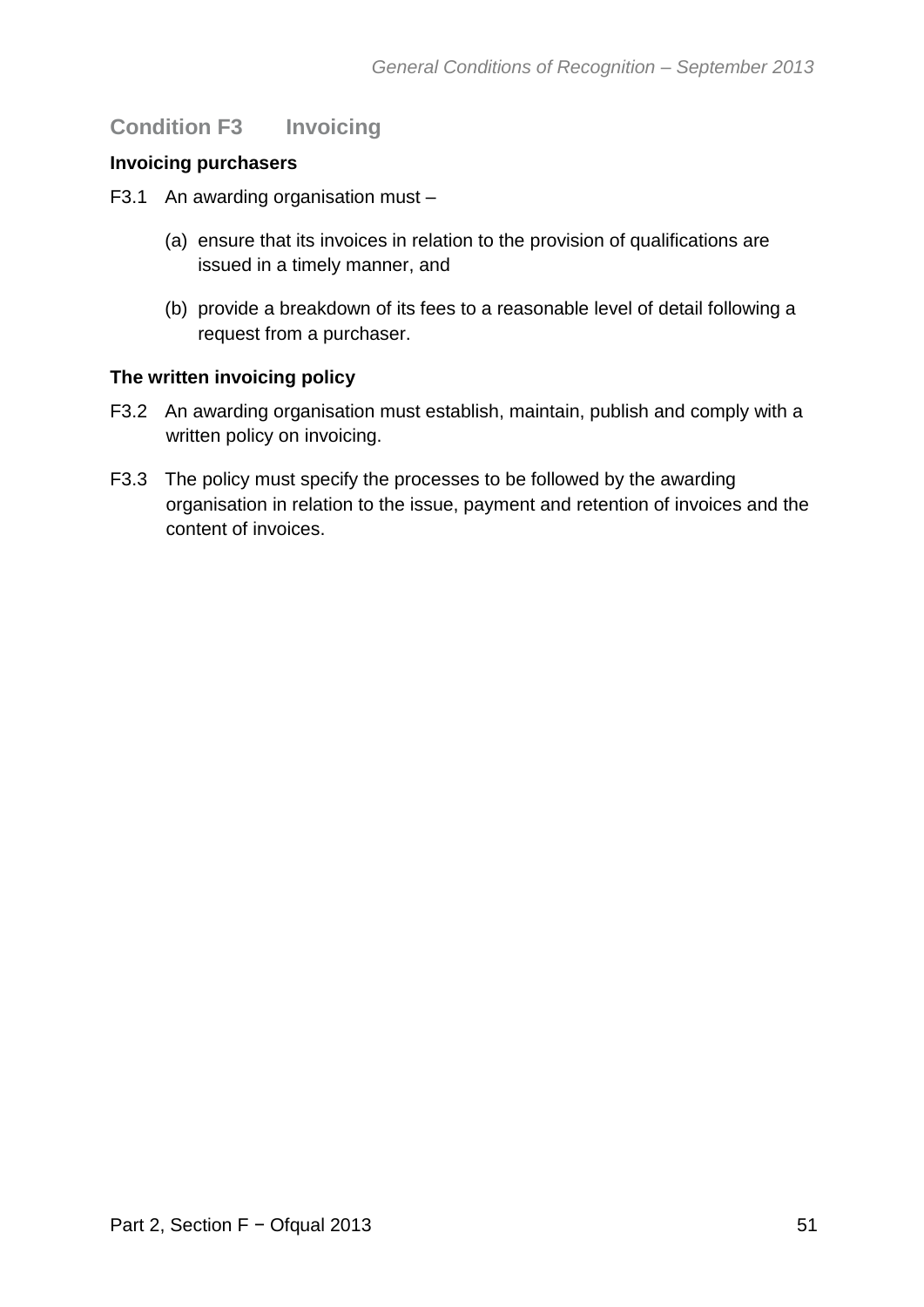## Condition F3 Invoicing

### Invoicing purchasers

F3.1 An awarding organisation must –

(a) ensure that its invoices in relation to the provision of qualifications are issued in a timely manner, and

(b) provide a breakdown of its fees to a reasonable level of detail following a request from a purchaser.

### The written invoicing policy

F3.2 An awarding organisation must establish, maintain, publish and comply with a written policy on invoicing.

F3.3 The policy must specify the processes to be followed by the awarding organisation in relation to the issue, payment and retention of invoices and the content of invoices.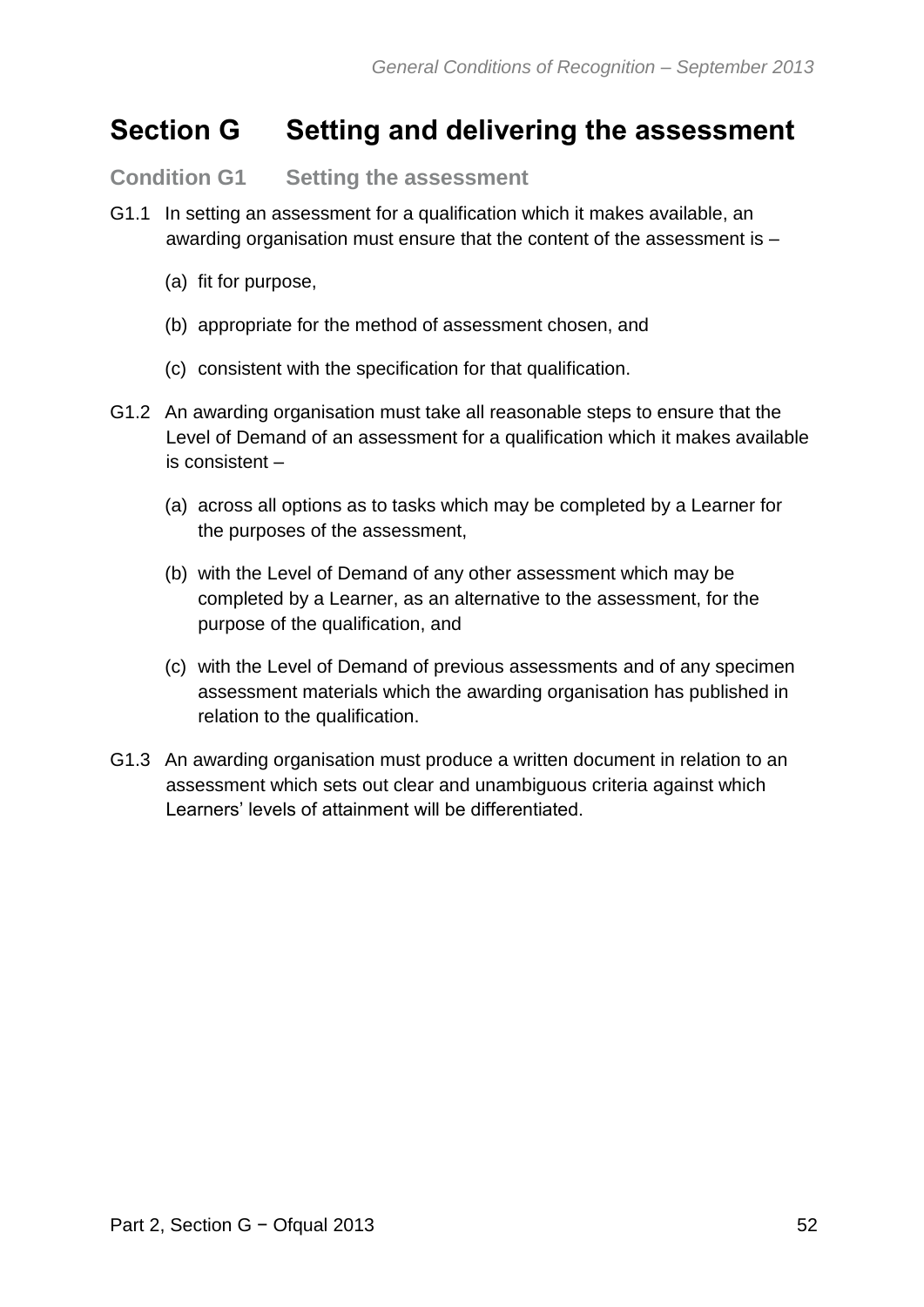# Section G Setting and delivering the assessment

## Condition G1 Setting the assessment

G1.1 In setting an assessment for a qualification which it makes available, an awarding organisation must ensure that the content of the assessment is –

(a) fit for purpose,

(b) appropriate for the method of assessment chosen, and

(c) consistent with the specification for that qualification.

G1.2 An awarding organisation must take all reasonable steps to ensure that the Level of Demand of an assessment for a qualification which it makes available is consistent –

(a) across all options as to tasks which may be completed by a Learner for the purposes of the assessment,

(b) with the Level of Demand of any other assessment which may be completed by a Learner, as an alternative to the assessment, for the purpose of the qualification, and

(c) with the Level of Demand of previous assessments and of any specimen assessment materials which the awarding organisation has published in relation to the qualification.

G1.3 An awarding organisation must produce a written document in relation to an assessment which sets out clear and unambiguous criteria against which Learners' levels of attainment will be differentiated.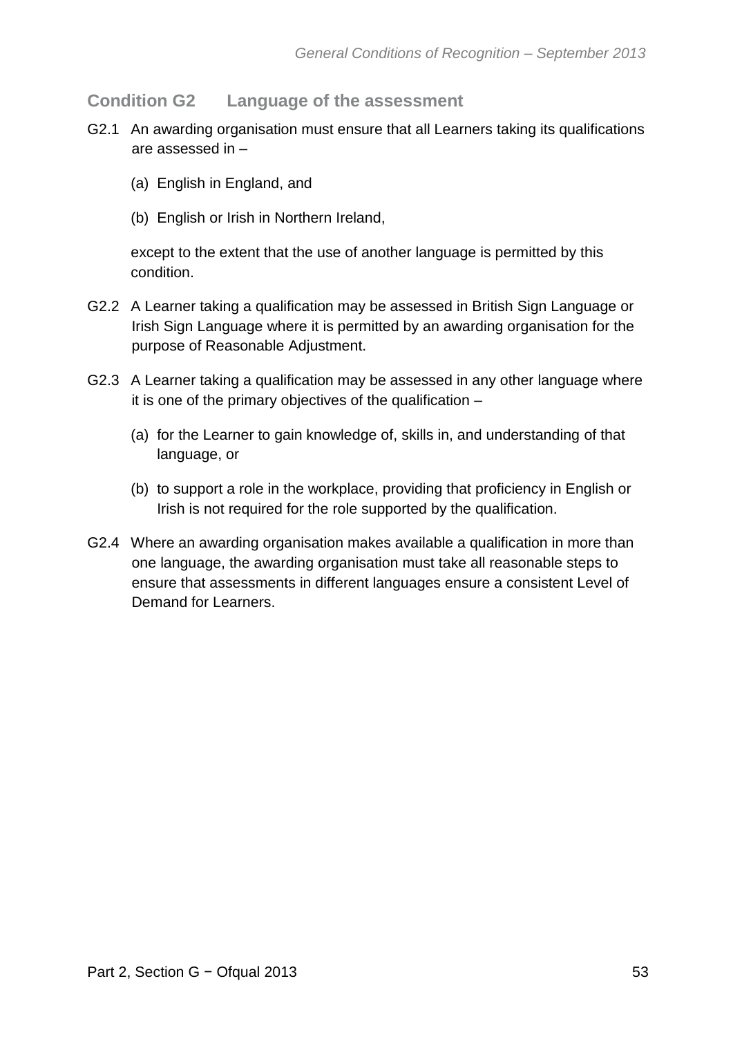## Condition G2 Language of the assessment

G2.1 An awarding organisation must ensure that all Learners taking its qualifications are assessed in –

(a) English in England, and

(b) English or Irish in Northern Ireland,

except to the extent that the use of another language is permitted by this condition.

G2.2 A Learner taking a qualification may be assessed in British Sign Language or Irish Sign Language where it is permitted by an awarding organisation for the purpose of Reasonable Adjustment.

G2.3 A Learner taking a qualification may be assessed in any other language where it is one of the primary objectives of the qualification –

(a) for the Learner to gain knowledge of, skills in, and understanding of that language, or

(b) to support a role in the workplace, providing that proficiency in English or Irish is not required for the role supported by the qualification.

G2.4 Where an awarding organisation makes available a qualification in more than one language, the awarding organisation must take all reasonable steps to ensure that assessments in different languages ensure a consistent Level of Demand for Learners.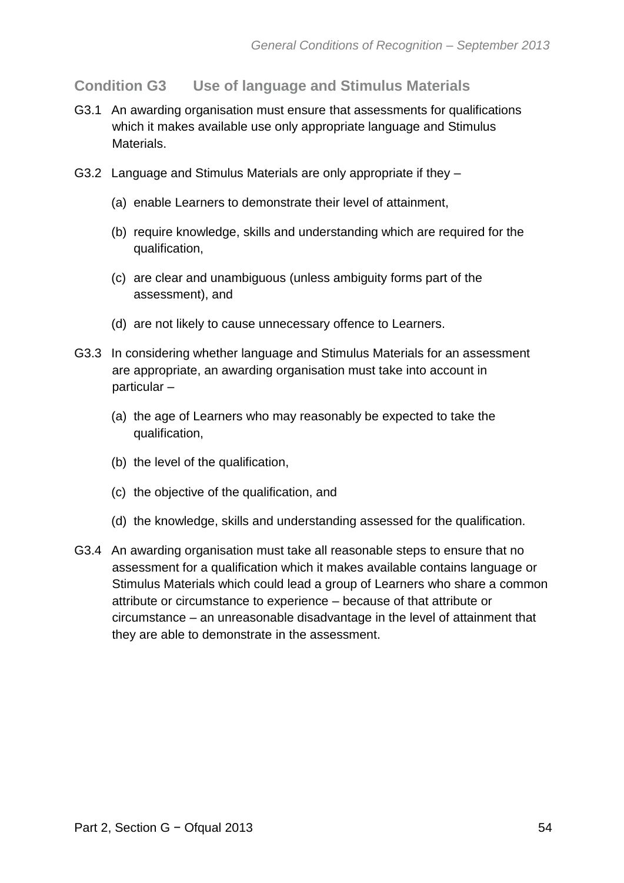## Condition G3 Use of language and Stimulus Materials

G3.1 An awarding organisation must ensure that assessments for qualifications which it makes available use only appropriate language and Stimulus Materials.

G3.2 Language and Stimulus Materials are only appropriate if they –

(a) enable Learners to demonstrate their level of attainment,

(b) require knowledge, skills and understanding which are required for the qualification,

(c) are clear and unambiguous (unless ambiguity forms part of the assessment), and

(d) are not likely to cause unnecessary offence to Learners.

G3.3 In considering whether language and Stimulus Materials for an assessment are appropriate, an awarding organisation must take into account in particular –

(a) the age of Learners who may reasonably be expected to take the qualification,

(b) the level of the qualification,

(c) the objective of the qualification, and

(d) the knowledge, skills and understanding assessed for the qualification.

G3.4 An awarding organisation must take all reasonable steps to ensure that no assessment for a qualification which it makes available contains language or Stimulus Materials which could lead a group of Learners who share a common attribute or circumstance to experience – because of that attribute or circumstance – an unreasonable disadvantage in the level of attainment that they are able to demonstrate in the assessment.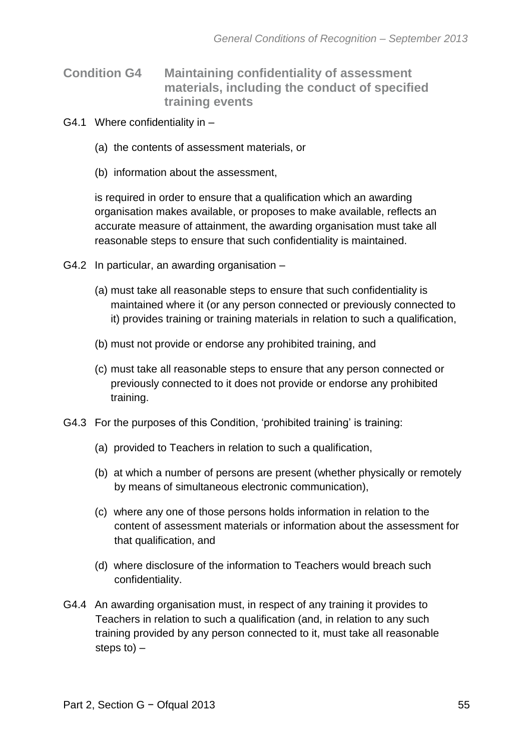## Condition G4 Maintaining confidentiality of assessment materials, including the conduct of specified training events

G4.1 Where confidentiality in –

(a) the contents of assessment materials, or

(b) information about the assessment,

is required in order to ensure that a qualification which an awarding organisation makes available, or proposes to make available, reflects an accurate measure of attainment, the awarding organisation must take all reasonable steps to ensure that such confidentiality is maintained.

G4.2 In particular, an awarding organisation –

(a) must take all reasonable steps to ensure that such confidentiality is maintained where it (or any person connected or previously connected to it) provides training or training materials in relation to such a qualification,

(b) must not provide or endorse any prohibited training, and

(c) must take all reasonable steps to ensure that any person connected or previously connected to it does not provide or endorse any prohibited training.

G4.3 For the purposes of this Condition, 'prohibited training' is training:

(a) provided to Teachers in relation to such a qualification,

(b) at which a number of persons are present (whether physically or remotely by means of simultaneous electronic communication),

(c) where any one of those persons holds information in relation to the content of assessment materials or information about the assessment for that qualification, and

(d) where disclosure of the information to Teachers would breach such confidentiality.

G4.4 An awarding organisation must, in respect of any training it provides to Teachers in relation to such a qualification (and, in relation to any such training provided by any person connected to it, must take all reasonable steps to) –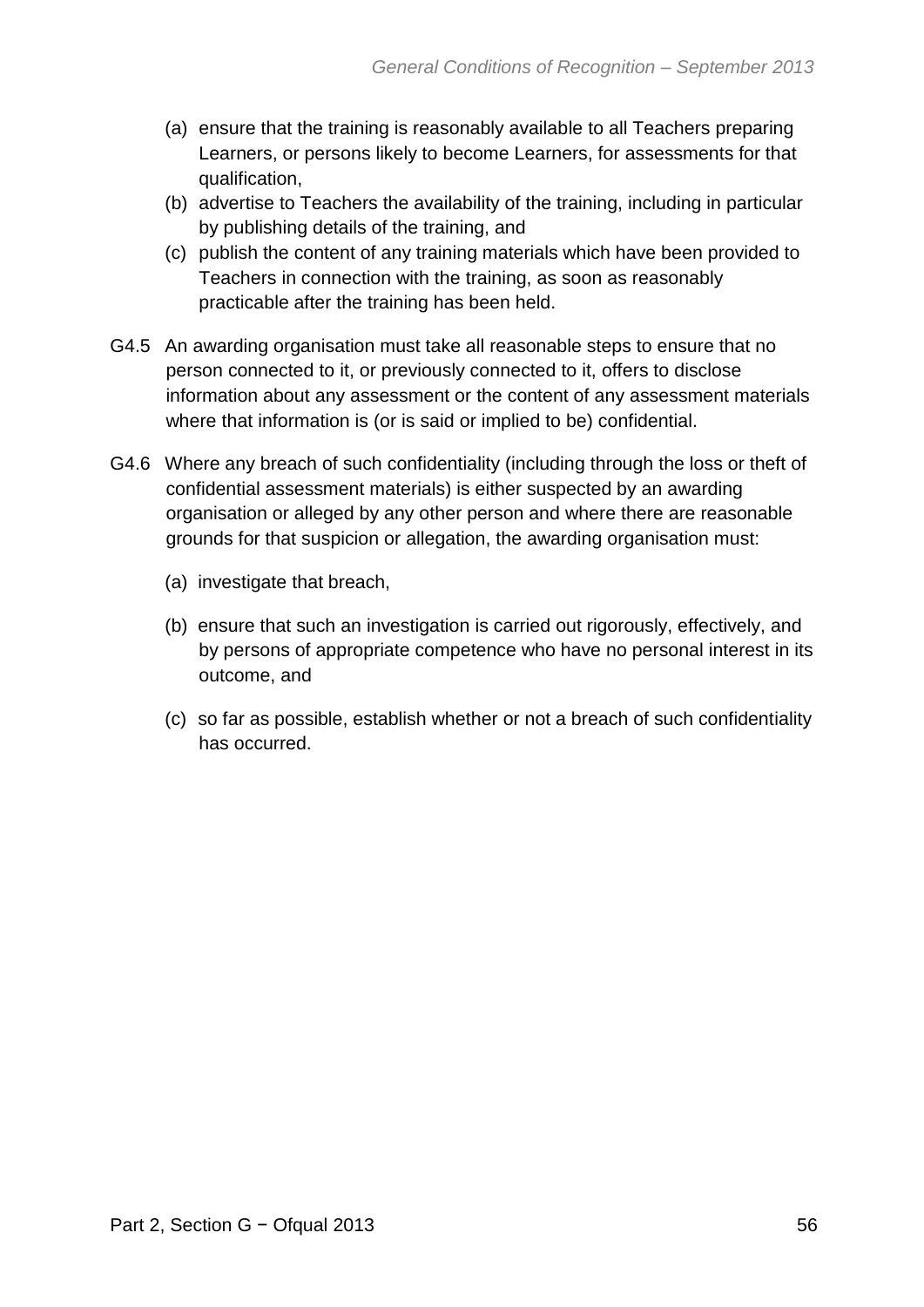(a) ensure that the training is reasonably available to all Teachers preparing Learners, or persons likely to become Learners, for assessments for that qualification,

(b) advertise to Teachers the availability of the training, including in particular by publishing details of the training, and

(c) publish the content of any training materials which have been provided to Teachers in connection with the training, as soon as reasonably practicable after the training has been held.

G4.5 An awarding organisation must take all reasonable steps to ensure that no person connected to it, or previously connected to it, offers to disclose information about any assessment or the content of any assessment materials where that information is (or is said or implied to be) confidential.

G4.6 Where any breach of such confidentiality (including through the loss or theft of confidential assessment materials) is either suspected by an awarding organisation or alleged by any other person and where there are reasonable grounds for that suspicion or allegation, the awarding organisation must:

(a) investigate that breach,

(b) ensure that such an investigation is carried out rigorously, effectively, and by persons of appropriate competence who have no personal interest in its outcome, and

(c) so far as possible, establish whether or not a breach of such confidentiality has occurred.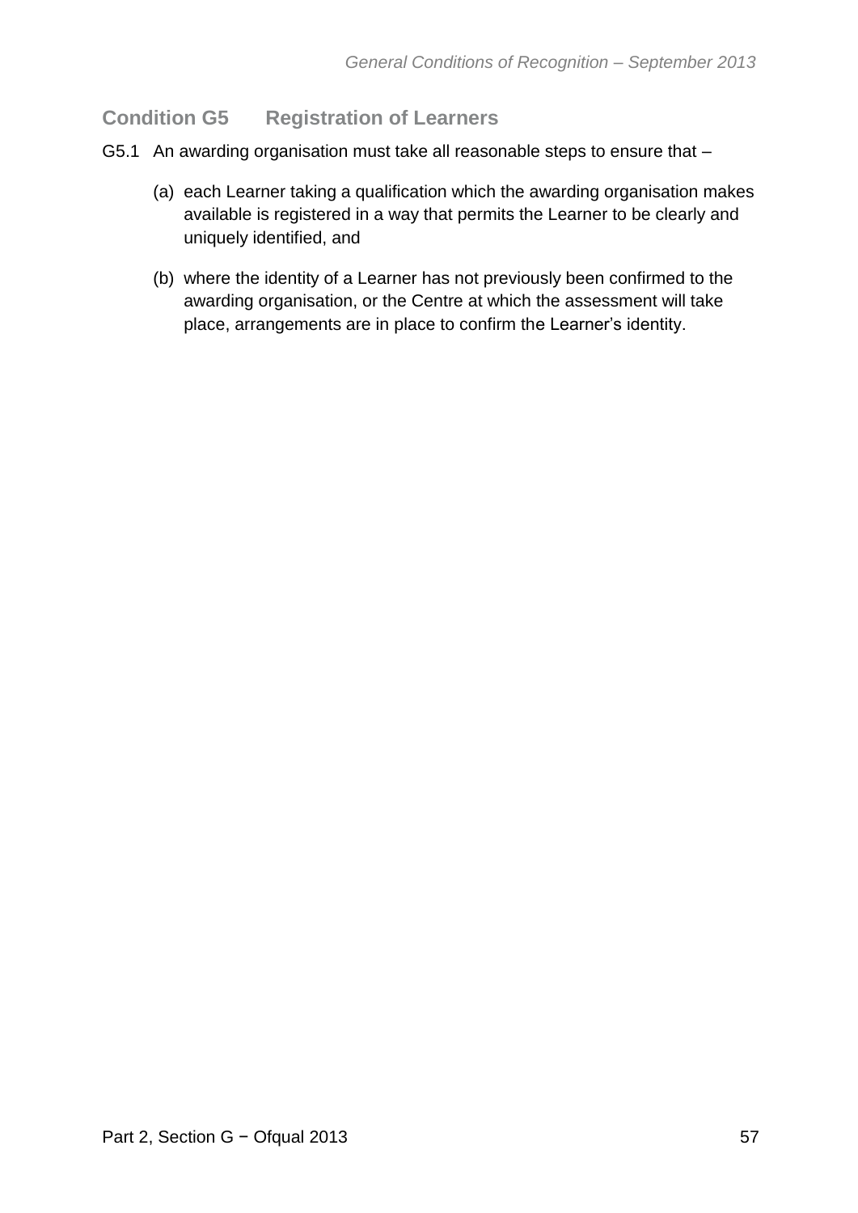## Condition G5 Registration of Learners

G5.1 An awarding organisation must take all reasonable steps to ensure that –

(a) each Learner taking a qualification which the awarding organisation makes available is registered in a way that permits the Learner to be clearly and uniquely identified, and

(b) where the identity of a Learner has not previously been confirmed to the awarding organisation, or the Centre at which the assessment will take place, arrangements are in place to confirm the Learner's identity.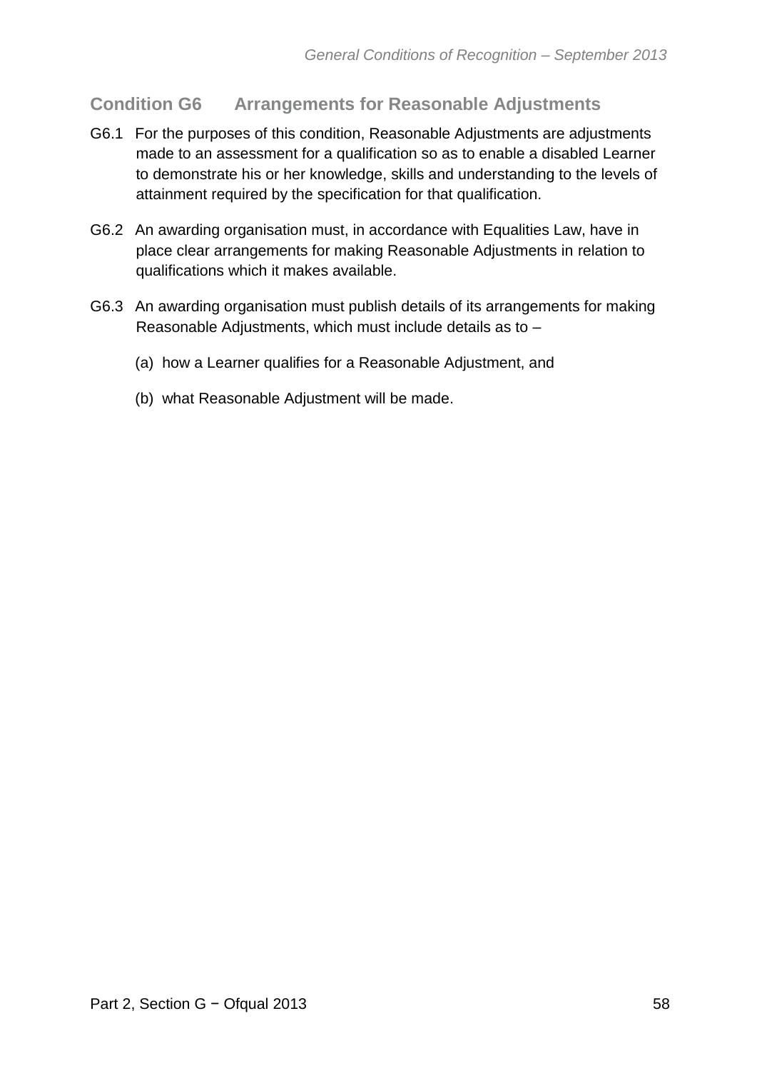## Condition G6 Arrangements for Reasonable Adjustments

G6.1 For the purposes of this condition, Reasonable Adjustments are adjustments made to an assessment for a qualification so as to enable a disabled Learner to demonstrate his or her knowledge, skills and understanding to the levels of attainment required by the specification for that qualification.

G6.2 An awarding organisation must, in accordance with Equalities Law, have in place clear arrangements for making Reasonable Adjustments in relation to qualifications which it makes available.

G6.3 An awarding organisation must publish details of its arrangements for making Reasonable Adjustments, which must include details as to –

(a) how a Learner qualifies for a Reasonable Adjustment, and

(b) what Reasonable Adjustment will be made.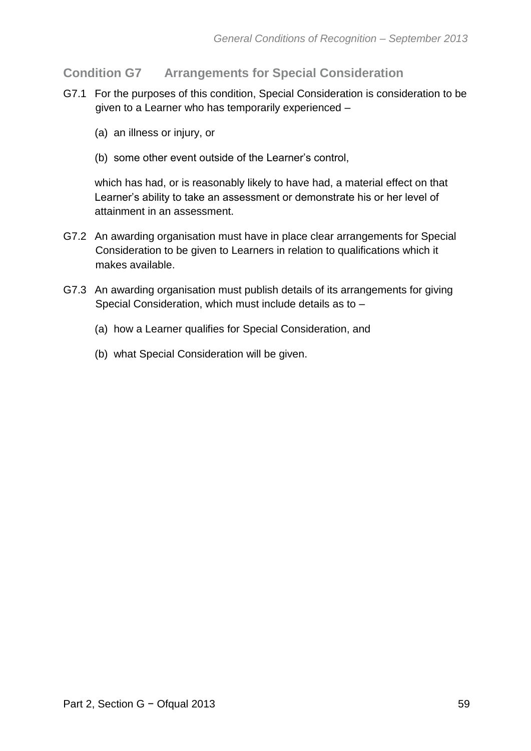## Condition G7 Arrangements for Special Consideration

G7.1 For the purposes of this condition, Special Consideration is consideration to be given to a Learner who has temporarily experienced –

(a) an illness or injury, or

(b) some other event outside of the Learner's control,

which has had, or is reasonably likely to have had, a material effect on that Learner's ability to take an assessment or demonstrate his or her level of attainment in an assessment.

G7.2 An awarding organisation must have in place clear arrangements for Special Consideration to be given to Learners in relation to qualifications which it makes available.

G7.3 An awarding organisation must publish details of its arrangements for giving Special Consideration, which must include details as to –

(a) how a Learner qualifies for Special Consideration, and

(b) what Special Consideration will be given.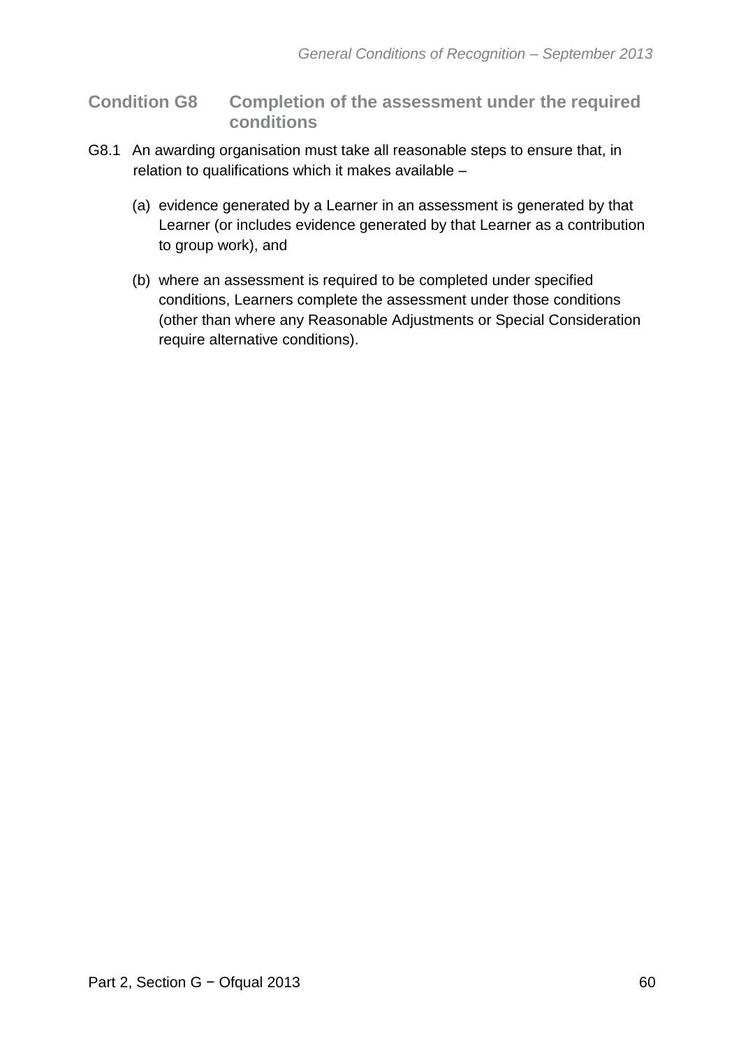## Condition G8 Completion of the assessment under the required conditions

G8.1 An awarding organisation must take all reasonable steps to ensure that, in relation to qualifications which it makes available –

(a) evidence generated by a Learner in an assessment is generated by that Learner (or includes evidence generated by that Learner as a contribution to group work), and

(b) where an assessment is required to be completed under specified conditions, Learners complete the assessment under those conditions (other than where any Reasonable Adjustments or Special Consideration require alternative conditions).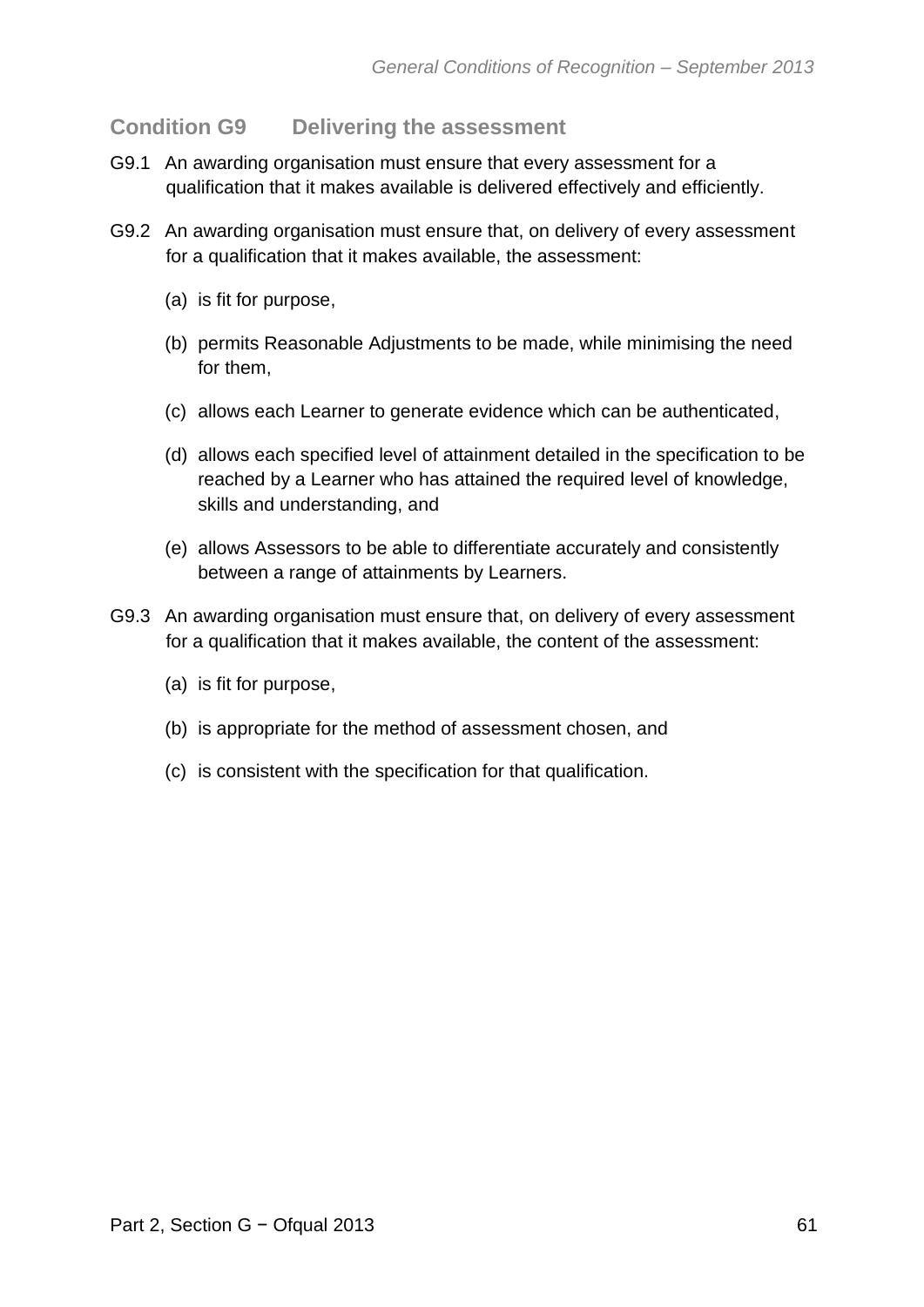## Condition G9 Delivering the assessment

G9.1 An awarding organisation must ensure that every assessment for a qualification that it makes available is delivered effectively and efficiently.

G9.2 An awarding organisation must ensure that, on delivery of every assessment for a qualification that it makes available, the assessment:

(a) is fit for purpose,

(b) permits Reasonable Adjustments to be made, while minimising the need for them,

(c) allows each Learner to generate evidence which can be authenticated,

(d) allows each specified level of attainment detailed in the specification to be reached by a Learner who has attained the required level of knowledge, skills and understanding, and

(e) allows Assessors to be able to differentiate accurately and consistently between a range of attainments by Learners.

G9.3 An awarding organisation must ensure that, on delivery of every assessment for a qualification that it makes available, the content of the assessment:

(a) is fit for purpose,

(b) is appropriate for the method of assessment chosen, and

(c) is consistent with the specification for that qualification.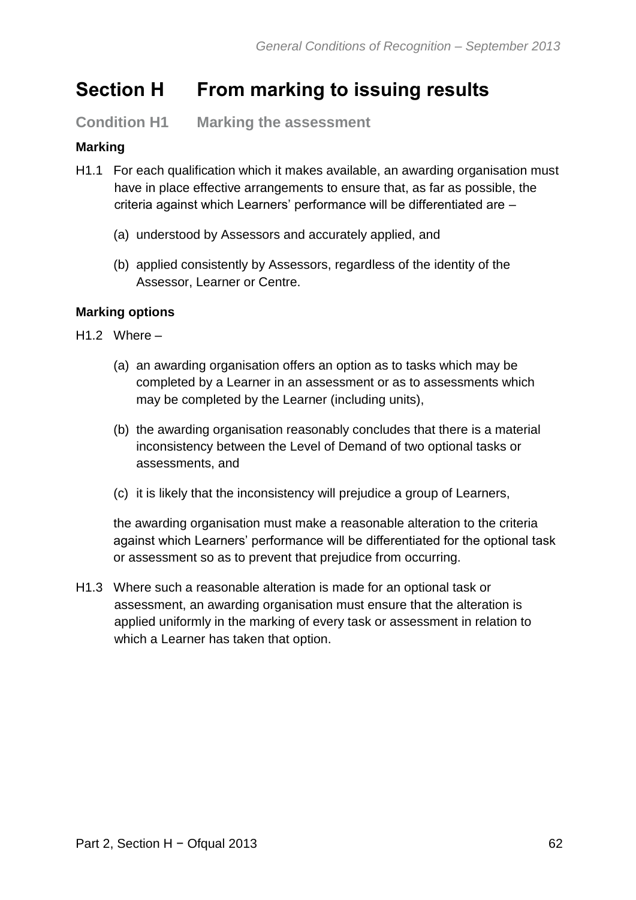# Section H From marking to issuing results

## Condition H1 Marking the assessment

### Marking

H1.1 For each qualification which it makes available, an awarding organisation must have in place effective arrangements to ensure that, as far as possible, the criteria against which Learners' performance will be differentiated are –

(a) understood by Assessors and accurately applied, and

(b) applied consistently by Assessors, regardless of the identity of the Assessor, Learner or Centre.

### Marking options

H1.2 Where –

(a) an awarding organisation offers an option as to tasks which may be completed by a Learner in an assessment or as to assessments which may be completed by the Learner (including units),

(b) the awarding organisation reasonably concludes that there is a material inconsistency between the Level of Demand of two optional tasks or assessments, and

(c) it is likely that the inconsistency will prejudice a group of Learners,

the awarding organisation must make a reasonable alteration to the criteria against which Learners' performance will be differentiated for the optional task or assessment so as to prevent that prejudice from occurring.

H1.3 Where such a reasonable alteration is made for an optional task or assessment, an awarding organisation must ensure that the alteration is applied uniformly in the marking of every task or assessment in relation to which a Learner has taken that option.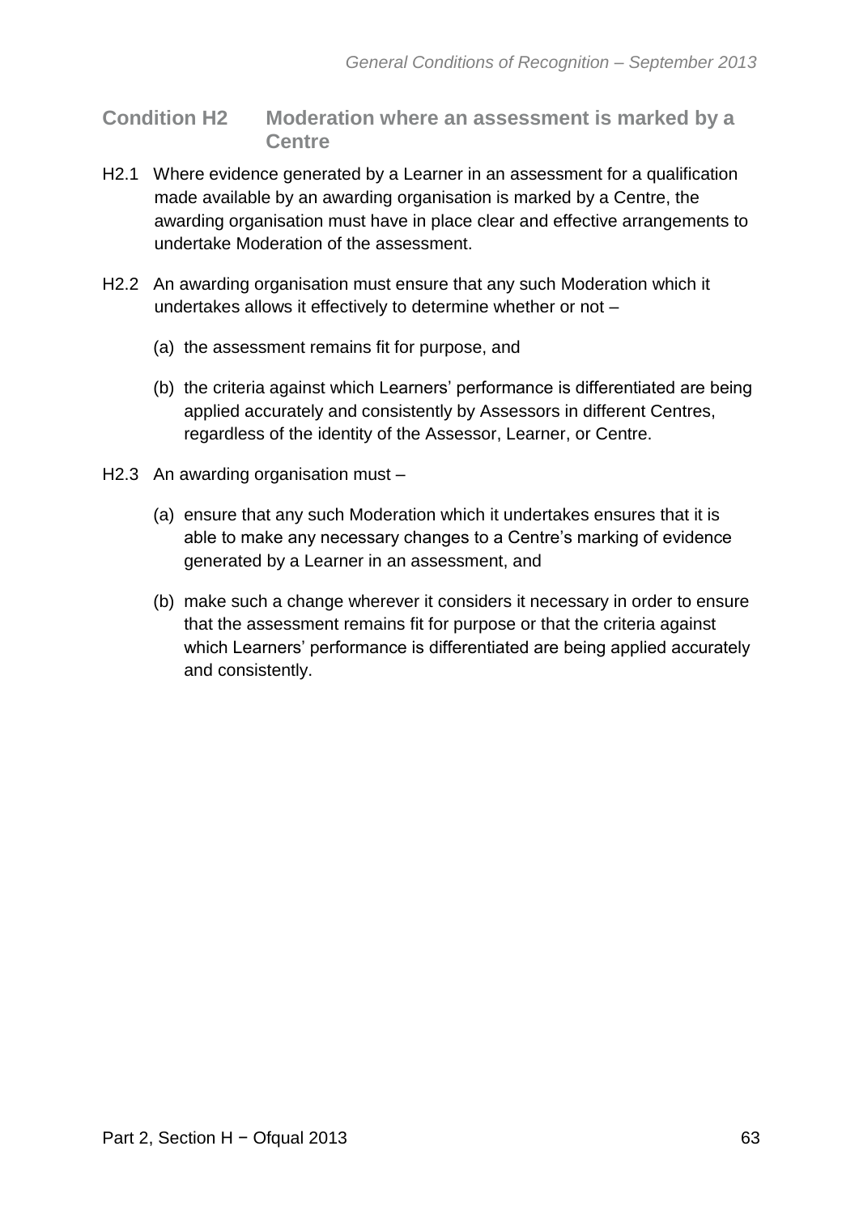## Condition H2 Moderation where an assessment is marked by a Centre

H2.1 Where evidence generated by a Learner in an assessment for a qualification made available by an awarding organisation is marked by a Centre, the awarding organisation must have in place clear and effective arrangements to undertake Moderation of the assessment.

H2.2 An awarding organisation must ensure that any such Moderation which it undertakes allows it effectively to determine whether or not –

(a) the assessment remains fit for purpose, and

(b) the criteria against which Learners' performance is differentiated are being applied accurately and consistently by Assessors in different Centres, regardless of the identity of the Assessor, Learner, or Centre.

H2.3 An awarding organisation must –

(a) ensure that any such Moderation which it undertakes ensures that it is able to make any necessary changes to a Centre's marking of evidence generated by a Learner in an assessment, and

(b) make such a change wherever it considers it necessary in order to ensure that the assessment remains fit for purpose or that the criteria against which Learners' performance is differentiated are being applied accurately and consistently.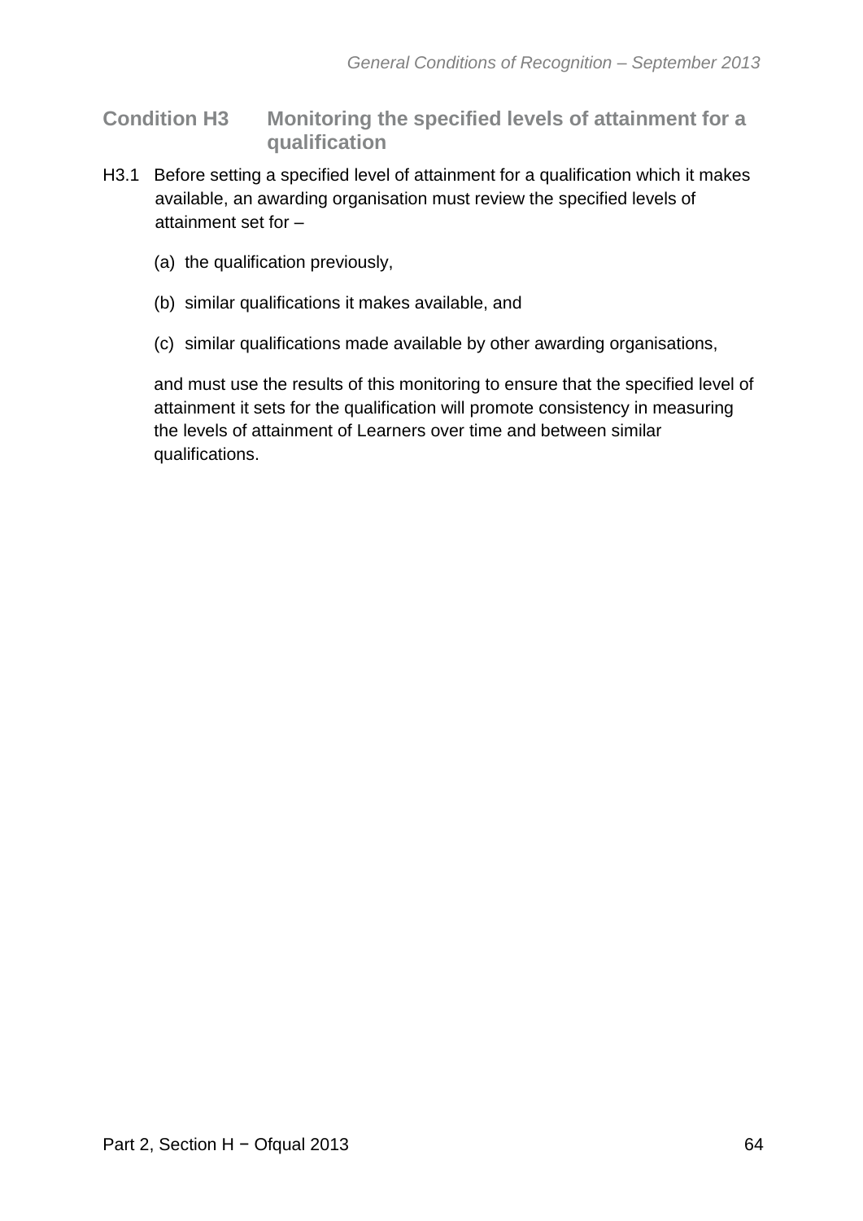## Condition H3 Monitoring the specified levels of attainment for a qualification

H3.1 Before setting a specified level of attainment for a qualification which it makes available, an awarding organisation must review the specified levels of attainment set for –

(a) the qualification previously,

(b) similar qualifications it makes available, and

(c) similar qualifications made available by other awarding organisations,

and must use the results of this monitoring to ensure that the specified level of attainment it sets for the qualification will promote consistency in measuring the levels of attainment of Learners over time and between similar qualifications.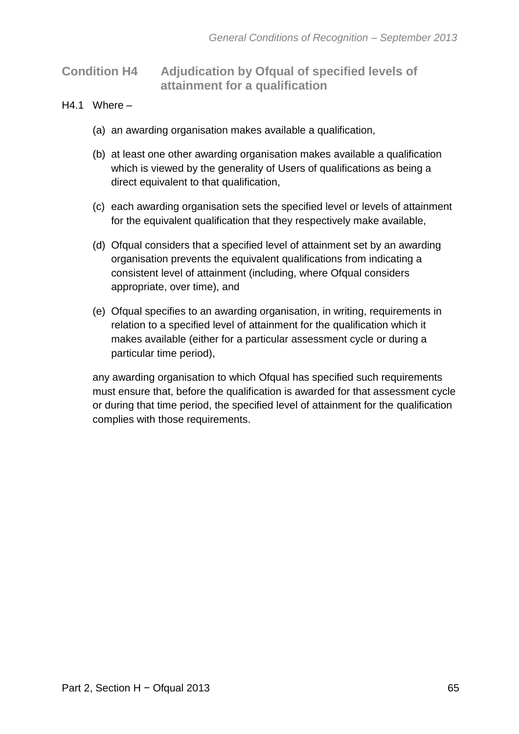## Condition H4 Adjudication by Ofqual of specified levels of attainment for a qualification

H4.1 Where –

(a) an awarding organisation makes available a qualification,

(b) at least one other awarding organisation makes available a qualification which is viewed by the generality of Users of qualifications as being a direct equivalent to that qualification,

(c) each awarding organisation sets the specified level or levels of attainment for the equivalent qualification that they respectively make available,

(d) Ofqual considers that a specified level of attainment set by an awarding organisation prevents the equivalent qualifications from indicating a consistent level of attainment (including, where Ofqual considers appropriate, over time), and

(e) Ofqual specifies to an awarding organisation, in writing, requirements in relation to a specified level of attainment for the qualification which it makes available (either for a particular assessment cycle or during a particular time period),

any awarding organisation to which Ofqual has specified such requirements must ensure that, before the qualification is awarded for that assessment cycle or during that time period, the specified level of attainment for the qualification complies with those requirements.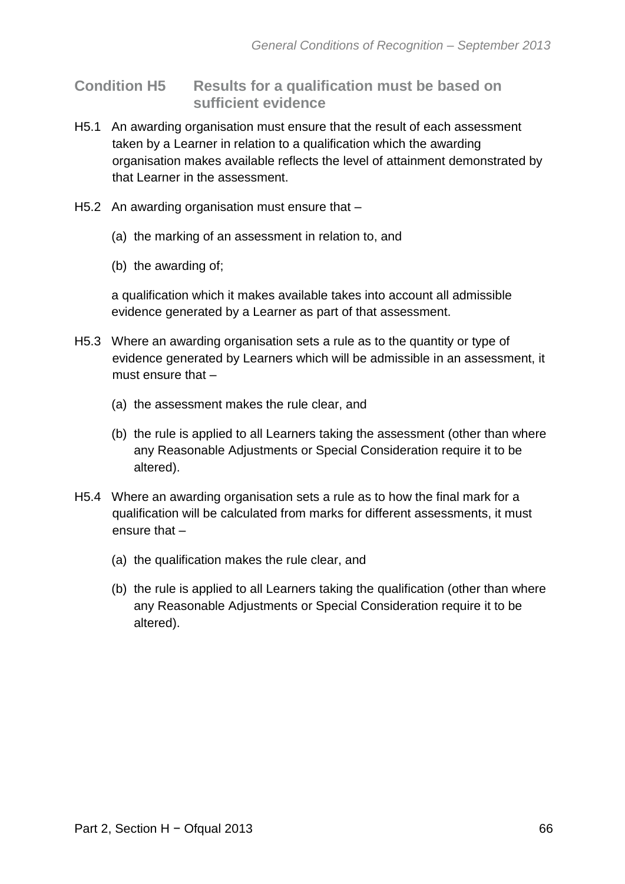## Condition H5 Results for a qualification must be based on sufficient evidence

H5.1 An awarding organisation must ensure that the result of each assessment taken by a Learner in relation to a qualification which the awarding organisation makes available reflects the level of attainment demonstrated by that Learner in the assessment.

H5.2 An awarding organisation must ensure that –

(a) the marking of an assessment in relation to, and

(b) the awarding of;

a qualification which it makes available takes into account all admissible evidence generated by a Learner as part of that assessment.

H5.3 Where an awarding organisation sets a rule as to the quantity or type of evidence generated by Learners which will be admissible in an assessment, it must ensure that –

(a) the assessment makes the rule clear, and

(b) the rule is applied to all Learners taking the assessment (other than where any Reasonable Adjustments or Special Consideration require it to be altered).

H5.4 Where an awarding organisation sets a rule as to how the final mark for a qualification will be calculated from marks for different assessments, it must ensure that –

(a) the qualification makes the rule clear, and

(b) the rule is applied to all Learners taking the qualification (other than where any Reasonable Adjustments or Special Consideration require it to be altered).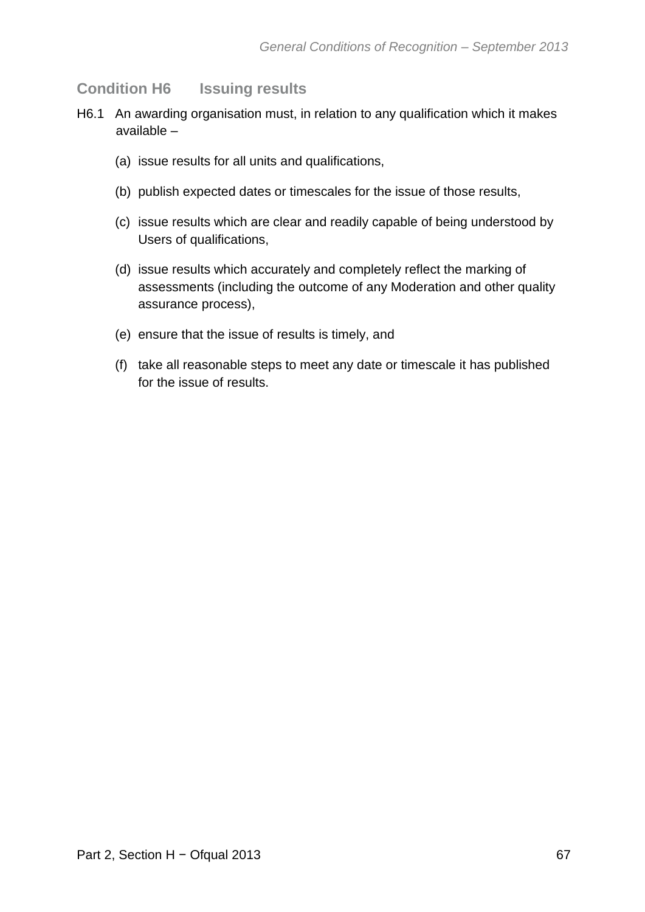## Condition H6 Issuing results

H6.1 An awarding organisation must, in relation to any qualification which it makes available –

(a) issue results for all units and qualifications,

(b) publish expected dates or timescales for the issue of those results,

(c) issue results which are clear and readily capable of being understood by Users of qualifications,

(d) issue results which accurately and completely reflect the marking of assessments (including the outcome of any Moderation and other quality assurance process),

(e) ensure that the issue of results is timely, and

(f) take all reasonable steps to meet any date or timescale it has published for the issue of results.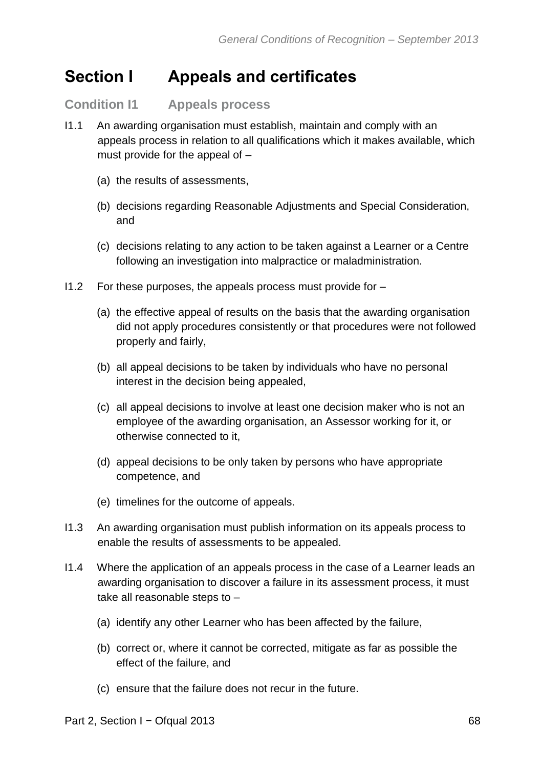# Section I Appeals and certificates

## Condition I1 Appeals process

I1.1 An awarding organisation must establish, maintain and comply with an appeals process in relation to all qualifications which it makes available, which must provide for the appeal of –

(a) the results of assessments,

(b) decisions regarding Reasonable Adjustments and Special Consideration, and

(c) decisions relating to any action to be taken against a Learner or a Centre following an investigation into malpractice or maladministration.

I1.2 For these purposes, the appeals process must provide for –

(a) the effective appeal of results on the basis that the awarding organisation did not apply procedures consistently or that procedures were not followed properly and fairly,

(b) all appeal decisions to be taken by individuals who have no personal interest in the decision being appealed,

(c) all appeal decisions to involve at least one decision maker who is not an employee of the awarding organisation, an Assessor working for it, or otherwise connected to it,

(d) appeal decisions to be only taken by persons who have appropriate competence, and

(e) timelines for the outcome of appeals.

I1.3 An awarding organisation must publish information on its appeals process to enable the results of assessments to be appealed.

I1.4 Where the application of an appeals process in the case of a Learner leads an awarding organisation to discover a failure in its assessment process, it must take all reasonable steps to –

(a) identify any other Learner who has been affected by the failure,

(b) correct or, where it cannot be corrected, mitigate as far as possible the effect of the failure, and

(c) ensure that the failure does not recur in the future.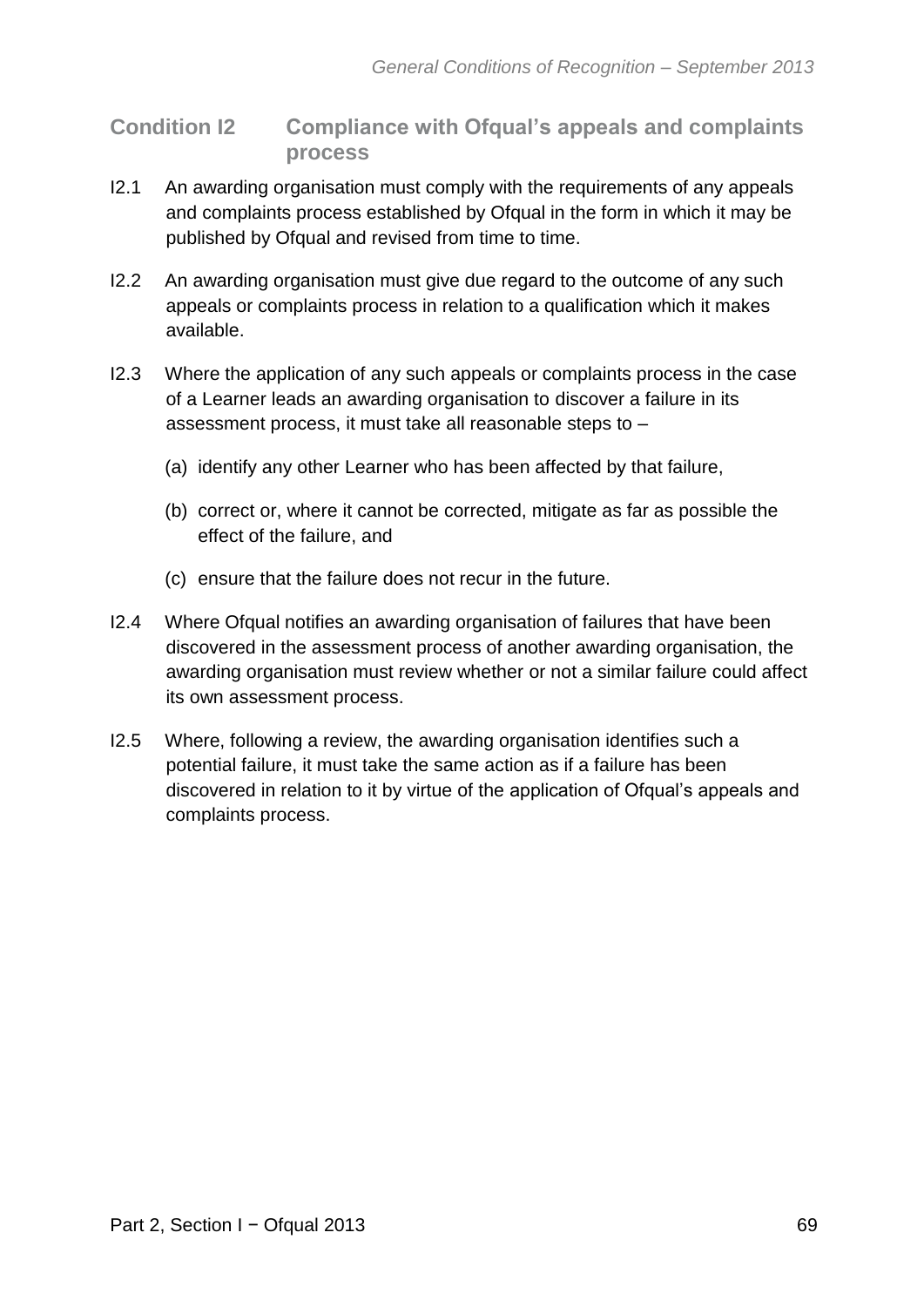## Condition I2 Compliance with Ofqual's appeals and complaints process

I2.1 An awarding organisation must comply with the requirements of any appeals and complaints process established by Ofqual in the form in which it may be published by Ofqual and revised from time to time.

I2.2 An awarding organisation must give due regard to the outcome of any such appeals or complaints process in relation to a qualification which it makes available.

I2.3 Where the application of any such appeals or complaints process in the case of a Learner leads an awarding organisation to discover a failure in its assessment process, it must take all reasonable steps to –

(a) identify any other Learner who has been affected by that failure,

(b) correct or, where it cannot be corrected, mitigate as far as possible the effect of the failure, and

(c) ensure that the failure does not recur in the future.

I2.4 Where Ofqual notifies an awarding organisation of failures that have been discovered in the assessment process of another awarding organisation, the awarding organisation must review whether or not a similar failure could affect its own assessment process.

I2.5 Where, following a review, the awarding organisation identifies such a potential failure, it must take the same action as if a failure has been discovered in relation to it by virtue of the application of Ofqual's appeals and complaints process.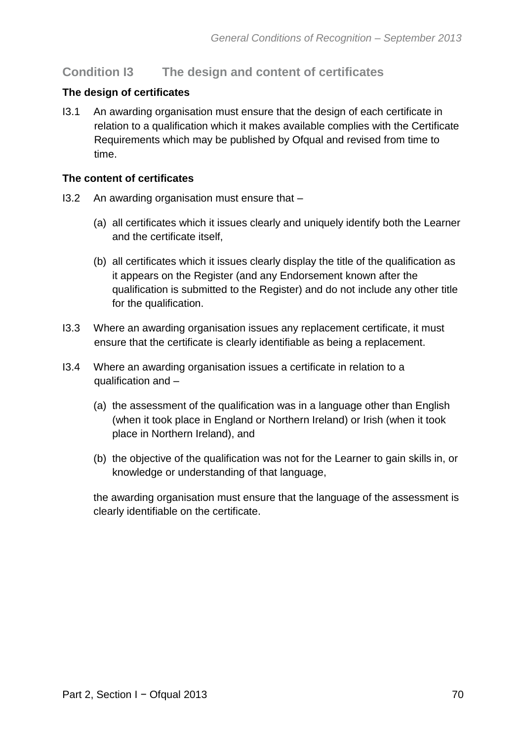## Condition I3 The design and content of certificates

**The design of certificates**

I3.1 An awarding organisation must ensure that the design of each certificate in relation to a qualification which it makes available complies with the Certificate Requirements which may be published by Ofqual and revised from time to time.

**The content of certificates**

I3.2 An awarding organisation must ensure that –

(a) all certificates which it issues clearly and uniquely identify both the Learner and the certificate itself,

(b) all certificates which it issues clearly display the title of the qualification as it appears on the Register (and any Endorsement known after the qualification is submitted to the Register) and do not include any other title for the qualification.

I3.3 Where an awarding organisation issues any replacement certificate, it must ensure that the certificate is clearly identifiable as being a replacement.

I3.4 Where an awarding organisation issues a certificate in relation to a qualification and –

(a) the assessment of the qualification was in a language other than English (when it took place in England or Northern Ireland) or Irish (when it took place in Northern Ireland), and

(b) the objective of the qualification was not for the Learner to gain skills in, or knowledge or understanding of that language,

the awarding organisation must ensure that the language of the assessment is clearly identifiable on the certificate.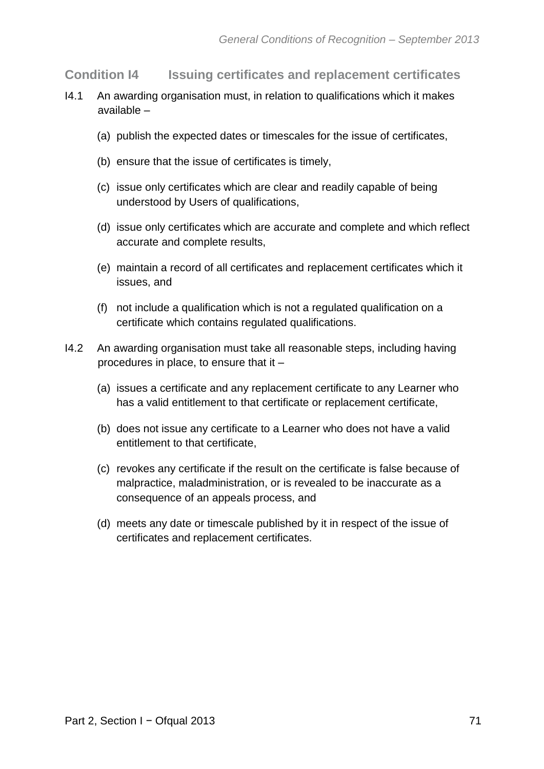## Condition I4 Issuing certificates and replacement certificates

I4.1 An awarding organisation must, in relation to qualifications which it makes available –

(a) publish the expected dates or timescales for the issue of certificates,

(b) ensure that the issue of certificates is timely,

(c) issue only certificates which are clear and readily capable of being understood by Users of qualifications,

(d) issue only certificates which are accurate and complete and which reflect accurate and complete results,

(e) maintain a record of all certificates and replacement certificates which it issues, and

(f) not include a qualification which is not a regulated qualification on a certificate which contains regulated qualifications.

I4.2 An awarding organisation must take all reasonable steps, including having procedures in place, to ensure that it –

(a) issues a certificate and any replacement certificate to any Learner who has a valid entitlement to that certificate or replacement certificate,

(b) does not issue any certificate to a Learner who does not have a valid entitlement to that certificate,

(c) revokes any certificate if the result on the certificate is false because of malpractice, maladministration, or is revealed to be inaccurate as a consequence of an appeals process, and

(d) meets any date or timescale published by it in respect of the issue of certificates and replacement certificates.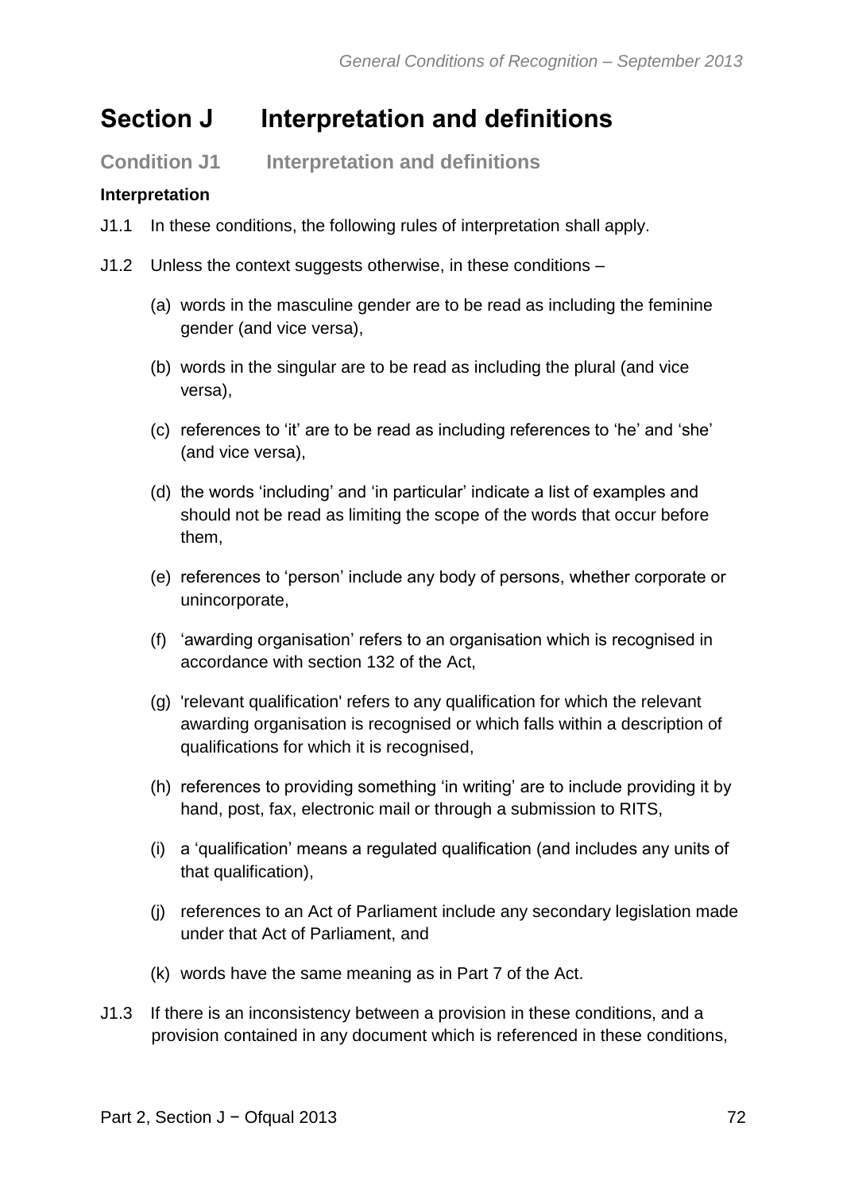# Section J Interpretation and definitions

## Condition J1 Interpretation and definitions

**Interpretation**

J1.1 In these conditions, the following rules of interpretation shall apply.

J1.2 Unless the context suggests otherwise, in these conditions –

(a) words in the masculine gender are to be read as including the feminine gender (and vice versa),

(b) words in the singular are to be read as including the plural (and vice versa),

(c) references to 'it' are to be read as including references to 'he' and 'she' (and vice versa),

(d) the words 'including' and 'in particular' indicate a list of examples and should not be read as limiting the scope of the words that occur before them,

(e) references to 'person' include any body of persons, whether corporate or unincorporate,

(f) 'awarding organisation' refers to an organisation which is recognised in accordance with section 132 of the Act,

(g) 'relevant qualification' refers to any qualification for which the relevant awarding organisation is recognised or which falls within a description of qualifications for which it is recognised,

(h) references to providing something 'in writing' are to include providing it by hand, post, fax, electronic mail or through a submission to RITS,

(i) a 'qualification' means a regulated qualification (and includes any units of that qualification),

(j) references to an Act of Parliament include any secondary legislation made under that Act of Parliament, and

(k) words have the same meaning as in Part 7 of the Act.

J1.3 If there is an inconsistency between a provision in these conditions, and a provision contained in any document which is referenced in these conditions,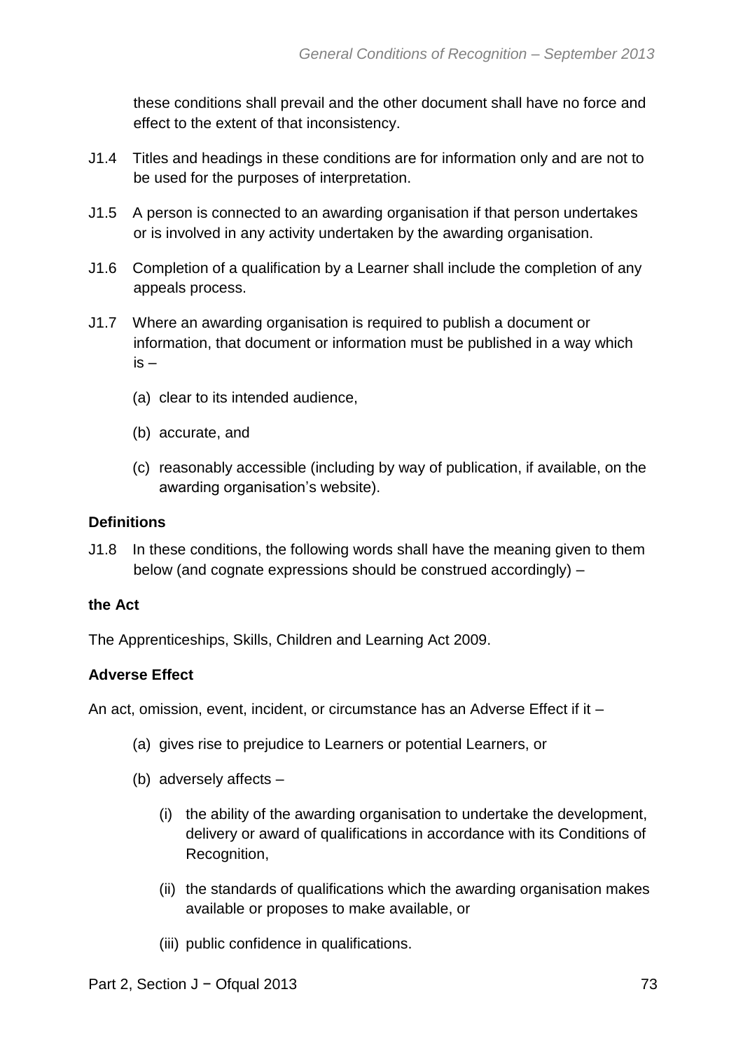these conditions shall prevail and the other document shall have no force and effect to the extent of that inconsistency.

J1.4 Titles and headings in these conditions are for information only and are not to be used for the purposes of interpretation.

J1.5 A person is connected to an awarding organisation if that person undertakes or is involved in any activity undertaken by the awarding organisation.

J1.6 Completion of a qualification by a Learner shall include the completion of any appeals process.

J1.7 Where an awarding organisation is required to publish a document or information, that document or information must be published in a way which is –

(a) clear to its intended audience,

(b) accurate, and

(c) reasonably accessible (including by way of publication, if available, on the awarding organisation's website).

**Definitions**

J1.8 In these conditions, the following words shall have the meaning given to them below (and cognate expressions should be construed accordingly) –

**the Act**

The Apprenticeships, Skills, Children and Learning Act 2009.

**Adverse Effect**

An act, omission, event, incident, or circumstance has an Adverse Effect if it –

(a) gives rise to prejudice to Learners or potential Learners, or

(b) adversely affects –

(i) the ability of the awarding organisation to undertake the development, delivery or award of qualifications in accordance with its Conditions of Recognition,

(ii) the standards of qualifications which the awarding organisation makes available or proposes to make available, or

(iii) public confidence in qualifications.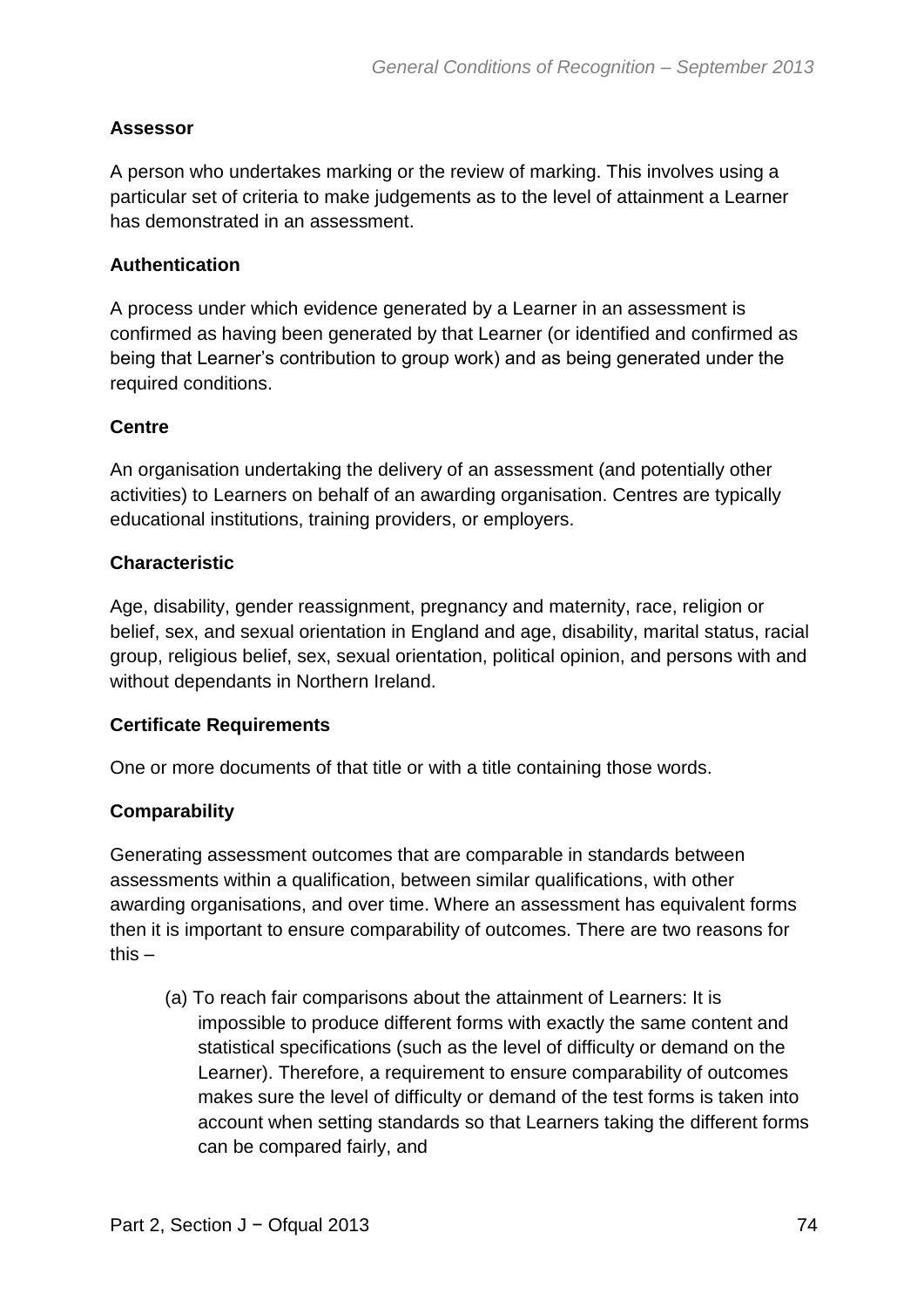**Assessor**

A person who undertakes marking or the review of marking. This involves using a particular set of criteria to make judgements as to the level of attainment a Learner has demonstrated in an assessment.

**Authentication**

A process under which evidence generated by a Learner in an assessment is confirmed as having been generated by that Learner (or identified and confirmed as being that Learner's contribution to group work) and as being generated under the required conditions.

**Centre**

An organisation undertaking the delivery of an assessment (and potentially other activities) to Learners on behalf of an awarding organisation. Centres are typically educational institutions, training providers, or employers.

**Characteristic**

Age, disability, gender reassignment, pregnancy and maternity, race, religion or belief, sex, and sexual orientation in England and age, disability, marital status, racial group, religious belief, sex, sexual orientation, political opinion, and persons with and without dependants in Northern Ireland.

**Certificate Requirements**

One or more documents of that title or with a title containing those words.

**Comparability**

Generating assessment outcomes that are comparable in standards between assessments within a qualification, between similar qualifications, with other awarding organisations, and over time. Where an assessment has equivalent forms then it is important to ensure comparability of outcomes. There are two reasons for this –

(a) To reach fair comparisons about the attainment of Learners: It is impossible to produce different forms with exactly the same content and statistical specifications (such as the level of difficulty or demand on the Learner). Therefore, a requirement to ensure comparability of outcomes makes sure the level of difficulty or demand of the test forms is taken into account when setting standards so that Learners taking the different forms can be compared fairly, and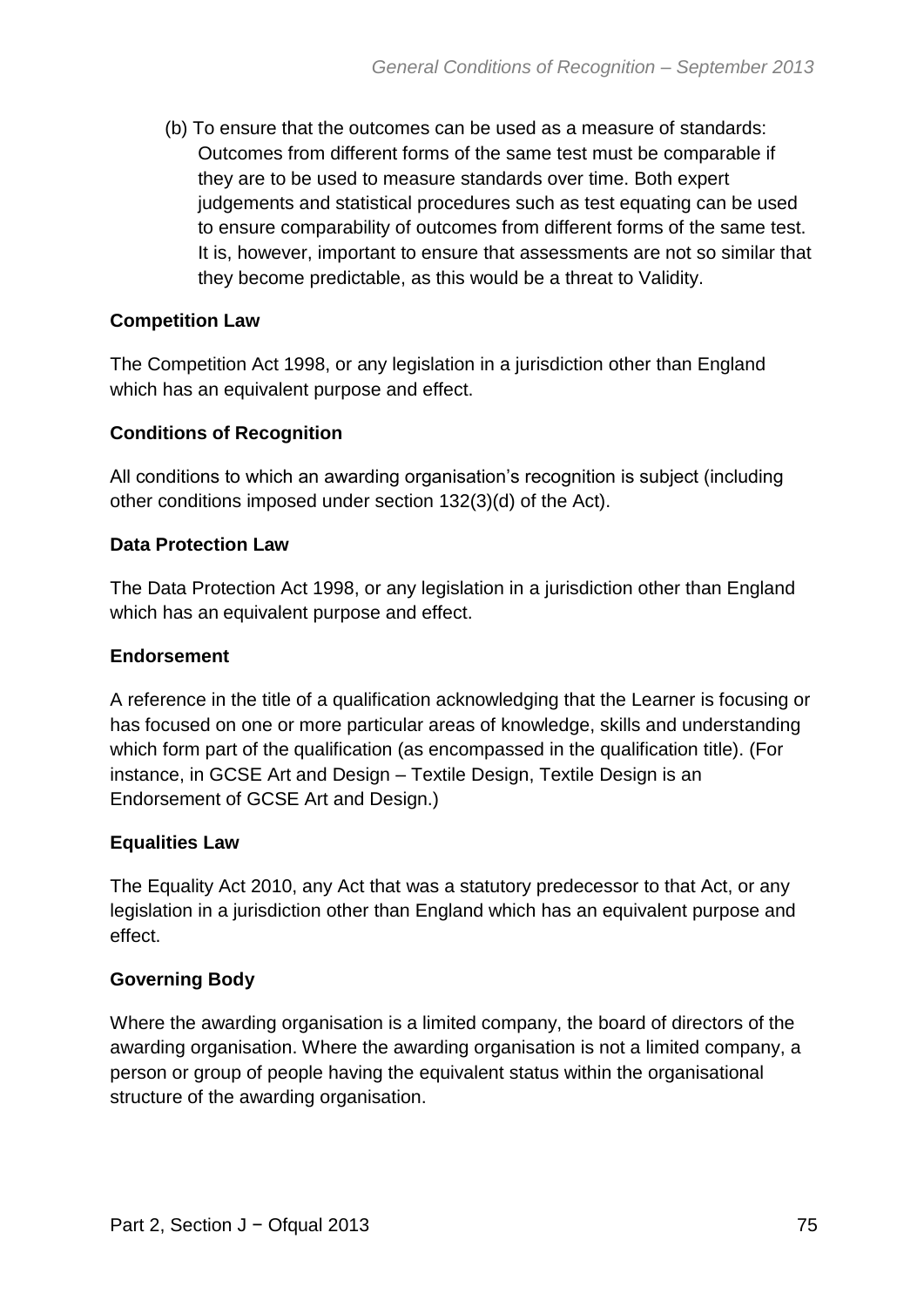(b) To ensure that the outcomes can be used as a measure of standards: Outcomes from different forms of the same test must be comparable if they are to be used to measure standards over time. Both expert judgements and statistical procedures such as test equating can be used to ensure comparability of outcomes from different forms of the same test. It is, however, important to ensure that assessments are not so similar that they become predictable, as this would be a threat to Validity.

**Competition Law**

The Competition Act 1998, or any legislation in a jurisdiction other than England which has an equivalent purpose and effect.

**Conditions of Recognition**

All conditions to which an awarding organisation's recognition is subject (including other conditions imposed under section 132(3)(d) of the Act).

**Data Protection Law**

The Data Protection Act 1998, or any legislation in a jurisdiction other than England which has an equivalent purpose and effect.

**Endorsement**

A reference in the title of a qualification acknowledging that the Learner is focusing or has focused on one or more particular areas of knowledge, skills and understanding which form part of the qualification (as encompassed in the qualification title). (For instance, in GCSE Art and Design – Textile Design, Textile Design is an Endorsement of GCSE Art and Design.)

**Equalities Law**

The Equality Act 2010, any Act that was a statutory predecessor to that Act, or any legislation in a jurisdiction other than England which has an equivalent purpose and effect.

**Governing Body**

Where the awarding organisation is a limited company, the board of directors of the awarding organisation. Where the awarding organisation is not a limited company, a person or group of people having the equivalent status within the organisational structure of the awarding organisation.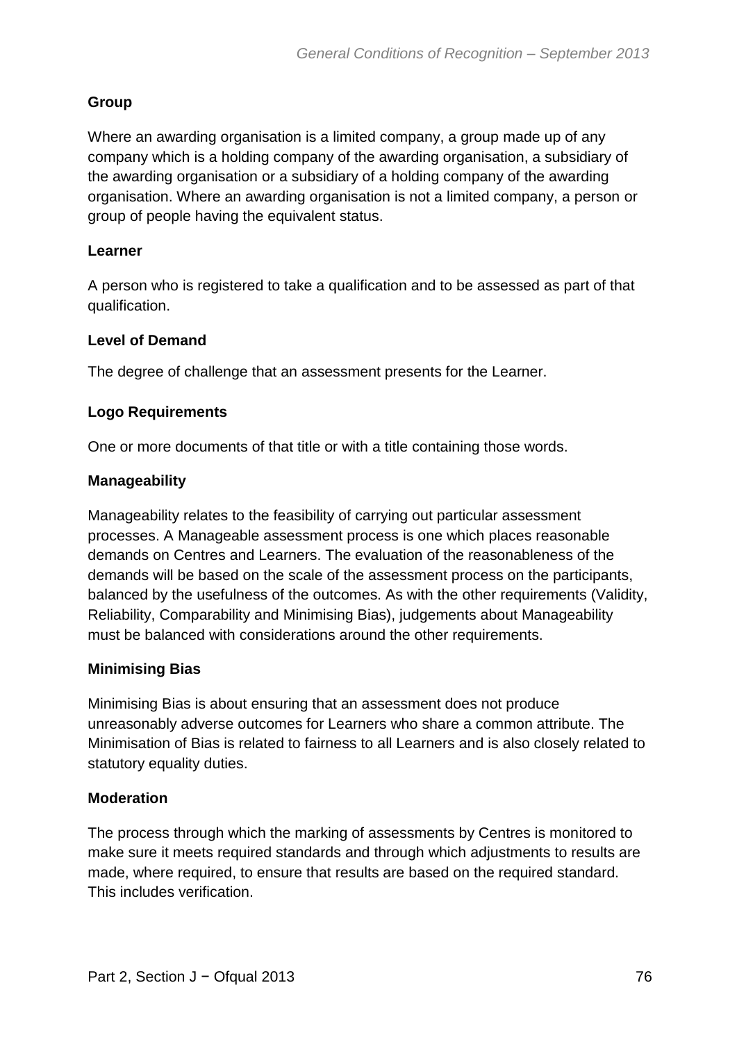**Group**

Where an awarding organisation is a limited company, a group made up of any company which is a holding company of the awarding organisation, a subsidiary of the awarding organisation or a subsidiary of a holding company of the awarding organisation. Where an awarding organisation is not a limited company, a person or group of people having the equivalent status.

**Learner**

A person who is registered to take a qualification and to be assessed as part of that qualification.

**Level of Demand**

The degree of challenge that an assessment presents for the Learner.

**Logo Requirements**

One or more documents of that title or with a title containing those words.

**Manageability**

Manageability relates to the feasibility of carrying out particular assessment processes. A Manageable assessment process is one which places reasonable demands on Centres and Learners. The evaluation of the reasonableness of the demands will be based on the scale of the assessment process on the participants, balanced by the usefulness of the outcomes. As with the other requirements (Validity, Reliability, Comparability and Minimising Bias), judgements about Manageability must be balanced with considerations around the other requirements.

**Minimising Bias**

Minimising Bias is about ensuring that an assessment does not produce unreasonably adverse outcomes for Learners who share a common attribute. The Minimisation of Bias is related to fairness to all Learners and is also closely related to statutory equality duties.

**Moderation**

The process through which the marking of assessments by Centres is monitored to make sure it meets required standards and through which adjustments to results are made, where required, to ensure that results are based on the required standard. This includes verification.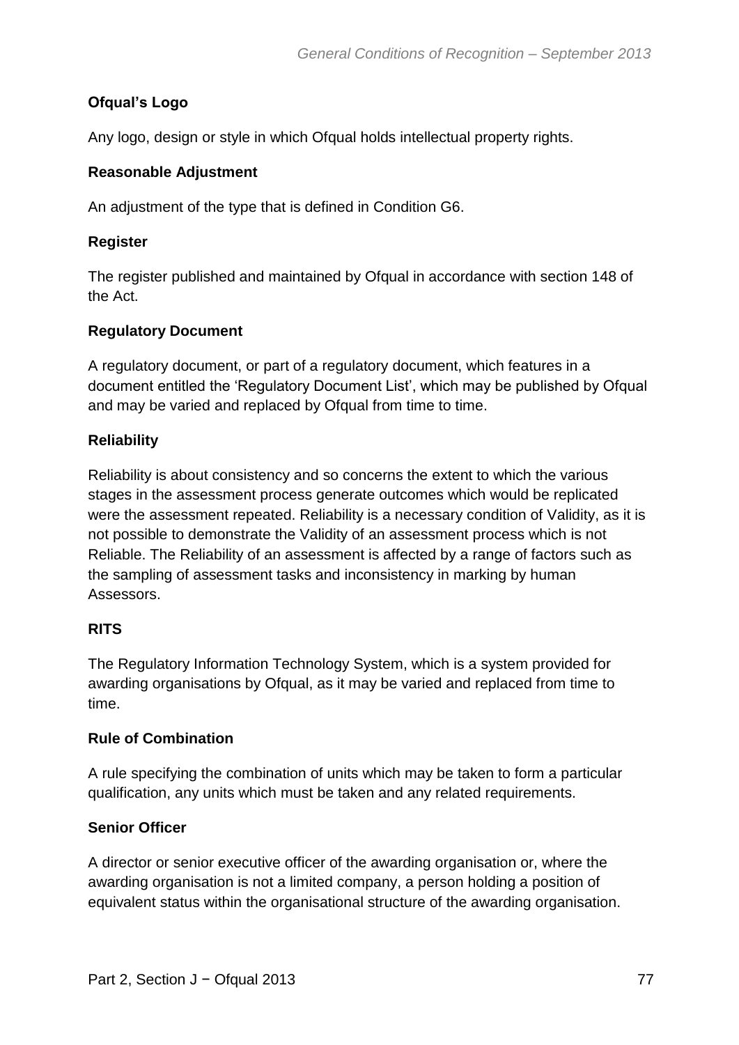**Ofqual's Logo**

Any logo, design or style in which Ofqual holds intellectual property rights.

**Reasonable Adjustment**

An adjustment of the type that is defined in Condition G6.

**Register**

The register published and maintained by Ofqual in accordance with section 148 of the Act.

**Regulatory Document**

A regulatory document, or part of a regulatory document, which features in a document entitled the 'Regulatory Document List', which may be published by Ofqual and may be varied and replaced by Ofqual from time to time.

**Reliability**

Reliability is about consistency and so concerns the extent to which the various stages in the assessment process generate outcomes which would be replicated were the assessment repeated. Reliability is a necessary condition of Validity, as it is not possible to demonstrate the Validity of an assessment process which is not Reliable. The Reliability of an assessment is affected by a range of factors such as the sampling of assessment tasks and inconsistency in marking by human Assessors.

**RITS**

The Regulatory Information Technology System, which is a system provided for awarding organisations by Ofqual, as it may be varied and replaced from time to time.

**Rule of Combination**

A rule specifying the combination of units which may be taken to form a particular qualification, any units which must be taken and any related requirements.

**Senior Officer**

A director or senior executive officer of the awarding organisation or, where the awarding organisation is not a limited company, a person holding a position of equivalent status within the organisational structure of the awarding organisation.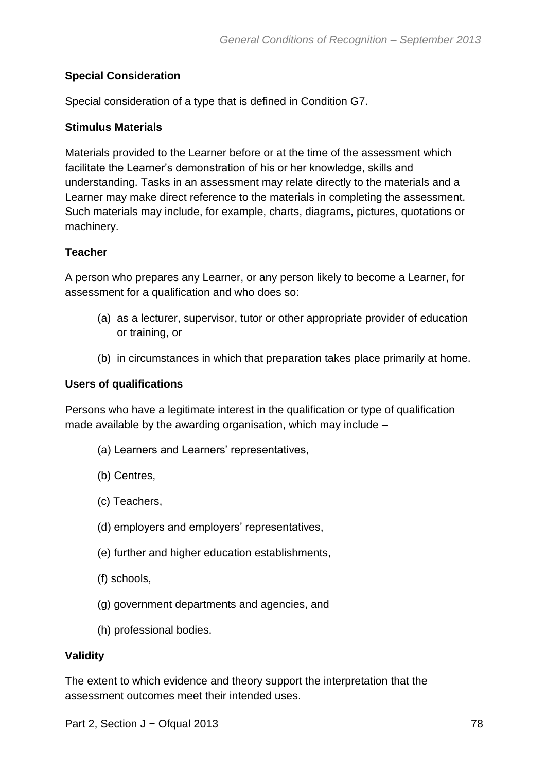**Special Consideration**

Special consideration of a type that is defined in Condition G7.

**Stimulus Materials**

Materials provided to the Learner before or at the time of the assessment which facilitate the Learner's demonstration of his or her knowledge, skills and understanding. Tasks in an assessment may relate directly to the materials and a Learner may make direct reference to the materials in completing the assessment. Such materials may include, for example, charts, diagrams, pictures, quotations or machinery.

**Teacher**

A person who prepares any Learner, or any person likely to become a Learner, for assessment for a qualification and who does so:

(a) as a lecturer, supervisor, tutor or other appropriate provider of education or training, or

(b) in circumstances in which that preparation takes place primarily at home.

**Users of qualifications**

Persons who have a legitimate interest in the qualification or type of qualification made available by the awarding organisation, which may include –

(a) Learners and Learners' representatives,

(b) Centres,

(c) Teachers,

(d) employers and employers' representatives,

(e) further and higher education establishments,

(f) schools,

(g) government departments and agencies, and

(h) professional bodies.

**Validity**

The extent to which evidence and theory support the interpretation that the assessment outcomes meet their intended uses.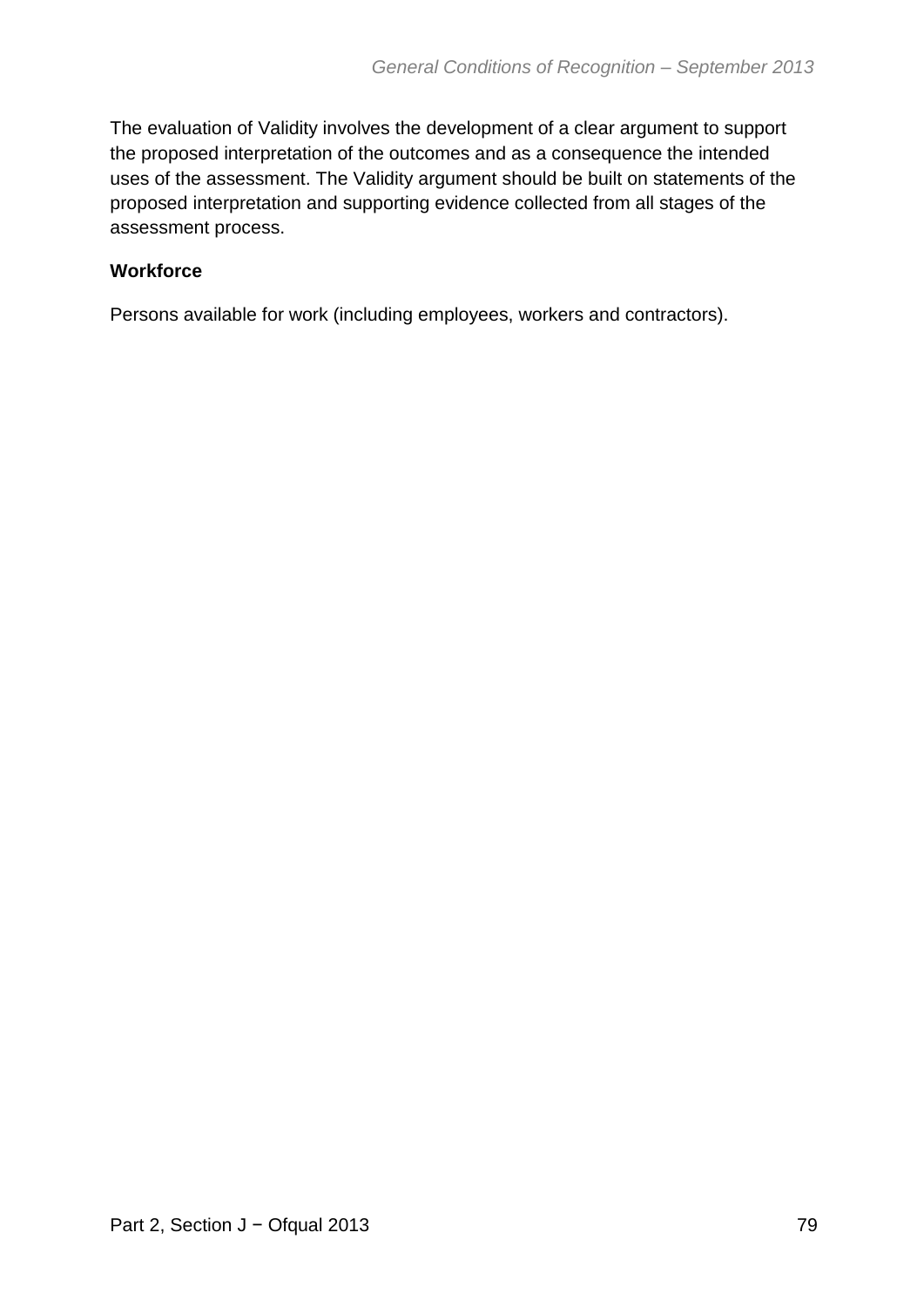The evaluation of Validity involves the development of a clear argument to support the proposed interpretation of the outcomes and as a consequence the intended uses of the assessment. The Validity argument should be built on statements of the proposed interpretation and supporting evidence collected from all stages of the assessment process.

**Workforce**

Persons available for work (including employees, workers and contractors).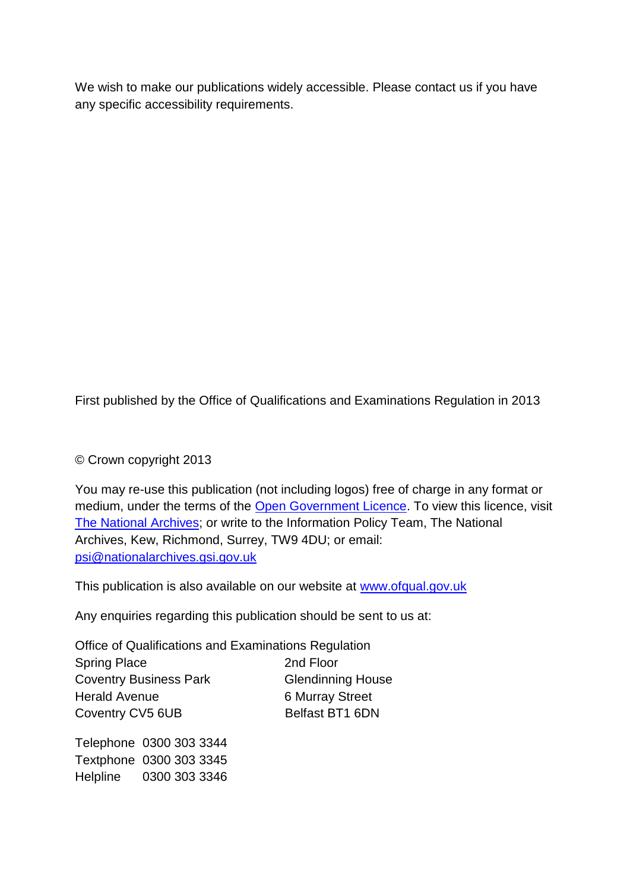We wish to make our publications widely accessible. Please contact us if you have any specific accessibility requirements.

First published by the Office of Qualifications and Examinations Regulation in 2013

© Crown copyright 2013

You may re-use this publication (not including logos) free of charge in any format or medium, under the terms of the Open Government Licence. To view this licence, visit The National Archives; or write to the Information Policy Team, The National Archives, Kew, Richmond, Surrey, TW9 4DU; or email: psi@nationalarchives.gsi.gov.uk

This publication is also available on our website at www.ofqual.gov.uk

Any enquiries regarding this publication should be sent to us at:

Office of Qualifications and Examinations Regulation

Spring Place
Coventry Business Park
Herald Avenue
Coventry CV5 6UB

2nd Floor
Glendinning House
6 Murray Street
Belfast BT1 6DN

Telephone 0300 303 3344
Textphone 0300 303 3345
Helpline 0300 303 3346